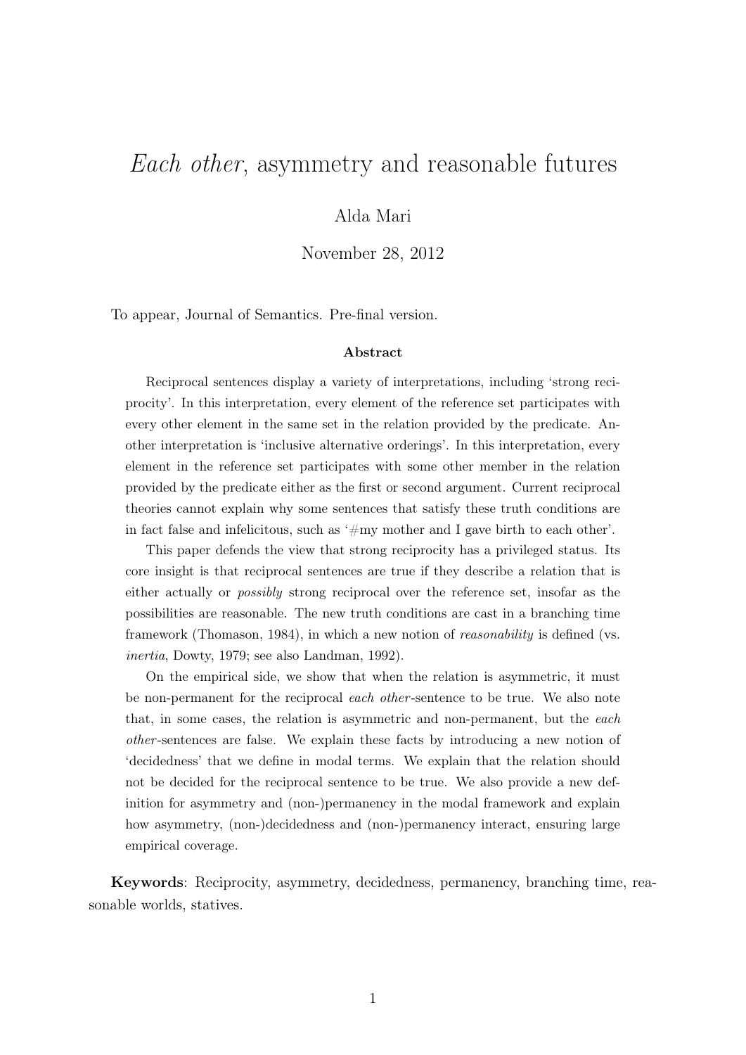# *Each other*, asymmetry and reasonable futures

Alda Mari

November 28, 2012

To appear, Journal of Semantics. Pre-final version.

### Abstract

Reciprocal sentences display a variety of interpretations, including 'strong reciprocity'. In this interpretation, every element of the reference set participates with every other element in the same set in the relation provided by the predicate. Another interpretation is 'inclusive alternative orderings'. In this interpretation, every element in the reference set participates with some other member in the relation provided by the predicate either as the first or second argument. Current reciprocal theories cannot explain why some sentences that satisfy these truth conditions are in fact false and infelicitous, such as '#my mother and I gave birth to each other'.

This paper defends the view that strong reciprocity has a privileged status. Its core insight is that reciprocal sentences are true if they describe a relation that is either actually or *possibly* strong reciprocal over the reference set, insofar as the possibilities are reasonable. The new truth conditions are cast in a branching time framework (Thomason, 1984), in which a new notion of *reasonability* is defined (vs. *inertia*, Dowty, 1979; see also Landman, 1992).

On the empirical side, we show that when the relation is asymmetric, it must be non-permanent for the reciprocal *each other*-sentence to be true. We also note that, in some cases, the relation is asymmetric and non-permanent, but the *each other*-sentences are false. We explain these facts by introducing a new notion of 'decidedness' that we define in modal terms. We explain that the relation should not be decided for the reciprocal sentence to be true. We also provide a new definition for asymmetry and (non-)permanency in the modal framework and explain how asymmetry, (non-)decidedness and (non-)permanency interact, ensuring large empirical coverage.

**Keywords**: Reciprocity, asymmetry, decidedness, permanency, branching time, reasonable worlds, statives.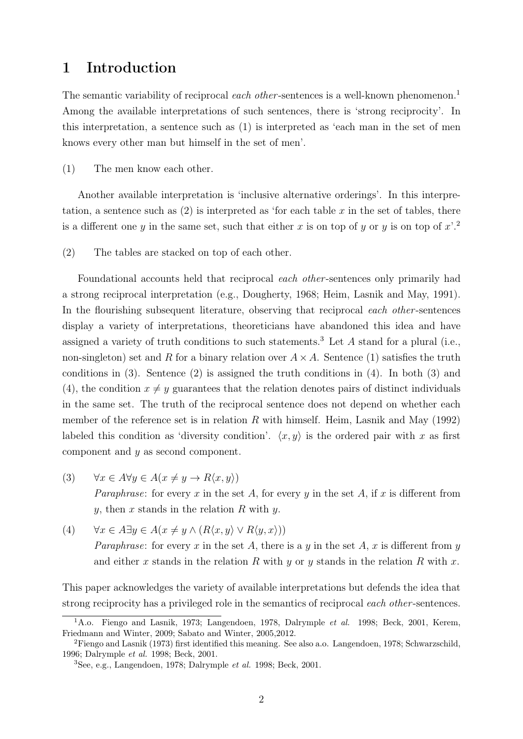# 1 Introduction

The semantic variability of reciprocal *each other*-sentences is a well-known phenomenon.[1] Among the available interpretations of such sentences, there is 'strong reciprocity'. In this interpretation, a sentence such as (1) is interpreted as 'each man in the set of men knows every other man but himself in the set of men'.

(1) The men know each other.

Another available interpretation is 'inclusive alternative orderings'. In this interpretation, a sentence such as (2) is interpreted as 'for each table $x$ in the set of tables, there is a different one $y$ in the same set, such that either $x$ is on top of $y$ or $y$ is on top of $x$'.[2]

(2) The tables are stacked on top of each other.

Foundational accounts held that reciprocal *each other*-sentences only primarily had a strong reciprocal interpretation (e.g., Dougherty, 1968; Heim, Lasnik and May, 1991). In the flourishing subsequent literature, observing that reciprocal *each other*-sentences display a variety of interpretations, theoreticians have abandoned this idea and have assigned a variety of truth conditions to such statements.[3] Let $A$ stand for a plural (i.e., non-singleton) set and $R$ for a binary relation over $A \times A$. Sentence (1) satisfies the truth conditions in (3). Sentence (2) is assigned the truth conditions in (4). In both (3) and (4), the condition $x \neq y$ guarantees that the relation denotes pairs of distinct individuals in the same set. The truth of the reciprocal sentence does not depend on whether each member of the reference set is in relation $R$ with himself. Heim, Lasnik and May (1992) labeled this condition as 'diversity condition'. $\langle x, y \rangle$ is the ordered pair with $x$ as first component and $y$ as second component.

(3) $\forall x \in A \forall y \in A(x \neq y \rightarrow R\langle x, y \rangle)$
*Paraphrase*: for every $x$ in the set $A$, for every $y$ in the set $A$, if $x$ is different from $y$, then $x$ stands in the relation $R$ with $y$.

(4) $\forall x \in A \exists y \in A(x \neq y \wedge (R\langle x, y \rangle \vee R\langle y, x \rangle))$
*Paraphrase*: for every $x$ in the set $A$, there is a $y$ in the set $A$, $x$ is different from $y$ and either $x$ stands in the relation $R$ with $y$ or $y$ stands in the relation $R$ with $x$.

This paper acknowledges the variety of available interpretations but defends the idea that strong reciprocity has a privileged role in the semantics of reciprocal *each other*-sentences.

---

[1] A.o. Fiengo and Lasnik, 1973; Langendoen, 1978, Dalrymple *et al.* 1998; Beck, 2001, Kerem, Friedmann and Winter, 2009; Sabato and Winter, 2005,2012.

[2] Fiengo and Lasnik (1973) first identified this meaning. See also a.o. Langendoen, 1978; Schwarzschild, 1996; Dalrymple *et al.* 1998; Beck, 2001.

[3] See, e.g., Langendoen, 1978; Dalrymple *et al.* 1998; Beck, 2001.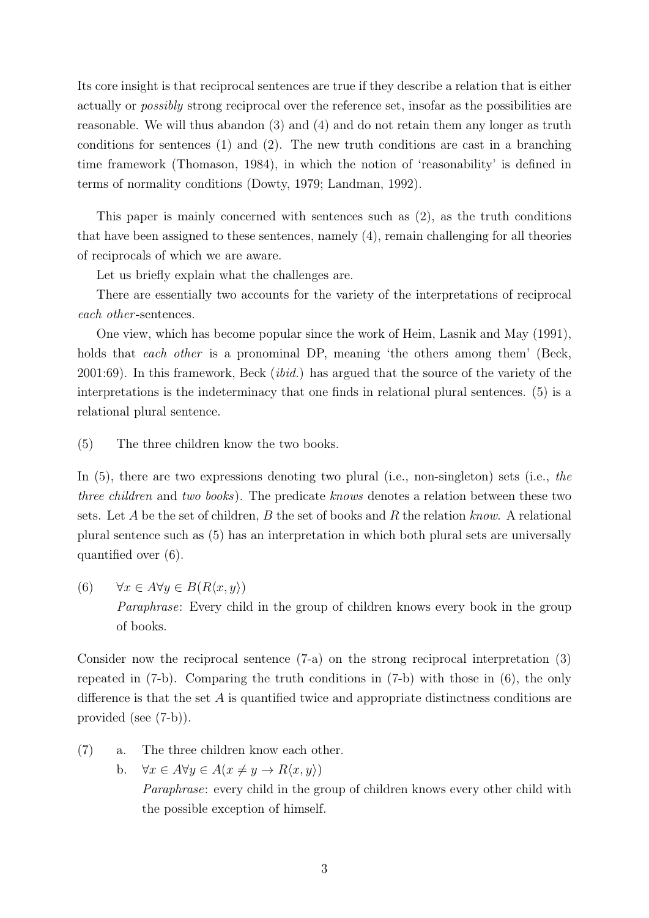Its core insight is that reciprocal sentences are true if they describe a relation that is either actually or *possibly* strong reciprocal over the reference set, insofar as the possibilities are reasonable. We will thus abandon (3) and (4) and do not retain them any longer as truth conditions for sentences (1) and (2). The new truth conditions are cast in a branching time framework (Thomason, 1984), in which the notion of 'reasonability' is defined in terms of normality conditions (Dowty, 1979; Landman, 1992).

This paper is mainly concerned with sentences such as (2), as the truth conditions that have been assigned to these sentences, namely (4), remain challenging for all theories of reciprocals of which we are aware.

Let us briefly explain what the challenges are.

There are essentially two accounts for the variety of the interpretations of reciprocal *each other*-sentences.

One view, which has become popular since the work of Heim, Lasnik and May (1991), holds that *each other* is a pronominal DP, meaning 'the others among them' (Beck, 2001:69). In this framework, Beck (*ibid.*) has argued that the source of the variety of the interpretations is the indeterminacy that one finds in relational plural sentences. (5) is a relational plural sentence.

(5) The three children know the two books.

In (5), there are two expressions denoting two plural (i.e., non-singleton) sets (i.e., *the three children* and *two books*). The predicate *knows* denotes a relation between these two sets. Let $A$ be the set of children, $B$ the set of books and $R$ the relation *know*. A relational plural sentence such as (5) has an interpretation in which both plural sets are universally quantified over (6).

(6) $\forall x \in A \forall y \in B(R\langle x, y\rangle)$
*Paraphrase*: Every child in the group of children knows every book in the group of books.

Consider now the reciprocal sentence (7-a) on the strong reciprocal interpretation (3) repeated in (7-b). Comparing the truth conditions in (7-b) with those in (6), the only difference is that the set $A$ is quantified twice and appropriate distinctness conditions are provided (see (7-b)).

(7) a. The three children know each other.
b. $\forall x \in A \forall y \in A(x \neq y \rightarrow R\langle x, y\rangle)$
*Paraphrase*: every child in the group of children knows every other child with the possible exception of himself.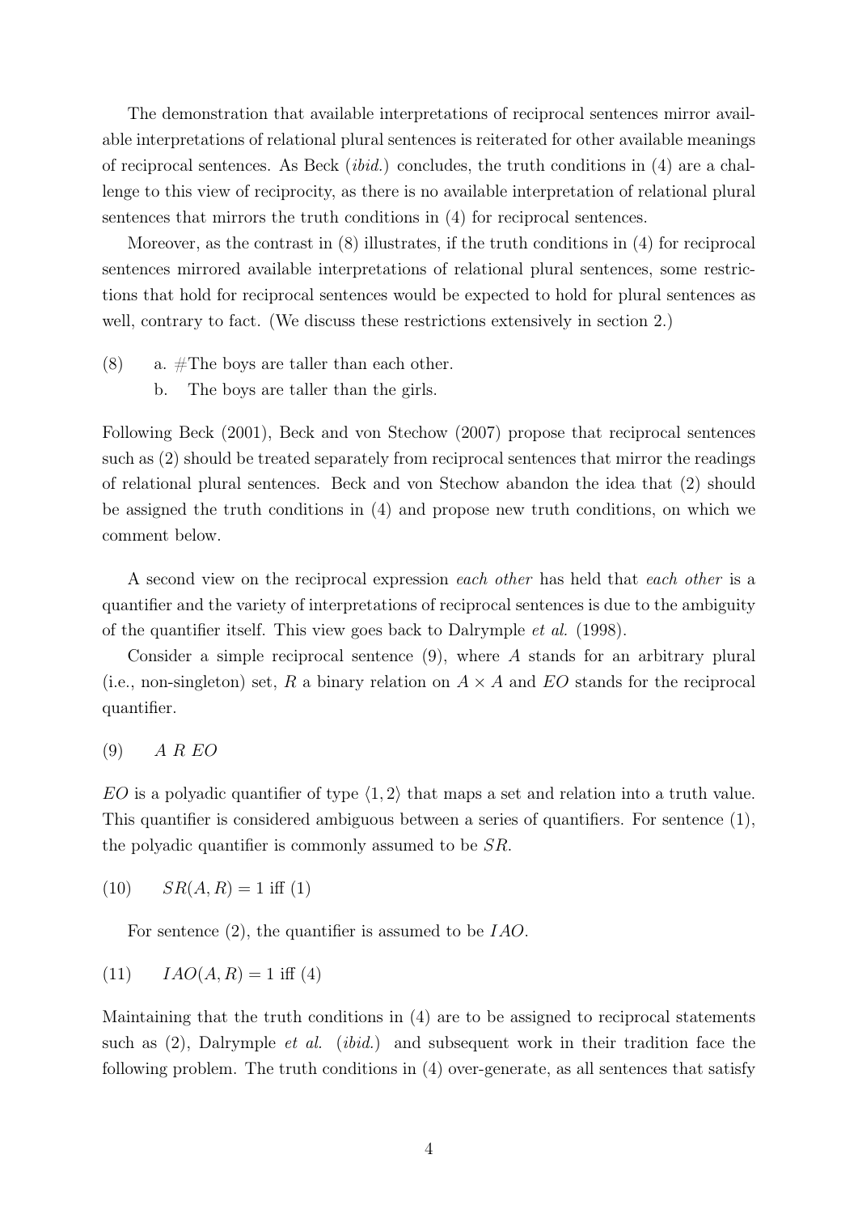The demonstration that available interpretations of reciprocal sentences mirror available interpretations of relational plural sentences is reiterated for other available meanings of reciprocal sentences. As Beck (*ibid.*) concludes, the truth conditions in (4) are a challenge to this view of reciprocity, as there is no available interpretation of relational plural sentences that mirrors the truth conditions in (4) for reciprocal sentences.

Moreover, as the contrast in (8) illustrates, if the truth conditions in (4) for reciprocal sentences mirrored available interpretations of relational plural sentences, some restrictions that hold for reciprocal sentences would be expected to hold for plural sentences as well, contrary to fact. (We discuss these restrictions extensively in section 2.)

(8) a. #The boys are taller than each other.
 b. The boys are taller than the girls.

Following Beck (2001), Beck and von Stechow (2007) propose that reciprocal sentences such as (2) should be treated separately from reciprocal sentences that mirror the readings of relational plural sentences. Beck and von Stechow abandon the idea that (2) should be assigned the truth conditions in (4) and propose new truth conditions, on which we comment below.

A second view on the reciprocal expression *each other* has held that *each other* is a quantifier and the variety of interpretations of reciprocal sentences is due to the ambiguity of the quantifier itself. This view goes back to Dalrymple *et al.* (1998).

Consider a simple reciprocal sentence (9), where $A$ stands for an arbitrary plural (i.e., non-singleton) set, $R$ a binary relation on $A \times A$ and $EO$ stands for the reciprocal quantifier.

(9) $A\ R\ EO$

$EO$ is a polyadic quantifier of type $\langle 1, 2 \rangle$ that maps a set and relation into a truth value. This quantifier is considered ambiguous between a series of quantifiers. For sentence (1), the polyadic quantifier is commonly assumed to be $SR$.

(10) $SR(A, R) = 1$ iff (1)

For sentence (2), the quantifier is assumed to be $IAO$.

(11) $IAO(A, R) = 1$ iff (4)

Maintaining that the truth conditions in (4) are to be assigned to reciprocal statements such as (2), Dalrymple *et al.* (*ibid.*) and subsequent work in their tradition face the following problem. The truth conditions in (4) over-generate, as all sentences that satisfy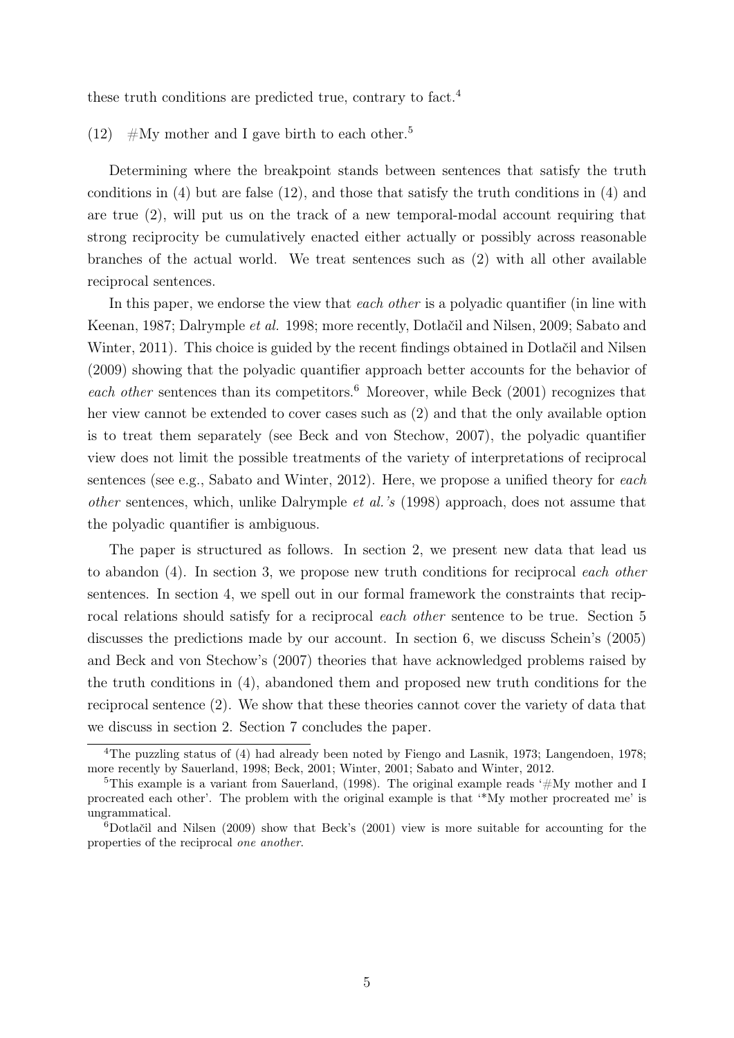these truth conditions are predicted true, contrary to fact.[4]

(12) #My mother and I gave birth to each other.[5]

Determining where the breakpoint stands between sentences that satisfy the truth conditions in (4) but are false (12), and those that satisfy the truth conditions in (4) and are true (2), will put us on the track of a new temporal-modal account requiring that strong reciprocity be cumulatively enacted either actually or possibly across reasonable branches of the actual world. We treat sentences such as (2) with all other available reciprocal sentences.

In this paper, we endorse the view that *each other* is a polyadic quantifier (in line with Keenan, 1987; Dalrymple *et al.* 1998; more recently, Dotlačil and Nilsen, 2009; Sabato and Winter, 2011). This choice is guided by the recent findings obtained in Dotlačil and Nilsen (2009) showing that the polyadic quantifier approach better accounts for the behavior of *each other* sentences than its competitors.[6] Moreover, while Beck (2001) recognizes that her view cannot be extended to cover cases such as (2) and that the only available option is to treat them separately (see Beck and von Stechow, 2007), the polyadic quantifier view does not limit the possible treatments of the variety of interpretations of reciprocal sentences (see e.g., Sabato and Winter, 2012). Here, we propose a unified theory for *each other* sentences, which, unlike Dalrymple *et al.'s* (1998) approach, does not assume that the polyadic quantifier is ambiguous.

The paper is structured as follows. In section 2, we present new data that lead us to abandon (4). In section 3, we propose new truth conditions for reciprocal *each other* sentences. In section 4, we spell out in our formal framework the constraints that reciprocal relations should satisfy for a reciprocal *each other* sentence to be true. Section 5 discusses the predictions made by our account. In section 6, we discuss Schein's (2005) and Beck and von Stechow's (2007) theories that have acknowledged problems raised by the truth conditions in (4), abandoned them and proposed new truth conditions for the reciprocal sentence (2). We show that these theories cannot cover the variety of data that we discuss in section 2. Section 7 concludes the paper.

---

[4] The puzzling status of (4) had already been noted by Fiengo and Lasnik, 1973; Langendoen, 1978; more recently by Sauerland, 1998; Beck, 2001; Winter, 2001; Sabato and Winter, 2012.

[5] This example is a variant from Sauerland, (1998). The original example reads '#My mother and I procreated each other'. The problem with the original example is that '*My mother procreated me' is ungrammatical.

[6] Dotlačil and Nilsen (2009) show that Beck's (2001) view is more suitable for accounting for the properties of the reciprocal *one another*.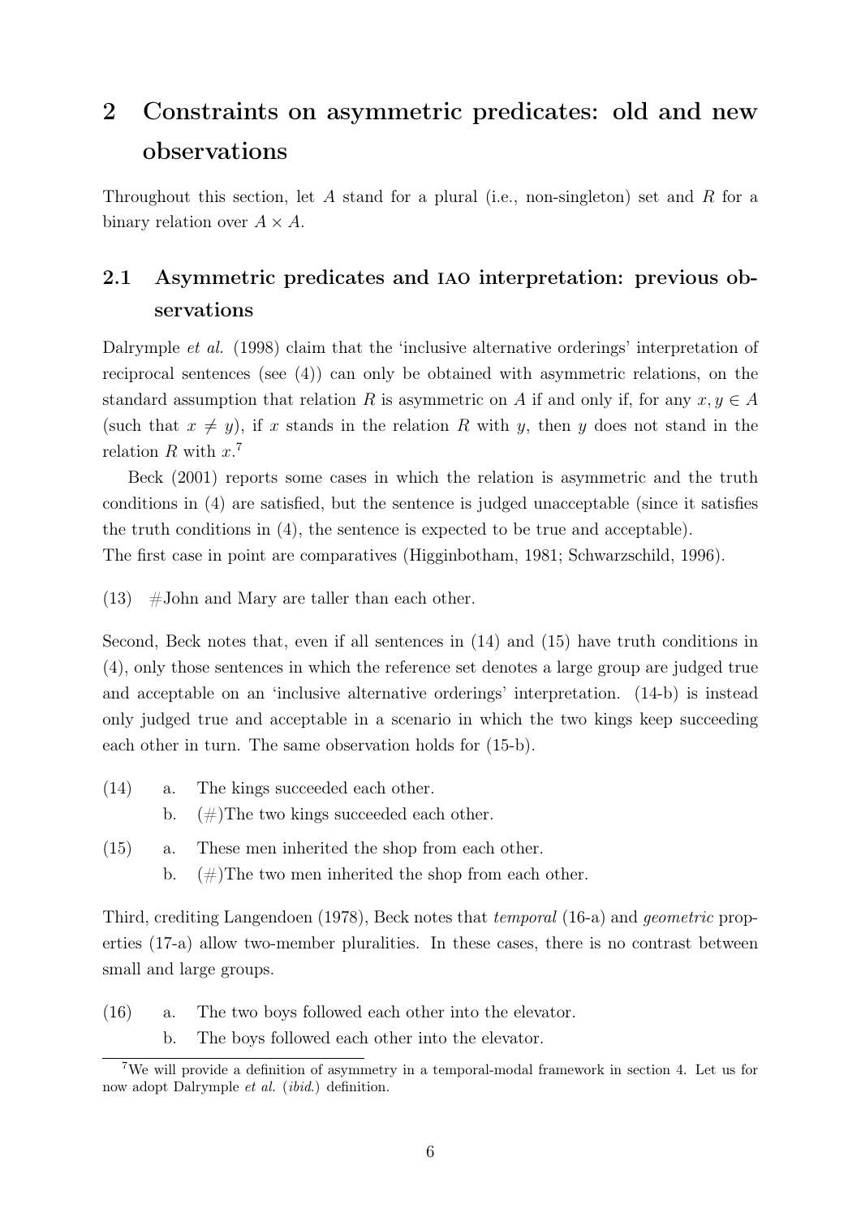## 2 Constraints on asymmetric predicates: old and new observations

Throughout this section, let $A$ stand for a plural (i.e., non-singleton) set and $R$ for a binary relation over $A \times A$.

### 2.1 Asymmetric predicates and IAO interpretation: previous observations

Dalrymple *et al.* (1998) claim that the 'inclusive alternative orderings' interpretation of reciprocal sentences (see (4)) can only be obtained with asymmetric relations, on the standard assumption that relation $R$ is asymmetric on $A$ if and only if, for any $x, y \in A$ (such that $x \neq y$), if $x$ stands in the relation $R$ with $y$, then $y$ does not stand in the relation $R$ with $x$.[7]

Beck (2001) reports some cases in which the relation is asymmetric and the truth conditions in (4) are satisfied, but the sentence is judged unacceptable (since it satisfies the truth conditions in (4), the sentence is expected to be true and acceptable).
The first case in point are comparatives (Higginbotham, 1981; Schwarzschild, 1996).

(13) #John and Mary are taller than each other.

Second, Beck notes that, even if all sentences in (14) and (15) have truth conditions in (4), only those sentences in which the reference set denotes a large group are judged true and acceptable on an 'inclusive alternative orderings' interpretation. (14-b) is instead only judged true and acceptable in a scenario in which the two kings keep succeeding each other in turn. The same observation holds for (15-b).

(14) a. The kings succeeded each other.
  b. (#)The two kings succeeded each other.

(15) a. These men inherited the shop from each other.
  b. (#)The two men inherited the shop from each other.

Third, crediting Langendoen (1978), Beck notes that *temporal* (16-a) and *geometric* properties (17-a) allow two-member pluralities. In these cases, there is no contrast between small and large groups.

(16) a. The two boys followed each other into the elevator.
  b. The boys followed each other into the elevator.

[7] We will provide a definition of asymmetry in a temporal-modal framework in section 4. Let us for now adopt Dalrymple *et al.* (*ibid.*) definition.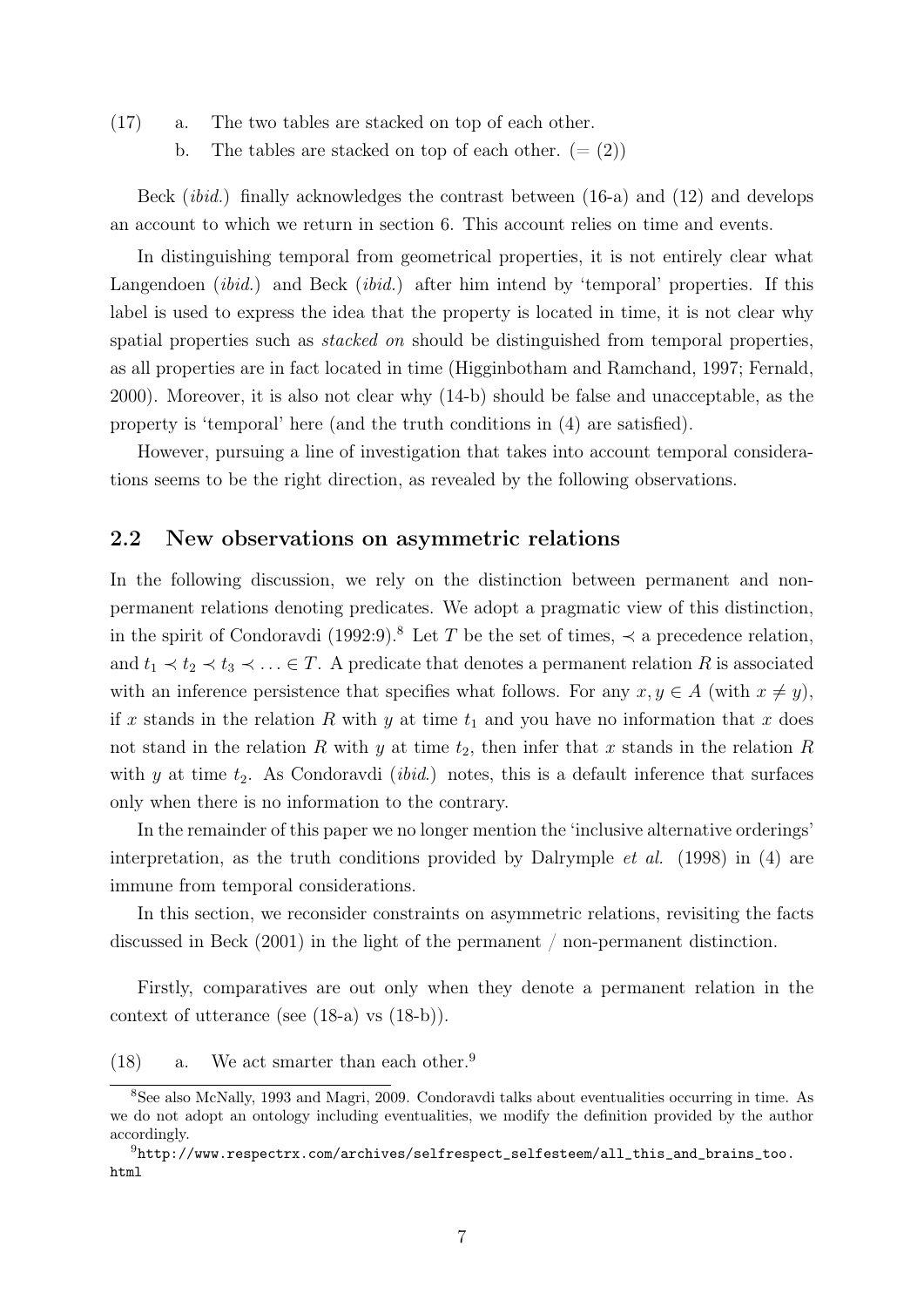(17) a. The two tables are stacked on top of each other.

b. The tables are stacked on top of each other. (= (2))

Beck (*ibid.*) finally acknowledges the contrast between (16-a) and (12) and develops an account to which we return in section 6. This account relies on time and events.

In distinguishing temporal from geometrical properties, it is not entirely clear what Langendoen (*ibid.*) and Beck (*ibid.*) after him intend by 'temporal' properties. If this label is used to express the idea that the property is located in time, it is not clear why spatial properties such as *stacked on* should be distinguished from temporal properties, as all properties are in fact located in time (Higginbotham and Ramchand, 1997; Fernald, 2000). Moreover, it is also not clear why (14-b) should be false and unacceptable, as the property is 'temporal' here (and the truth conditions in (4) are satisfied).

However, pursuing a line of investigation that takes into account temporal considerations seems to be the right direction, as revealed by the following observations.

## 2.2 New observations on asymmetric relations

In the following discussion, we rely on the distinction between permanent and non-permanent relations denoting predicates. We adopt a pragmatic view of this distinction, in the spirit of Condoravdi (1992:9).[8] Let $T$ be the set of times, $\prec$ a precedence relation, and $t_1 \prec t_2 \prec t_3 \prec \ldots \in T$. A predicate that denotes a permanent relation $R$ is associated with an inference persistence that specifies what follows. For any $x, y \in A$ (with $x \neq y$), if $x$ stands in the relation $R$ with $y$ at time $t_1$ and you have no information that $x$ does not stand in the relation $R$ with $y$ at time $t_2$, then infer that $x$ stands in the relation $R$ with $y$ at time $t_2$. As Condoravdi (*ibid.*) notes, this is a default inference that surfaces only when there is no information to the contrary.

In the remainder of this paper we no longer mention the 'inclusive alternative orderings' interpretation, as the truth conditions provided by Dalrymple *et al.* (1998) in (4) are immune from temporal considerations.

In this section, we reconsider constraints on asymmetric relations, revisiting the facts discussed in Beck (2001) in the light of the permanent / non-permanent distinction.

Firstly, comparatives are out only when they denote a permanent relation in the context of utterance (see (18-a) vs (18-b)).

(18) a. We act smarter than each other.[9]

---

[8] See also McNally, 1993 and Magri, 2009. Condoravdi talks about eventualities occurring in time. As we do not adopt an ontology including eventualities, we modify the definition provided by the author accordingly.

[9] http://www.respectrx.com/archives/selfrespect_selfesteem/all_this_and_brains_too.html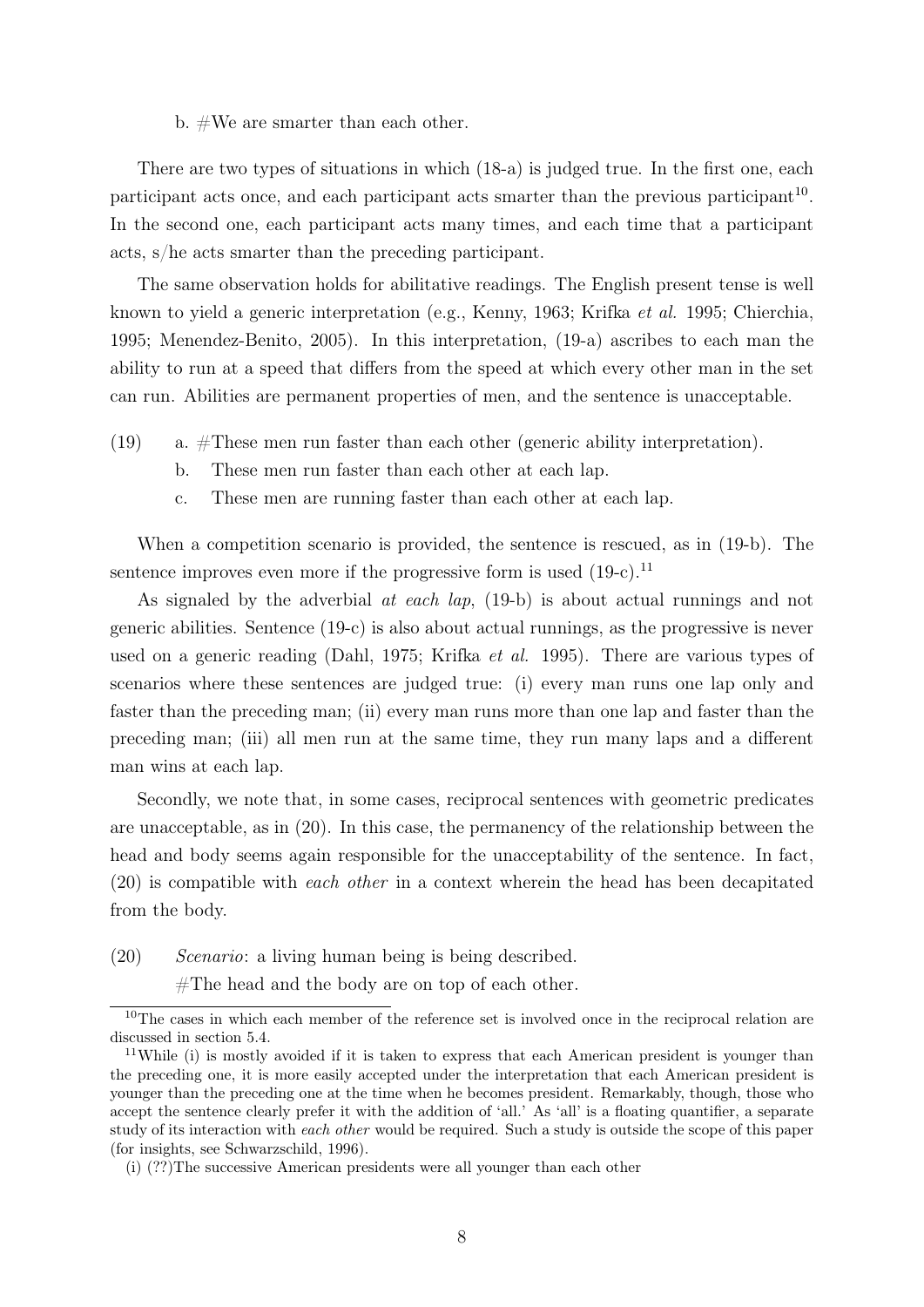b. #We are smarter than each other.

There are two types of situations in which (18-a) is judged true. In the first one, each participant acts once, and each participant acts smarter than the previous participant[10]. In the second one, each participant acts many times, and each time that a participant acts, s/he acts smarter than the preceding participant.

The same observation holds for abilitative readings. The English present tense is well known to yield a generic interpretation (e.g., Kenny, 1963; Krifka *et al.* 1995; Chierchia, 1995; Menendez-Benito, 2005). In this interpretation, (19-a) ascribes to each man the ability to run at a speed that differs from the speed at which every other man in the set can run. Abilities are permanent properties of men, and the sentence is unacceptable.

(19) a. #These men run faster than each other (generic ability interpretation).
  b. These men run faster than each other at each lap.
  c. These men are running faster than each other at each lap.

When a competition scenario is provided, the sentence is rescued, as in (19-b). The sentence improves even more if the progressive form is used (19-c).[11]

As signaled by the adverbial *at each lap*, (19-b) is about actual runnings and not generic abilities. Sentence (19-c) is also about actual runnings, as the progressive is never used on a generic reading (Dahl, 1975; Krifka *et al.* 1995). There are various types of scenarios where these sentences are judged true: (i) every man runs one lap only and faster than the preceding man; (ii) every man runs more than one lap and faster than the preceding man; (iii) all men run at the same time, they run many laps and a different man wins at each lap.

Secondly, we note that, in some cases, reciprocal sentences with geometric predicates are unacceptable, as in (20). In this case, the permanency of the relationship between the head and body seems again responsible for the unacceptability of the sentence. In fact, (20) is compatible with *each other* in a context wherein the head has been decapitated from the body.

(20) *Scenario*: a living human being is being described.
  #The head and the body are on top of each other.

---

[10] The cases in which each member of the reference set is involved once in the reciprocal relation are discussed in section 5.4.

[11] While (i) is mostly avoided if it is taken to express that each American president is younger than the preceding one, it is more easily accepted under the interpretation that each American president is younger than the preceding one at the time when he becomes president. Remarkably, though, those who accept the sentence clearly prefer it with the addition of 'all.' As 'all' is a floating quantifier, a separate study of its interaction with *each other* would be required. Such a study is outside the scope of this paper (for insights, see Schwarzschild, 1996).

(i) (??)The successive American presidents were all younger than each other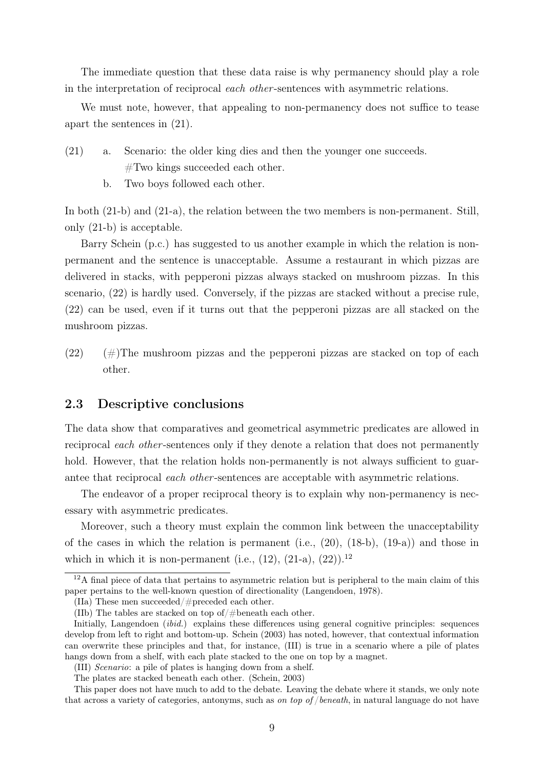The immediate question that these data raise is why permanency should play a role in the interpretation of reciprocal *each other*-sentences with asymmetric relations.

We must note, however, that appealing to non-permanency does not suffice to tease apart the sentences in (21).

(21) a. Scenario: the older king dies and then the younger one succeeds.
#Two kings succeeded each other.

b. Two boys followed each other.

In both (21-b) and (21-a), the relation between the two members is non-permanent. Still, only (21-b) is acceptable.

Barry Schein (p.c.) has suggested to us another example in which the relation is non-permanent and the sentence is unacceptable. Assume a restaurant in which pizzas are delivered in stacks, with pepperoni pizzas always stacked on mushroom pizzas. In this scenario, (22) is hardly used. Conversely, if the pizzas are stacked without a precise rule, (22) can be used, even if it turns out that the pepperoni pizzas are all stacked on the mushroom pizzas.

(22) (#)The mushroom pizzas and the pepperoni pizzas are stacked on top of each other.

## 2.3 Descriptive conclusions

The data show that comparatives and geometrical asymmetric predicates are allowed in reciprocal *each other*-sentences only if they denote a relation that does not permanently hold. However, that the relation holds non-permanently is not always sufficient to guarantee that reciprocal *each other*-sentences are acceptable with asymmetric relations.

The endeavor of a proper reciprocal theory is to explain why non-permanency is necessary with asymmetric predicates.

Moreover, such a theory must explain the common link between the unacceptability of the cases in which the relation is permanent (i.e., (20), (18-b), (19-a)) and those in which in which it is non-permanent (i.e., (12), (21-a), (22)).[12]

---

[12] A final piece of data that pertains to asymmetric relation but is peripheral to the main claim of this paper pertains to the well-known question of directionality (Langendoen, 1978).

(IIa) These men succeeded/#preceded each other.

(IIb) The tables are stacked on top of/#beneath each other.

Initially, Langendoen (*ibid.*) explains these differences using general cognitive principles: sequences develop from left to right and bottom-up. Schein (2003) has noted, however, that contextual information can overwrite these principles and that, for instance, (III) is true in a scenario where a pile of plates hangs down from a shelf, with each plate stacked to the one on top by a magnet.

(III) *Scenario*: a pile of plates is hanging down from a shelf.
The plates are stacked beneath each other. (Schein, 2003)

This paper does not have much to add to the debate. Leaving the debate where it stands, we only note that across a variety of categories, antonyms, such as *on top of*/*beneath*, in natural language do not have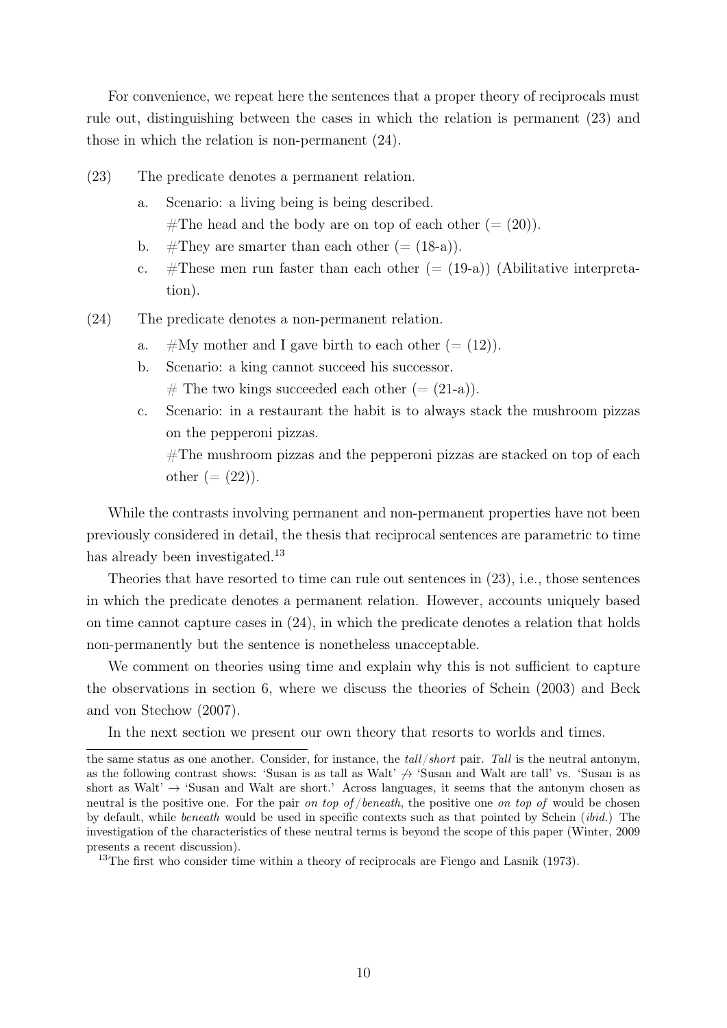For convenience, we repeat here the sentences that a proper theory of reciprocals must rule out, distinguishing between the cases in which the relation is permanent (23) and those in which the relation is non-permanent (24).

(23) The predicate denotes a permanent relation.

a. Scenario: a living being is being described.
   #The head and the body are on top of each other (= (20)).

b. #They are smarter than each other (= (18-a)).

c. #These men run faster than each other (= (19-a)) (Abilitative interpretation).

(24) The predicate denotes a non-permanent relation.

a. #My mother and I gave birth to each other (= (12)).

b. Scenario: a king cannot succeed his successor.
   # The two kings succeeded each other (= (21-a)).

c. Scenario: in a restaurant the habit is to always stack the mushroom pizzas on the pepperoni pizzas.
   #The mushroom pizzas and the pepperoni pizzas are stacked on top of each other (= (22)).

While the contrasts involving permanent and non-permanent properties have not been previously considered in detail, the thesis that reciprocal sentences are parametric to time has already been investigated.[13]

Theories that have resorted to time can rule out sentences in (23), i.e., those sentences in which the predicate denotes a permanent relation. However, accounts uniquely based on time cannot capture cases in (24), in which the predicate denotes a relation that holds non-permanently but the sentence is nonetheless unacceptable.

We comment on theories using time and explain why this is not sufficient to capture the observations in section 6, where we discuss the theories of Schein (2003) and Beck and von Stechow (2007).

In the next section we present our own theory that resorts to worlds and times.

---

the same status as one another. Consider, for instance, the *tall*/*short* pair. *Tall* is the neutral antonym, as the following contrast shows: 'Susan is as tall as Walt' $\not\rightarrow$ 'Susan and Walt are tall' vs. 'Susan is as short as Walt' $\rightarrow$ 'Susan and Walt are short.' Across languages, it seems that the antonym chosen as neutral is the positive one. For the pair *on top of*/*beneath*, the positive one *on top of* would be chosen by default, while *beneath* would be used in specific contexts such as that pointed by Schein (*ibid.*) The investigation of the characteristics of these neutral terms is beyond the scope of this paper (Winter, 2009 presents a recent discussion).

[13] The first who consider time within a theory of reciprocals are Fiengo and Lasnik (1973).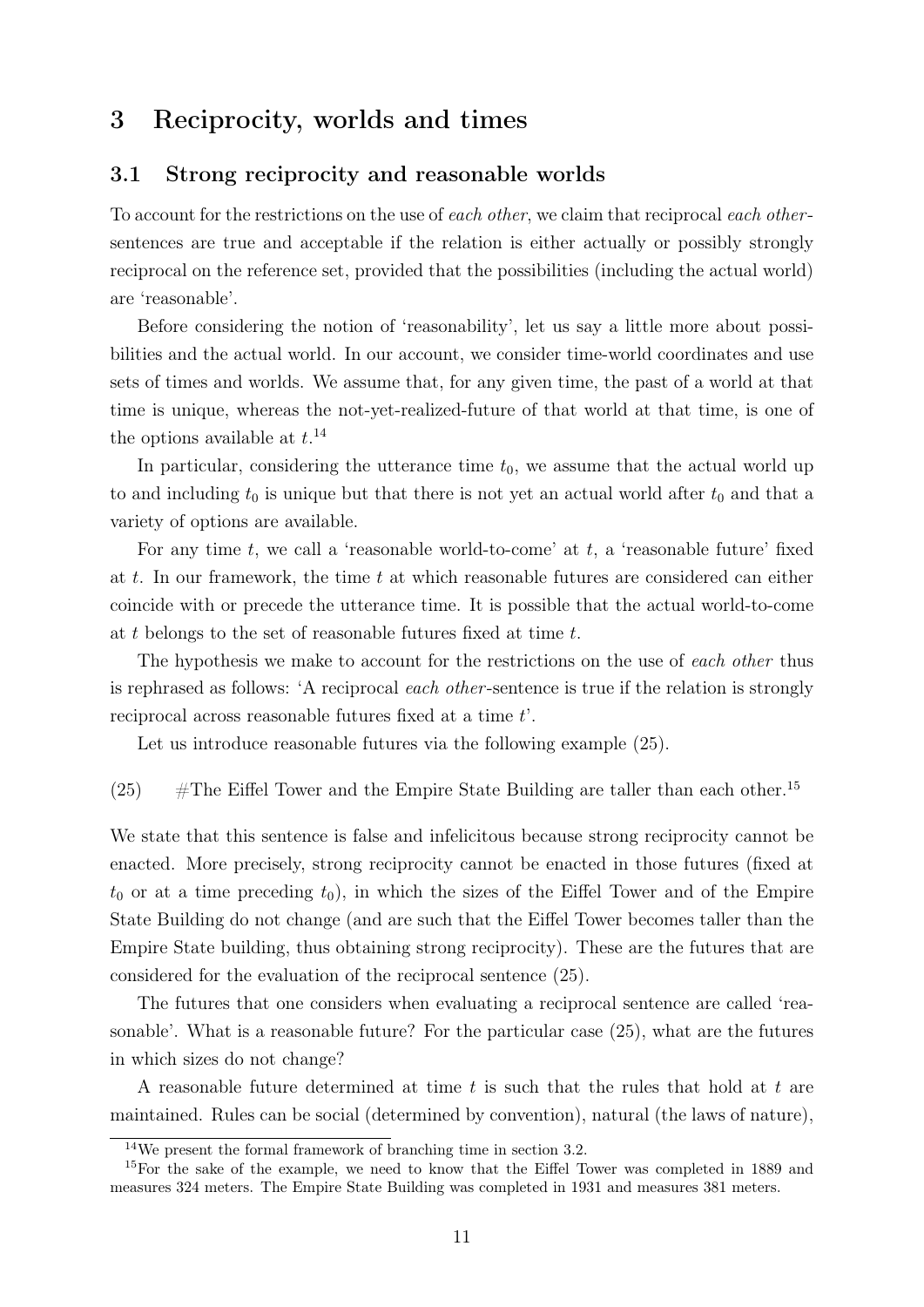## 3 Reciprocity, worlds and times

### 3.1 Strong reciprocity and reasonable worlds

To account for the restrictions on the use of *each other*, we claim that reciprocal *each other*-sentences are true and acceptable if the relation is either actually or possibly strongly reciprocal on the reference set, provided that the possibilities (including the actual world) are 'reasonable'.

Before considering the notion of 'reasonability', let us say a little more about possibilities and the actual world. In our account, we consider time-world coordinates and use sets of times and worlds. We assume that, for any given time, the past of a world at that time is unique, whereas the not-yet-realized-future of that world at that time, is one of the options available at $t$.[14]

In particular, considering the utterance time $t_0$, we assume that the actual world up to and including $t_0$ is unique but that there is not yet an actual world after $t_0$ and that a variety of options are available.

For any time $t$, we call a 'reasonable world-to-come' at $t$, a 'reasonable future' fixed at $t$. In our framework, the time $t$ at which reasonable futures are considered can either coincide with or precede the utterance time. It is possible that the actual world-to-come at $t$ belongs to the set of reasonable futures fixed at time $t$.

The hypothesis we make to account for the restrictions on the use of *each other* thus is rephrased as follows: 'A reciprocal *each other*-sentence is true if the relation is strongly reciprocal across reasonable futures fixed at a time $t$'.

Let us introduce reasonable futures via the following example (25).

(25) #The Eiffel Tower and the Empire State Building are taller than each other.[15]

We state that this sentence is false and infelicitous because strong reciprocity cannot be enacted. More precisely, strong reciprocity cannot be enacted in those futures (fixed at $t_0$ or at a time preceding $t_0$), in which the sizes of the Eiffel Tower and of the Empire State Building do not change (and are such that the Eiffel Tower becomes taller than the Empire State building, thus obtaining strong reciprocity). These are the futures that are considered for the evaluation of the reciprocal sentence (25).

The futures that one considers when evaluating a reciprocal sentence are called 'reasonable'. What is a reasonable future? For the particular case (25), what are the futures in which sizes do not change?

A reasonable future determined at time $t$ is such that the rules that hold at $t$ are maintained. Rules can be social (determined by convention), natural (the laws of nature),

[14] We present the formal framework of branching time in section 3.2.

[15] For the sake of the example, we need to know that the Eiffel Tower was completed in 1889 and measures 324 meters. The Empire State Building was completed in 1931 and measures 381 meters.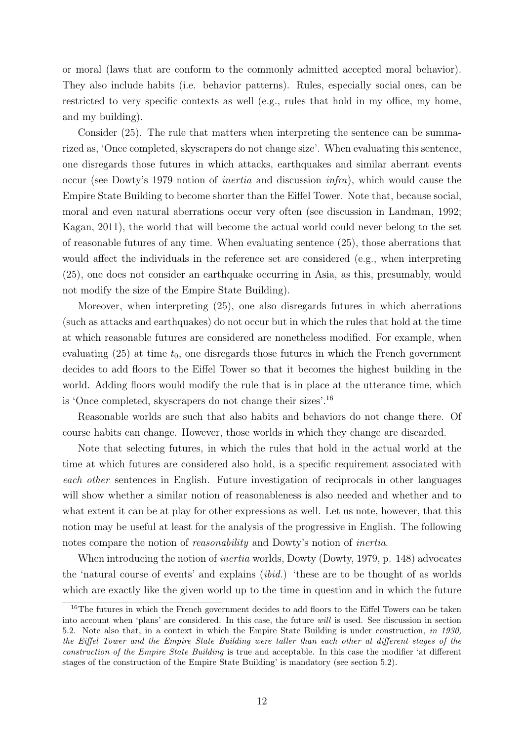or moral (laws that are conform to the commonly admitted accepted moral behavior). They also include habits (i.e. behavior patterns). Rules, especially social ones, can be restricted to very specific contexts as well (e.g., rules that hold in my office, my home, and my building).

Consider (25). The rule that matters when interpreting the sentence can be summarized as, 'Once completed, skyscrapers do not change size'. When evaluating this sentence, one disregards those futures in which attacks, earthquakes and similar aberrant events occur (see Dowty's 1979 notion of *inertia* and discussion *infra*), which would cause the Empire State Building to become shorter than the Eiffel Tower. Note that, because social, moral and even natural aberrations occur very often (see discussion in Landman, 1992; Kagan, 2011), the world that will become the actual world could never belong to the set of reasonable futures of any time. When evaluating sentence (25), those aberrations that would affect the individuals in the reference set are considered (e.g., when interpreting (25), one does not consider an earthquake occurring in Asia, as this, presumably, would not modify the size of the Empire State Building).

Moreover, when interpreting (25), one also disregards futures in which aberrations (such as attacks and earthquakes) do not occur but in which the rules that hold at the time at which reasonable futures are considered are nonetheless modified. For example, when evaluating (25) at time $t_0$, one disregards those futures in which the French government decides to add floors to the Eiffel Tower so that it becomes the highest building in the world. Adding floors would modify the rule that is in place at the utterance time, which is 'Once completed, skyscrapers do not change their sizes'.[16]

Reasonable worlds are such that also habits and behaviors do not change there. Of course habits can change. However, those worlds in which they change are discarded.

Note that selecting futures, in which the rules that hold in the actual world at the time at which futures are considered also hold, is a specific requirement associated with *each other* sentences in English. Future investigation of reciprocals in other languages will show whether a similar notion of reasonableness is also needed and whether and to what extent it can be at play for other expressions as well. Let us note, however, that this notion may be useful at least for the analysis of the progressive in English. The following notes compare the notion of *reasonability* and Dowty's notion of *inertia*.

When introducing the notion of *inertia* worlds, Dowty (Dowty, 1979, p. 148) advocates the 'natural course of events' and explains (*ibid.*) 'these are to be thought of as worlds which are exactly like the given world up to the time in question and in which the future

[16] The futures in which the French government decides to add floors to the Eiffel Towers can be taken into account when 'plans' are considered. In this case, the future *will* is used. See discussion in section 5.2. Note also that, in a context in which the Empire State Building is under construction, *in 1930, the Eiffel Tower and the Empire State Building were taller than each other at different stages of the construction of the Empire State Building* is true and acceptable. In this case the modifier 'at different stages of the construction of the Empire State Building' is mandatory (see section 5.2).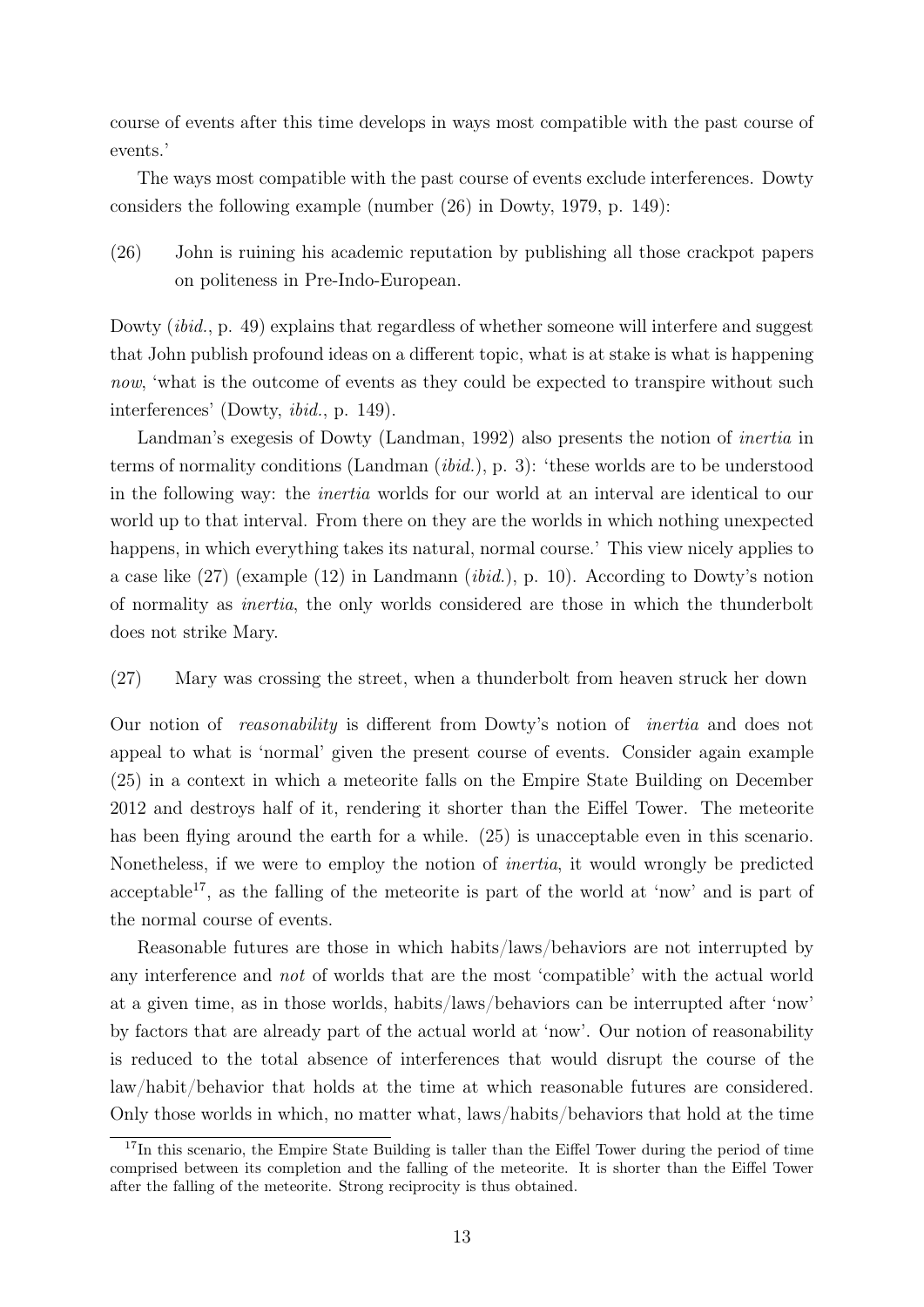course of events after this time develops in ways most compatible with the past course of events.'

The ways most compatible with the past course of events exclude interferences. Dowty considers the following example (number (26) in Dowty, 1979, p. 149):

(26) John is ruining his academic reputation by publishing all those crackpot papers on politeness in Pre-Indo-European.

Dowty (*ibid.*, p. 49) explains that regardless of whether someone will interfere and suggest that John publish profound ideas on a different topic, what is at stake is what is happening *now*, 'what is the outcome of events as they could be expected to transpire without such interferences' (Dowty, *ibid.*, p. 149).

Landman's exegesis of Dowty (Landman, 1992) also presents the notion of *inertia* in terms of normality conditions (Landman (*ibid.*), p. 3): 'these worlds are to be understood in the following way: the *inertia* worlds for our world at an interval are identical to our world up to that interval. From there on they are the worlds in which nothing unexpected happens, in which everything takes its natural, normal course.' This view nicely applies to a case like (27) (example (12) in Landmann (*ibid.*), p. 10). According to Dowty's notion of normality as *inertia*, the only worlds considered are those in which the thunderbolt does not strike Mary.

(27) Mary was crossing the street, when a thunderbolt from heaven struck her down

Our notion of *reasonability* is different from Dowty's notion of *inertia* and does not appeal to what is 'normal' given the present course of events. Consider again example (25) in a context in which a meteorite falls on the Empire State Building on December 2012 and destroys half of it, rendering it shorter than the Eiffel Tower. The meteorite has been flying around the earth for a while. (25) is unacceptable even in this scenario. Nonetheless, if we were to employ the notion of *inertia*, it would wrongly be predicted acceptable[17], as the falling of the meteorite is part of the world at 'now' and is part of the normal course of events.

Reasonable futures are those in which habits/laws/behaviors are not interrupted by any interference and *not* of worlds that are the most 'compatible' with the actual world at a given time, as in those worlds, habits/laws/behaviors can be interrupted after 'now' by factors that are already part of the actual world at 'now'. Our notion of reasonability is reduced to the total absence of interferences that would disrupt the course of the law/habit/behavior that holds at the time at which reasonable futures are considered. Only those worlds in which, no matter what, laws/habits/behaviors that hold at the time

[17] In this scenario, the Empire State Building is taller than the Eiffel Tower during the period of time comprised between its completion and the falling of the meteorite. It is shorter than the Eiffel Tower after the falling of the meteorite. Strong reciprocity is thus obtained.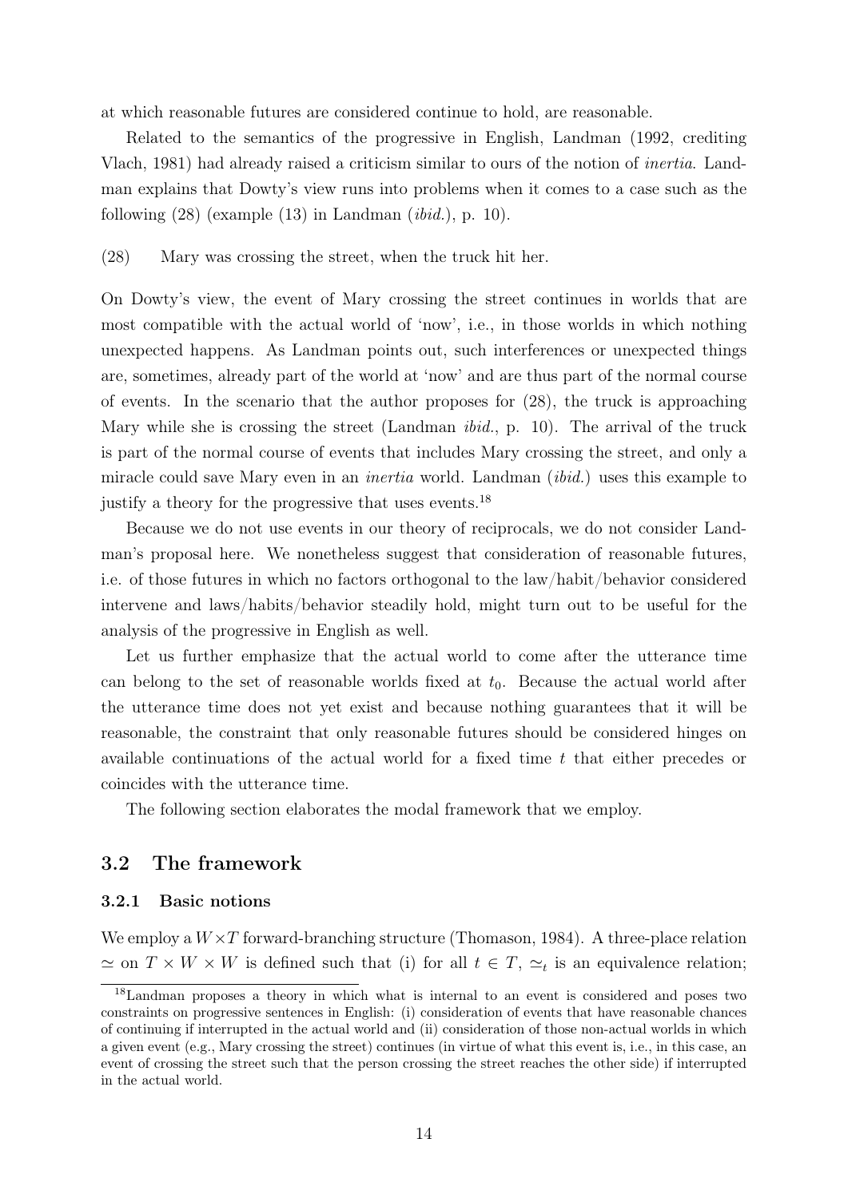at which reasonable futures are considered continue to hold, are reasonable.

Related to the semantics of the progressive in English, Landman (1992, crediting Vlach, 1981) had already raised a criticism similar to ours of the notion of *inertia*. Landman explains that Dowty's view runs into problems when it comes to a case such as the following (28) (example (13) in Landman (*ibid.*), p. 10).

(28) Mary was crossing the street, when the truck hit her.

On Dowty's view, the event of Mary crossing the street continues in worlds that are most compatible with the actual world of 'now', i.e., in those worlds in which nothing unexpected happens. As Landman points out, such interferences or unexpected things are, sometimes, already part of the world at 'now' and are thus part of the normal course of events. In the scenario that the author proposes for (28), the truck is approaching Mary while she is crossing the street (Landman *ibid.*, p. 10). The arrival of the truck is part of the normal course of events that includes Mary crossing the street, and only a miracle could save Mary even in an *inertia* world. Landman (*ibid.*) uses this example to justify a theory for the progressive that uses events.[18]

Because we do not use events in our theory of reciprocals, we do not consider Landman's proposal here. We nonetheless suggest that consideration of reasonable futures, i.e. of those futures in which no factors orthogonal to the law/habit/behavior considered intervene and laws/habits/behavior steadily hold, might turn out to be useful for the analysis of the progressive in English as well.

Let us further emphasize that the actual world to come after the utterance time can belong to the set of reasonable worlds fixed at $t_0$. Because the actual world after the utterance time does not yet exist and because nothing guarantees that it will be reasonable, the constraint that only reasonable futures should be considered hinges on available continuations of the actual world for a fixed time $t$ that either precedes or coincides with the utterance time.

The following section elaborates the modal framework that we employ.

## 3.2 The framework

### 3.2.1 Basic notions

We employ a $W \times T$ forward-branching structure (Thomason, 1984). A three-place relation $\simeq$ on $T \times W \times W$ is defined such that (i) for all $t \in T$, $\simeq_t$ is an equivalence relation;

[18] Landman proposes a theory in which what is internal to an event is considered and poses two constraints on progressive sentences in English: (i) consideration of events that have reasonable chances of continuing if interrupted in the actual world and (ii) consideration of those non-actual worlds in which a given event (e.g., Mary crossing the street) continues (in virtue of what this event is, i.e., in this case, an event of crossing the street such that the person crossing the street reaches the other side) if interrupted in the actual world.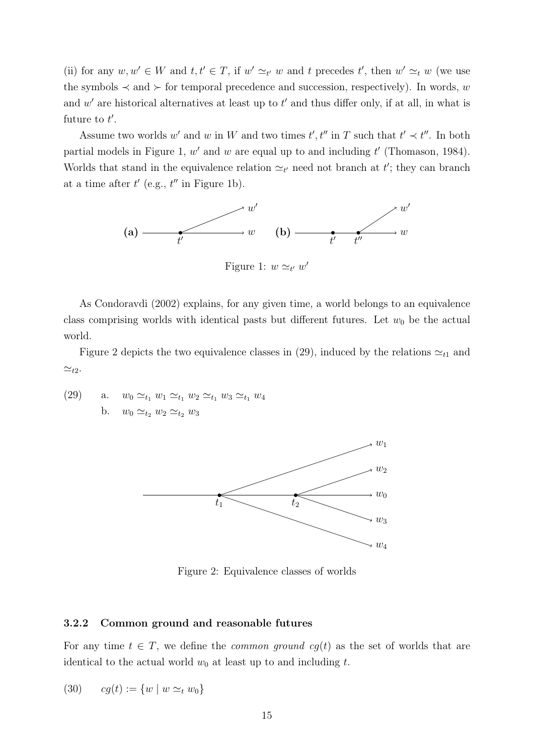(ii) for any $w, w' \in W$ and $t, t' \in T$, if $w' \simeq_{t'} w$ and $t$ precedes $t'$, then $w' \simeq_t w$ (we use the symbols $\prec$ and $\succ$ for temporal precedence and succession, respectively). In words, $w$ and $w'$ are historical alternatives at least up to $t'$ and thus differ only, if at all, in what is future to $t'$.

Assume two worlds $w'$ and $w$ in $W$ and two times $t', t''$ in $T$ such that $t' \prec t''$. In both partial models in Figure 1, $w'$ and $w$ are equal up to and including $t'$ (Thomason, 1984). Worlds that stand in the equivalence relation $\simeq_{t'}$ need not branch at $t'$; they can branch at a time after $t'$ (e.g., $t''$ in Figure 1b).

Figure 1: $w \simeq_{t'} w'$

As Condoravdi (2002) explains, for any given time, a world belongs to an equivalence class comprising worlds with identical pasts but different futures. Let $w_0$ be the actual world.

Figure 2 depicts the two equivalence classes in (29), induced by the relations $\simeq_{t1}$ and $\simeq_{t2}$.

(29) a. $w_0 \simeq_{t_1} w_1 \simeq_{t_1} w_2 \simeq_{t_1} w_3 \simeq_{t_1} w_4$

b. $w_0 \simeq_{t_2} w_2 \simeq_{t_2} w_3$

Figure 2: Equivalence classes of worlds

### 3.2.2 Common ground and reasonable futures

For any time $t \in T$, we define the *common ground* $cg(t)$ as the set of worlds that are identical to the actual world $w_0$ at least up to and including $t$.

(30) $cg(t) := \{w \mid w \simeq_t w_0\}$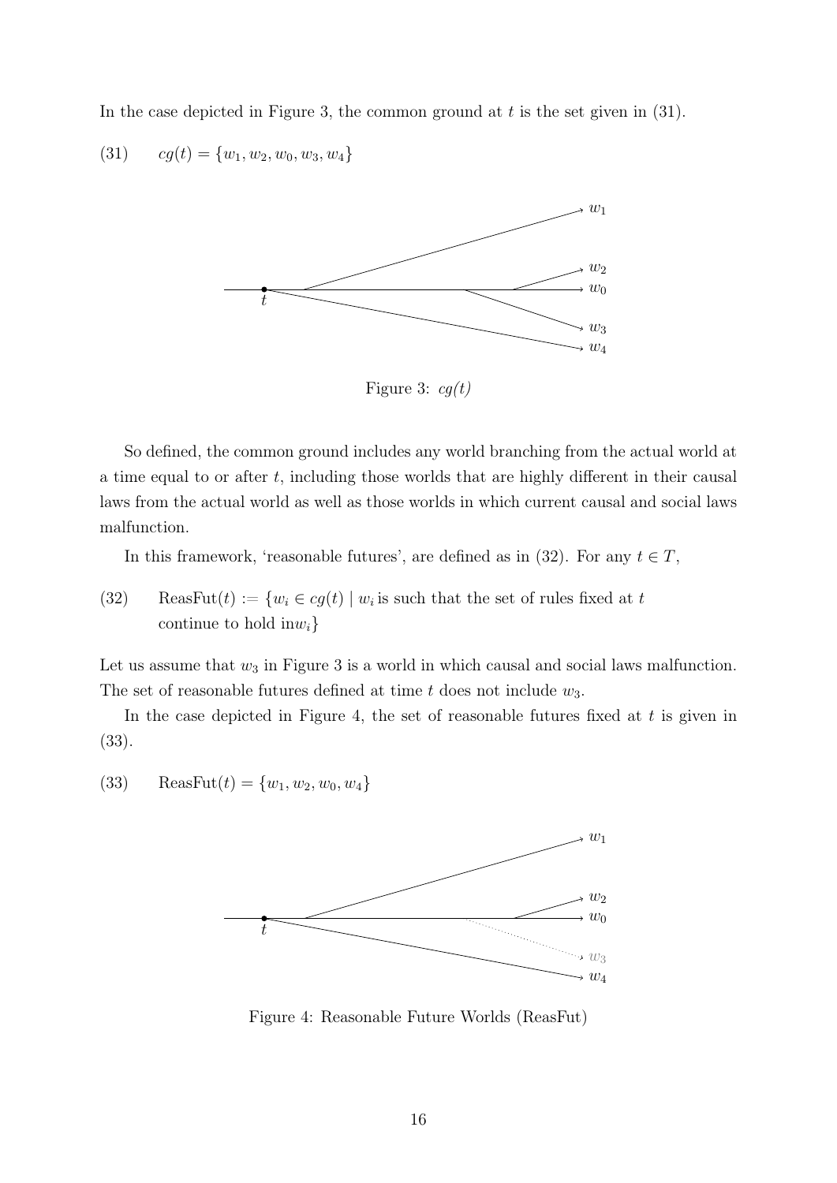In the case depicted in Figure 3, the common ground at $t$ is the set given in (31).

(31) $cg(t) = \{w_1, w_2, w_0, w_3, w_4\}$

Figure 3: *cg(t)*

So defined, the common ground includes any world branching from the actual world at a time equal to or after $t$, including those worlds that are highly different in their causal laws from the actual world as well as those worlds in which current causal and social laws malfunction.

In this framework, 'reasonable futures', are defined as in (32). For any $t \in T$,

(32) $\text{ReasFut}(t) := \{w_i \in cg(t) \mid w_i \text{ is such that the set of rules fixed at } t$ $\text{continue to hold in} w_i\}$

Let us assume that $w_3$ in Figure 3 is a world in which causal and social laws malfunction. The set of reasonable futures defined at time $t$ does not include $w_3$.

In the case depicted in Figure 4, the set of reasonable futures fixed at $t$ is given in (33).

(33) $\text{ReasFut}(t) = \{w_1, w_2, w_0, w_4\}$

Figure 4: Reasonable Future Worlds (ReasFut)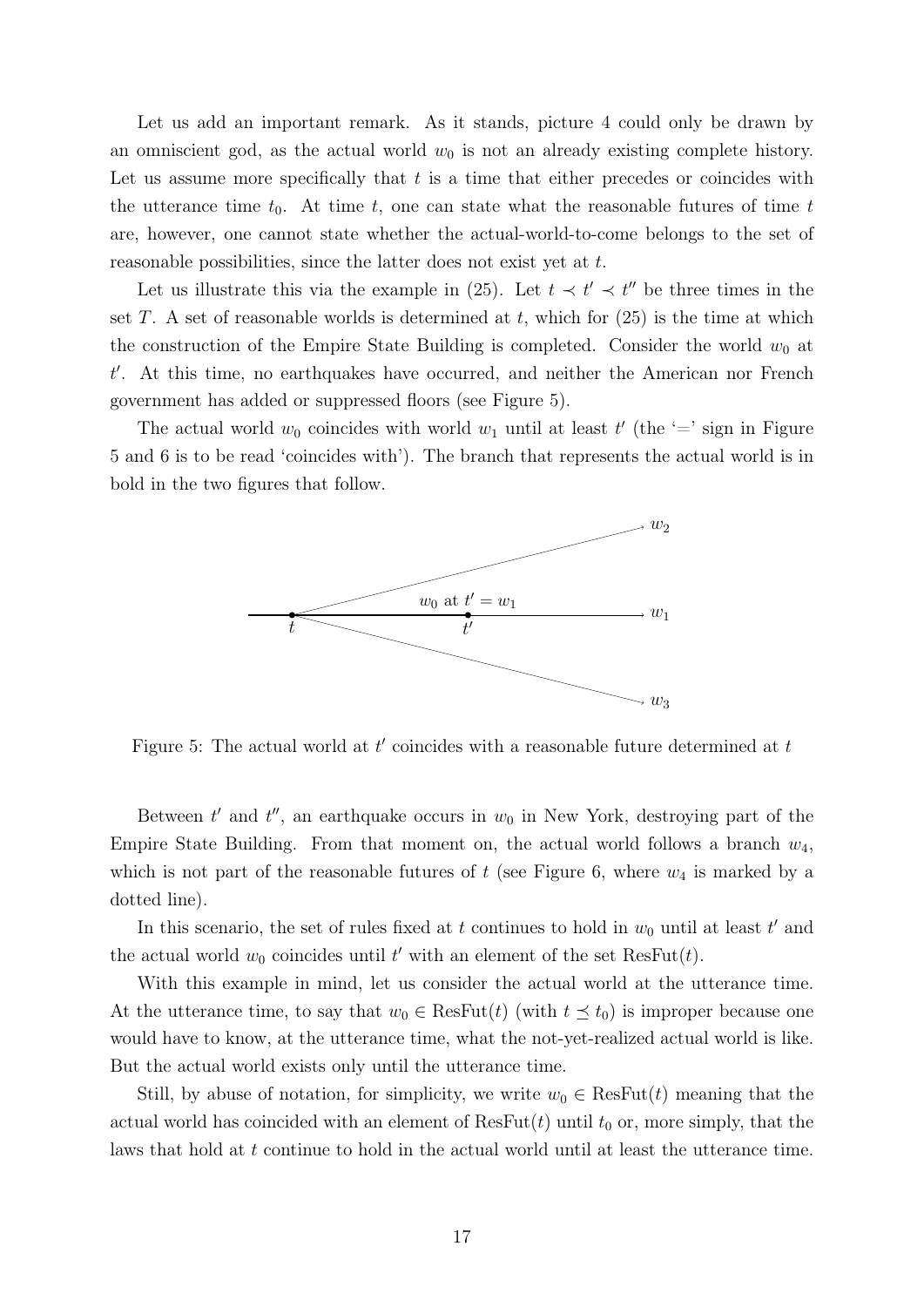Let us add an important remark. As it stands, picture 4 could only be drawn by an omniscient god, as the actual world $w_0$ is not an already existing complete history. Let us assume more specifically that $t$ is a time that either precedes or coincides with the utterance time $t_0$. At time $t$, one can state what the reasonable futures of time $t$ are, however, one cannot state whether the actual-world-to-come belongs to the set of reasonable possibilities, since the latter does not exist yet at $t$.

Let us illustrate this via the example in (25). Let $t \prec t' \prec t''$ be three times in the set $T$. A set of reasonable worlds is determined at $t$, which for (25) is the time at which the construction of the Empire State Building is completed. Consider the world $w_0$ at $t'$. At this time, no earthquakes have occurred, and neither the American nor French government has added or suppressed floors (see Figure 5).

The actual world $w_0$ coincides with world $w_1$ until at least $t'$ (the '=' sign in Figure 5 and 6 is to be read 'coincides with'). The branch that represents the actual world is in bold in the two figures that follow.

$w_2$

$w_0$ at $t' = w_1$

$t$ $\quad$ $t'$ $\quad$ $w_1$

$w_3$

Figure 5: The actual world at $t'$ coincides with a reasonable future determined at $t$

Between $t'$ and $t''$, an earthquake occurs in $w_0$ in New York, destroying part of the Empire State Building. From that moment on, the actual world follows a branch $w_4$, which is not part of the reasonable futures of $t$ (see Figure 6, where $w_4$ is marked by a dotted line).

In this scenario, the set of rules fixed at $t$ continues to hold in $w_0$ until at least $t'$ and the actual world $w_0$ coincides until $t'$ with an element of the set $\text{ResFut}(t)$.

With this example in mind, let us consider the actual world at the utterance time. At the utterance time, to say that $w_0 \in \text{ResFut}(t)$ (with $t \preceq t_0$) is improper because one would have to know, at the utterance time, what the not-yet-realized actual world is like. But the actual world exists only until the utterance time.

Still, by abuse of notation, for simplicity, we write $w_0 \in \text{ResFut}(t)$ meaning that the actual world has coincided with an element of $\text{ResFut}(t)$ until $t_0$ or, more simply, that the laws that hold at $t$ continue to hold in the actual world until at least the utterance time.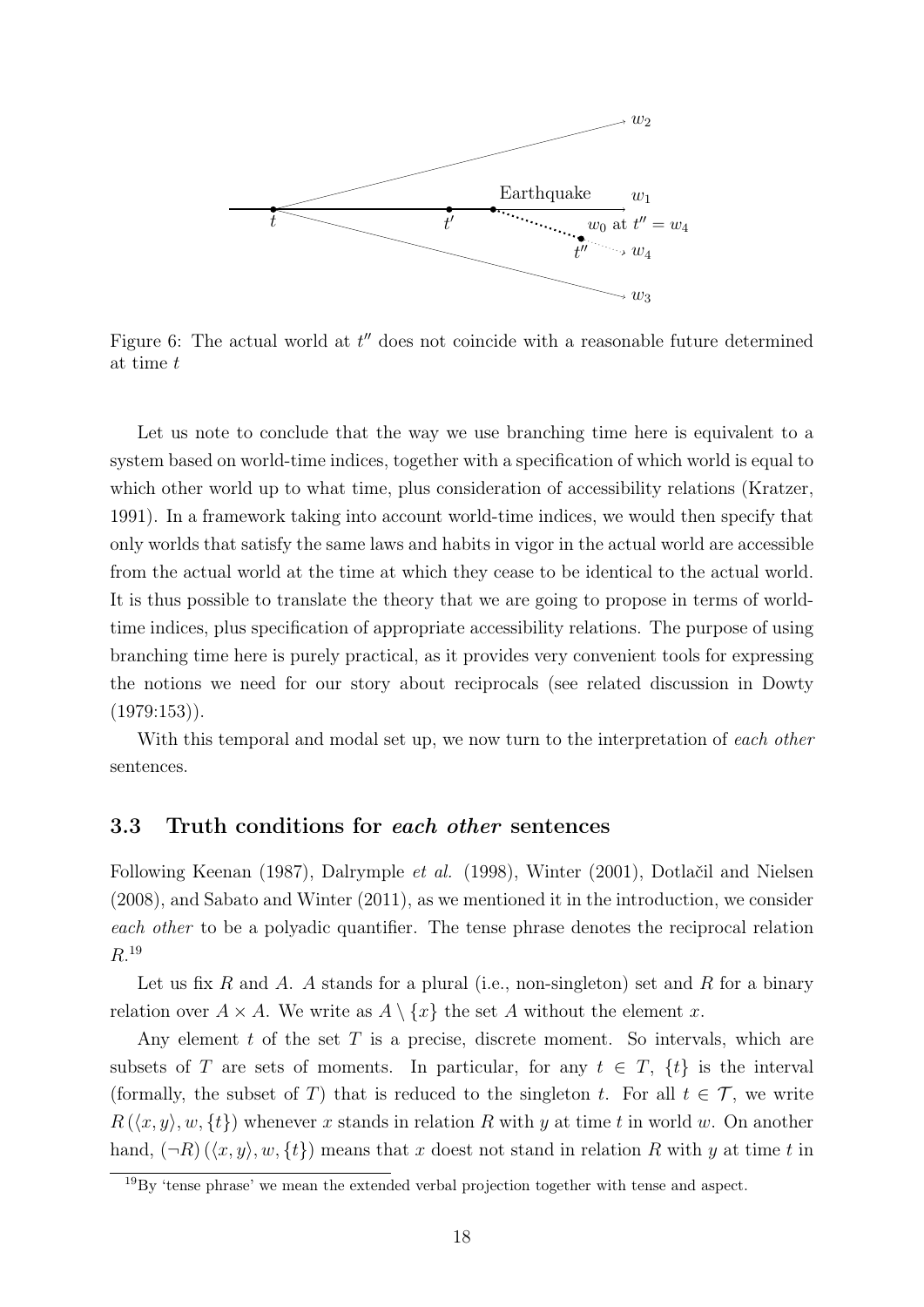Figure 6: The actual world at $t''$ does not coincide with a reasonable future determined at time $t$

Let us note to conclude that the way we use branching time here is equivalent to a system based on world-time indices, together with a specification of which world is equal to which other world up to what time, plus consideration of accessibility relations (Kratzer, 1991). In a framework taking into account world-time indices, we would then specify that only worlds that satisfy the same laws and habits in vigor in the actual world are accessible from the actual world at the time at which they cease to be identical to the actual world. It is thus possible to translate the theory that we are going to propose in terms of world-time indices, plus specification of appropriate accessibility relations. The purpose of using branching time here is purely practical, as it provides very convenient tools for expressing the notions we need for our story about reciprocals (see related discussion in Dowty (1979:153)).

With this temporal and modal set up, we now turn to the interpretation of *each other* sentences.

### 3.3 Truth conditions for *each other* sentences

Following Keenan (1987), Dalrymple *et al.* (1998), Winter (2001), Dotlačil and Nielsen (2008), and Sabato and Winter (2011), as we mentioned it in the introduction, we consider *each other* to be a polyadic quantifier. The tense phrase denotes the reciprocal relation $R$.[19]

Let us fix $R$ and $A$. $A$ stands for a plural (i.e., non-singleton) set and $R$ for a binary relation over $A \times A$. We write as $A \setminus \{x\}$ the set $A$ without the element $x$.

Any element $t$ of the set $T$ is a precise, discrete moment. So intervals, which are subsets of $T$ are sets of moments. In particular, for any $t \in T$, $\{t\}$ is the interval (formally, the subset of $T$) that is reduced to the singleton $t$. For all $t \in \mathcal{T}$, we write $R(\langle x, y \rangle, w, \{t\})$ whenever $x$ stands in relation $R$ with $y$ at time $t$ in world $w$. On another hand, $(\neg R)(\langle x, y \rangle, w, \{t\})$ means that $x$ doest not stand in relation $R$ with $y$ at time $t$ in

[19] By 'tense phrase' we mean the extended verbal projection together with tense and aspect.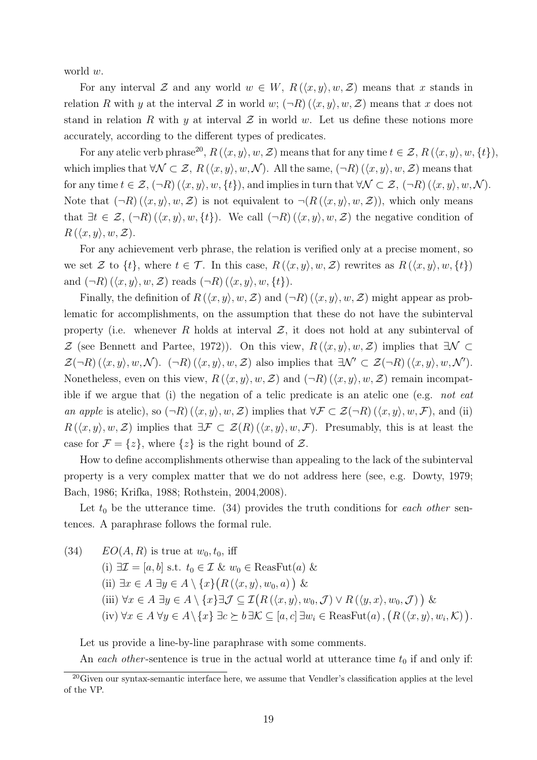world $w$.

For any interval $\mathcal{Z}$ and any world $w \in W$, $R(\langle x, y\rangle, w, \mathcal{Z})$ means that $x$ stands in relation $R$ with $y$ at the interval $\mathcal{Z}$ in world $w$; $(\neg R)(\langle x, y\rangle, w, \mathcal{Z})$ means that $x$ does not stand in relation $R$ with $y$ at interval $\mathcal{Z}$ in world $w$. Let us define these notions more accurately, according to the different types of predicates.

For any atelic verb phrase[20], $R(\langle x, y\rangle, w, \mathcal{Z})$ means that for any time $t \in \mathcal{Z}$, $R(\langle x, y\rangle, w, \{t\})$, which implies that $\forall \mathcal{N} \subset \mathcal{Z}$, $R(\langle x, y\rangle, w, \mathcal{N})$. All the same, $(\neg R)(\langle x, y\rangle, w, \mathcal{Z})$ means that for any time $t \in \mathcal{Z}$, $(\neg R)(\langle x, y\rangle, w, \{t\})$, and implies in turn that $\forall \mathcal{N} \subset \mathcal{Z}$, $(\neg R)(\langle x, y\rangle, w, \mathcal{N})$. Note that $(\neg R)(\langle x, y\rangle, w, \mathcal{Z})$ is not equivalent to $\neg(R(\langle x, y\rangle, w, \mathcal{Z}))$, which only means that $\exists t \in \mathcal{Z}$, $(\neg R)(\langle x, y\rangle, w, \{t\})$. We call $(\neg R)(\langle x, y\rangle, w, \mathcal{Z})$ the negative condition of $R(\langle x, y\rangle, w, \mathcal{Z})$.

For any achievement verb phrase, the relation is verified only at a precise moment, so we set $\mathcal{Z}$ to $\{t\}$, where $t \in \mathcal{T}$. In this case, $R(\langle x, y\rangle, w, \mathcal{Z})$ rewrites as $R(\langle x, y\rangle, w, \{t\})$ and $(\neg R)(\langle x, y\rangle, w, \mathcal{Z})$ reads $(\neg R)(\langle x, y\rangle, w, \{t\})$.

Finally, the definition of $R(\langle x, y\rangle, w, \mathcal{Z})$ and $(\neg R)(\langle x, y\rangle, w, \mathcal{Z})$ might appear as problematic for accomplishments, on the assumption that these do not have the subinterval property (i.e. whenever $R$ holds at interval $\mathcal{Z}$, it does not hold at any subinterval of $\mathcal{Z}$ (see Bennett and Partee, 1972)). On this view, $R(\langle x, y\rangle, w, \mathcal{Z})$ implies that $\exists \mathcal{N} \subset \mathcal{Z}(\neg R)(\langle x, y\rangle, w, \mathcal{N})$. $(\neg R)(\langle x, y\rangle, w, \mathcal{Z})$ also implies that $\exists \mathcal{N}' \subset \mathcal{Z}(\neg R)(\langle x, y\rangle, w, \mathcal{N}')$. Nonetheless, even on this view, $R(\langle x, y\rangle, w, \mathcal{Z})$ and $(\neg R)(\langle x, y\rangle, w, \mathcal{Z})$ remain incompatible if we argue that (i) the negation of a telic predicate is an atelic one (e.g. *not eat an apple* is atelic), so $(\neg R)(\langle x, y\rangle, w, \mathcal{Z})$ implies that $\forall \mathcal{F} \subset \mathcal{Z}(\neg R)(\langle x, y\rangle, w, \mathcal{F})$, and (ii) $R(\langle x, y\rangle, w, \mathcal{Z})$ implies that $\exists \mathcal{F} \subset \mathcal{Z}(R)(\langle x, y\rangle, w, \mathcal{F})$. Presumably, this is at least the case for $\mathcal{F} = \{z\}$, where $\{z\}$ is the right bound of $\mathcal{Z}$.

How to define accomplishments otherwise than appealing to the lack of the subinterval property is a very complex matter that we do not address here (see, e.g. Dowty, 1979; Bach, 1986; Krifka, 1988; Rothstein, 2004,2008).

Let $t_0$ be the utterance time. (34) provides the truth conditions for *each other* sentences. A paraphrase follows the formal rule.

(34) $EO(A, R)$ is true at $w_0, t_0$, iff

(i) $\exists \mathcal{I} = [a, b]$ s.t. $t_0 \in \mathcal{I}$ & $w_0 \in \text{ReasFut}(a)$ &

(ii) $\exists x \in A\ \exists y \in A \setminus \{x\}\big(R(\langle x, y\rangle, w_0, a)\big)$ &

(iii) $\forall x \in A\ \exists y \in A \setminus \{x\} \exists \mathcal{J} \subseteq \mathcal{I}\big(R(\langle x, y\rangle, w_0, \mathcal{J}) \vee R(\langle y, x\rangle, w_0, \mathcal{J})\big)$ &

(iv) $\forall x \in A\ \forall y \in A \setminus \{x\}\ \exists c \succeq b\ \exists \mathcal{K} \subseteq [a, c]\ \exists w_i \in \text{ReasFut}(a), \big(R(\langle x, y\rangle, w_i, \mathcal{K})\big)$.

Let us provide a line-by-line paraphrase with some comments.

An *each other*-sentence is true in the actual world at utterance time $t_0$ if and only if:

[20] Given our syntax-semantic interface here, we assume that Vendler's classification applies at the level of the VP.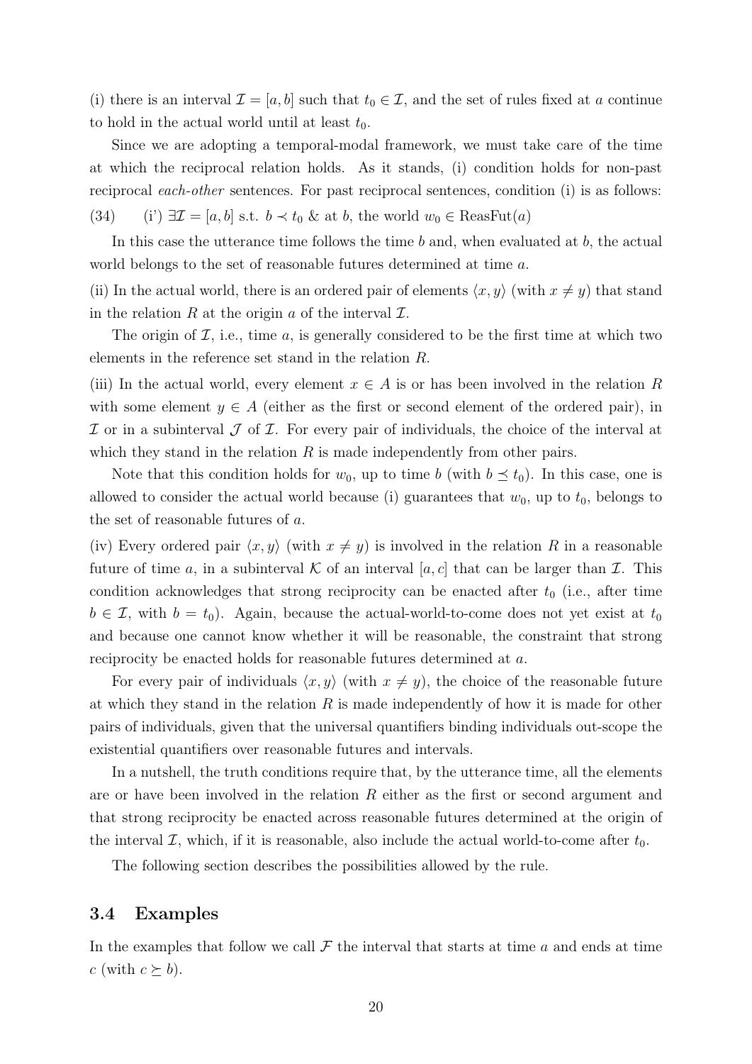(i) there is an interval $\mathcal{I} = [a, b]$ such that $t_0 \in \mathcal{I}$, and the set of rules fixed at $a$ continue to hold in the actual world until at least $t_0$.

Since we are adopting a temporal-modal framework, we must take care of the time at which the reciprocal relation holds. As it stands, (i) condition holds for non-past reciprocal *each-other* sentences. For past reciprocal sentences, condition (i) is as follows:

(34) (i') $\exists \mathcal{I} = [a, b]$ s.t. $b \prec t_0$ & at $b$, the world $w_0 \in \text{ReasFut}(a)$

In this case the utterance time follows the time $b$ and, when evaluated at $b$, the actual world belongs to the set of reasonable futures determined at time $a$.

(ii) In the actual world, there is an ordered pair of elements $\langle x, y \rangle$ (with $x \neq y$) that stand in the relation $R$ at the origin $a$ of the interval $\mathcal{I}$.

The origin of $\mathcal{I}$, i.e., time $a$, is generally considered to be the first time at which two elements in the reference set stand in the relation $R$.

(iii) In the actual world, every element $x \in A$ is or has been involved in the relation $R$ with some element $y \in A$ (either as the first or second element of the ordered pair), in $\mathcal{I}$ or in a subinterval $\mathcal{J}$ of $\mathcal{I}$. For every pair of individuals, the choice of the interval at which they stand in the relation $R$ is made independently from other pairs.

Note that this condition holds for $w_0$, up to time $b$ (with $b \preceq t_0$). In this case, one is allowed to consider the actual world because (i) guarantees that $w_0$, up to $t_0$, belongs to the set of reasonable futures of $a$.

(iv) Every ordered pair $\langle x, y \rangle$ (with $x \neq y$) is involved in the relation $R$ in a reasonable future of time $a$, in a subinterval $\mathcal{K}$ of an interval $[a, c]$ that can be larger than $\mathcal{I}$. This condition acknowledges that strong reciprocity can be enacted after $t_0$ (i.e., after time $b \in \mathcal{I}$, with $b = t_0$). Again, because the actual-world-to-come does not yet exist at $t_0$ and because one cannot know whether it will be reasonable, the constraint that strong reciprocity be enacted holds for reasonable futures determined at $a$.

For every pair of individuals $\langle x, y \rangle$ (with $x \neq y$), the choice of the reasonable future at which they stand in the relation $R$ is made independently of how it is made for other pairs of individuals, given that the universal quantifiers binding individuals out-scope the existential quantifiers over reasonable futures and intervals.

In a nutshell, the truth conditions require that, by the utterance time, all the elements are or have been involved in the relation $R$ either as the first or second argument and that strong reciprocity be enacted across reasonable futures determined at the origin of the interval $\mathcal{I}$, which, if it is reasonable, also include the actual world-to-come after $t_0$.

The following section describes the possibilities allowed by the rule.

## 3.4 Examples

In the examples that follow we call $\mathcal{F}$ the interval that starts at time $a$ and ends at time $c$ (with $c \succeq b$).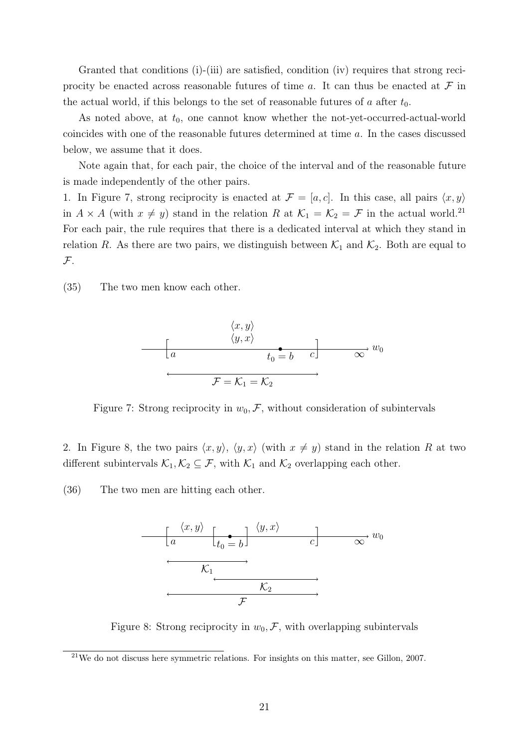Granted that conditions (i)-(iii) are satisfied, condition (iv) requires that strong reciprocity be enacted across reasonable futures of time $a$. It can thus be enacted at $\mathcal{F}$ in the actual world, if this belongs to the set of reasonable futures of $a$ after $t_0$.

As noted above, at $t_0$, one cannot know whether the not-yet-occurred-actual-world coincides with one of the reasonable futures determined at time $a$. In the cases discussed below, we assume that it does.

Note again that, for each pair, the choice of the interval and of the reasonable future is made independently of the other pairs.

1. In Figure 7, strong reciprocity is enacted at $\mathcal{F} = [a, c]$. In this case, all pairs $\langle x, y \rangle$ in $A \times A$ (with $x \neq y$) stand in the relation $R$ at $\mathcal{K}_1 = \mathcal{K}_2 = \mathcal{F}$ in the actual world.[21] For each pair, the rule requires that there is a dedicated interval at which they stand in relation $R$. As there are two pairs, we distinguish between $\mathcal{K}_1$ and $\mathcal{K}_2$. Both are equal to $\mathcal{F}$.

(35) The two men know each other.

Figure 7: Strong reciprocity in $w_0, \mathcal{F}$, without consideration of subintervals

2. In Figure 8, the two pairs $\langle x, y \rangle$, $\langle y, x \rangle$ (with $x \neq y$) stand in the relation $R$ at two different subintervals $\mathcal{K}_1, \mathcal{K}_2 \subseteq \mathcal{F}$, with $\mathcal{K}_1$ and $\mathcal{K}_2$ overlapping each other.

(36) The two men are hitting each other.

Figure 8: Strong reciprocity in $w_0, \mathcal{F}$, with overlapping subintervals

[21] We do not discuss here symmetric relations. For insights on this matter, see Gillon, 2007.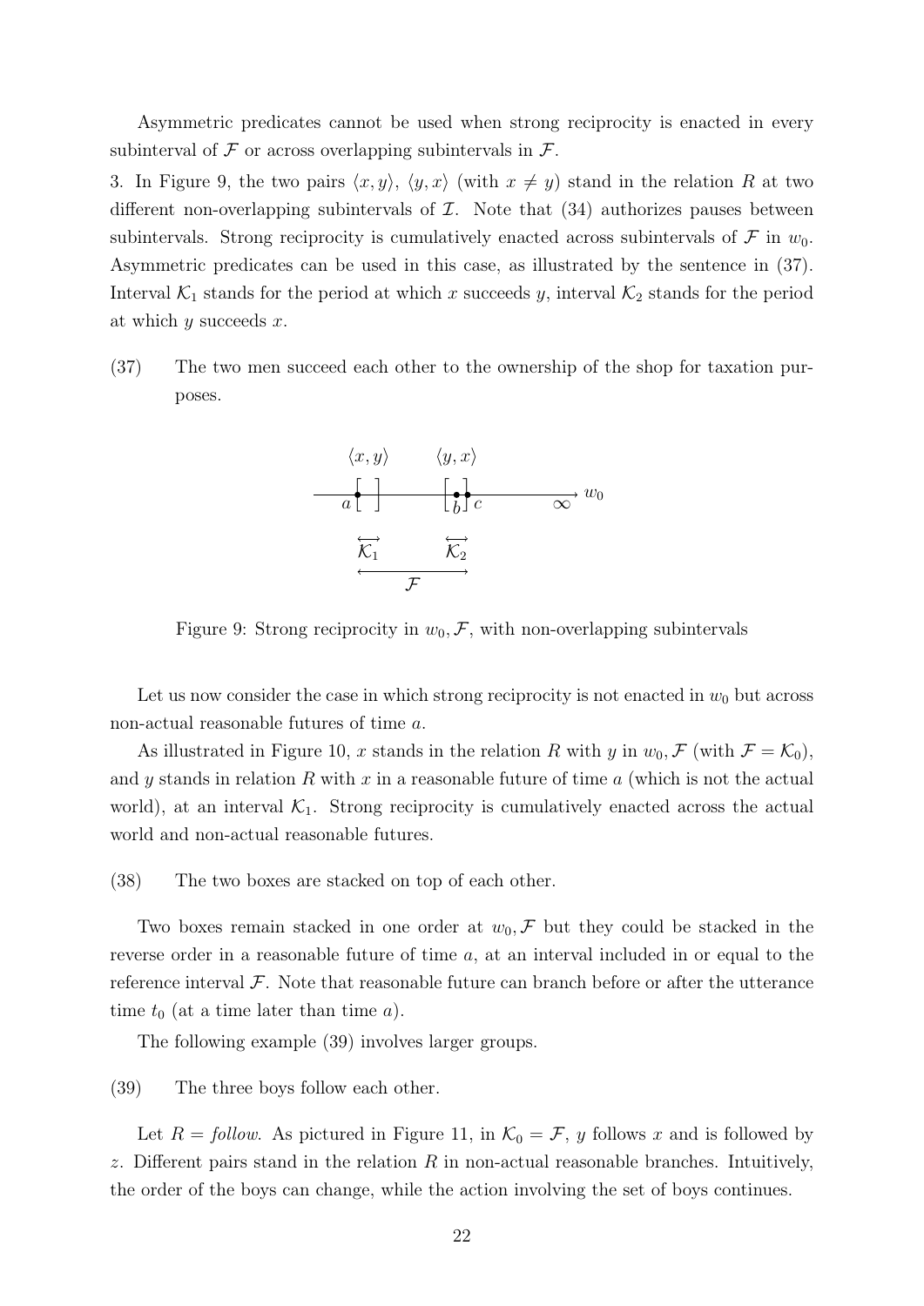Asymmetric predicates cannot be used when strong reciprocity is enacted in every subinterval of $\mathcal{F}$ or across overlapping subintervals in $\mathcal{F}$.

3. In Figure 9, the two pairs $\langle x, y\rangle$, $\langle y, x\rangle$ (with $x \neq y$) stand in the relation $R$ at two different non-overlapping subintervals of $\mathcal{I}$. Note that (34) authorizes pauses between subintervals. Strong reciprocity is cumulatively enacted across subintervals of $\mathcal{F}$ in $w_0$. Asymmetric predicates can be used in this case, as illustrated by the sentence in (37). Interval $\mathcal{K}_1$ stands for the period at which $x$ succeeds $y$, interval $\mathcal{K}_2$ stands for the period at which $y$ succeeds $x$.

(37) The two men succeed each other to the ownership of the shop for taxation purposes.

Figure 9: Strong reciprocity in $w_0, \mathcal{F}$, with non-overlapping subintervals

Let us now consider the case in which strong reciprocity is not enacted in $w_0$ but across non-actual reasonable futures of time $a$.

As illustrated in Figure 10, $x$ stands in the relation $R$ with $y$ in $w_0, \mathcal{F}$ (with $\mathcal{F} = \mathcal{K}_0$), and $y$ stands in relation $R$ with $x$ in a reasonable future of time $a$ (which is not the actual world), at an interval $\mathcal{K}_1$. Strong reciprocity is cumulatively enacted across the actual world and non-actual reasonable futures.

(38) The two boxes are stacked on top of each other.

Two boxes remain stacked in one order at $w_0, \mathcal{F}$ but they could be stacked in the reverse order in a reasonable future of time $a$, at an interval included in or equal to the reference interval $\mathcal{F}$. Note that reasonable future can branch before or after the utterance time $t_0$ (at a time later than time $a$).

The following example (39) involves larger groups.

(39) The three boys follow each other.

Let $R$ = *follow*. As pictured in Figure 11, in $\mathcal{K}_0 = \mathcal{F}$, $y$ follows $x$ and is followed by $z$. Different pairs stand in the relation $R$ in non-actual reasonable branches. Intuitively, the order of the boys can change, while the action involving the set of boys continues.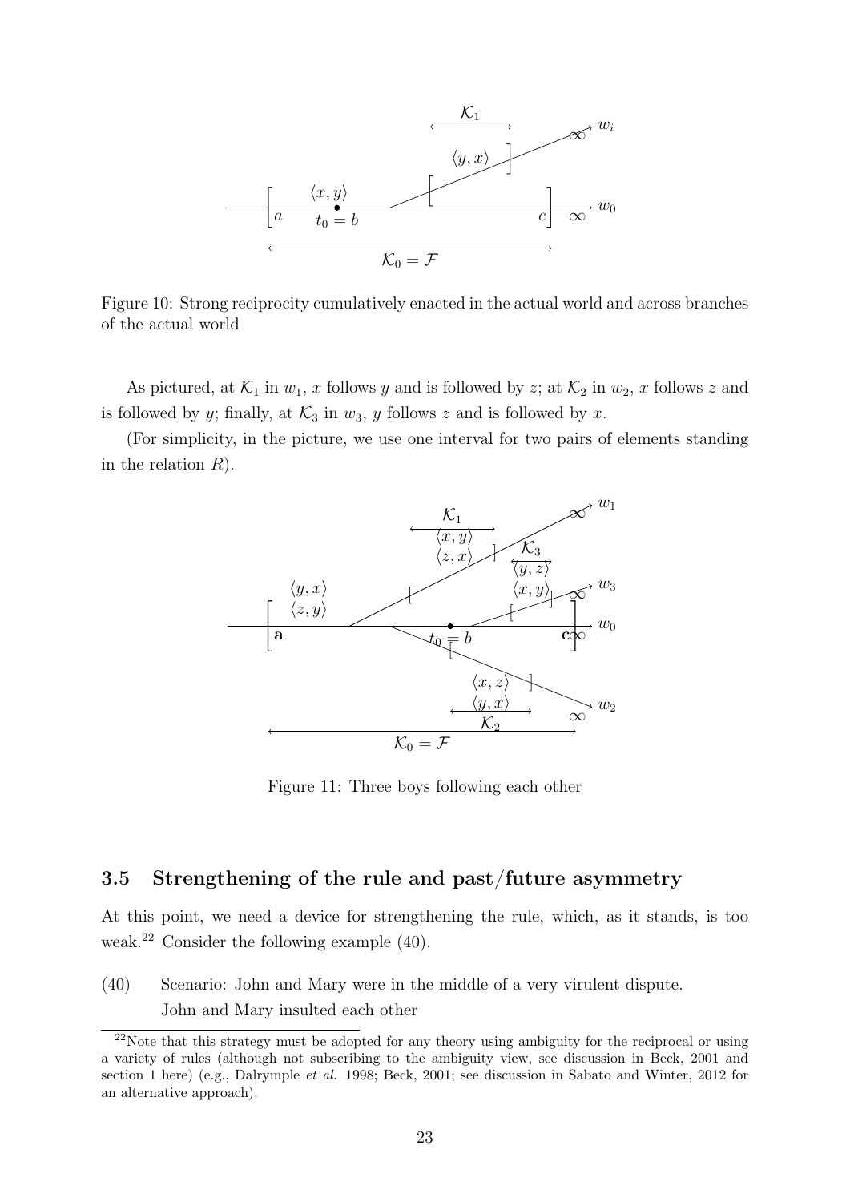Figure 10: Strong reciprocity cumulatively enacted in the actual world and across branches of the actual world

As pictured, at $\mathcal{K}_1$ in $w_1$, $x$ follows $y$ and is followed by $z$; at $\mathcal{K}_2$ in $w_2$, $x$ follows $z$ and is followed by $y$; finally, at $\mathcal{K}_3$ in $w_3$, $y$ follows $z$ and is followed by $x$.

(For simplicity, in the picture, we use one interval for two pairs of elements standing in the relation $R$).

Figure 11: Three boys following each other

### 3.5 Strengthening of the rule and past/future asymmetry

At this point, we need a device for strengthening the rule, which, as it stands, is too weak.[22] Consider the following example (40).

(40) Scenario: John and Mary were in the middle of a very virulent dispute.
John and Mary insulted each other

[22] Note that this strategy must be adopted for any theory using ambiguity for the reciprocal or using a variety of rules (although not subscribing to the ambiguity view, see discussion in Beck, 2001 and section 1 here) (e.g., Dalrymple *et al.* 1998; Beck, 2001; see discussion in Sabato and Winter, 2012 for an alternative approach).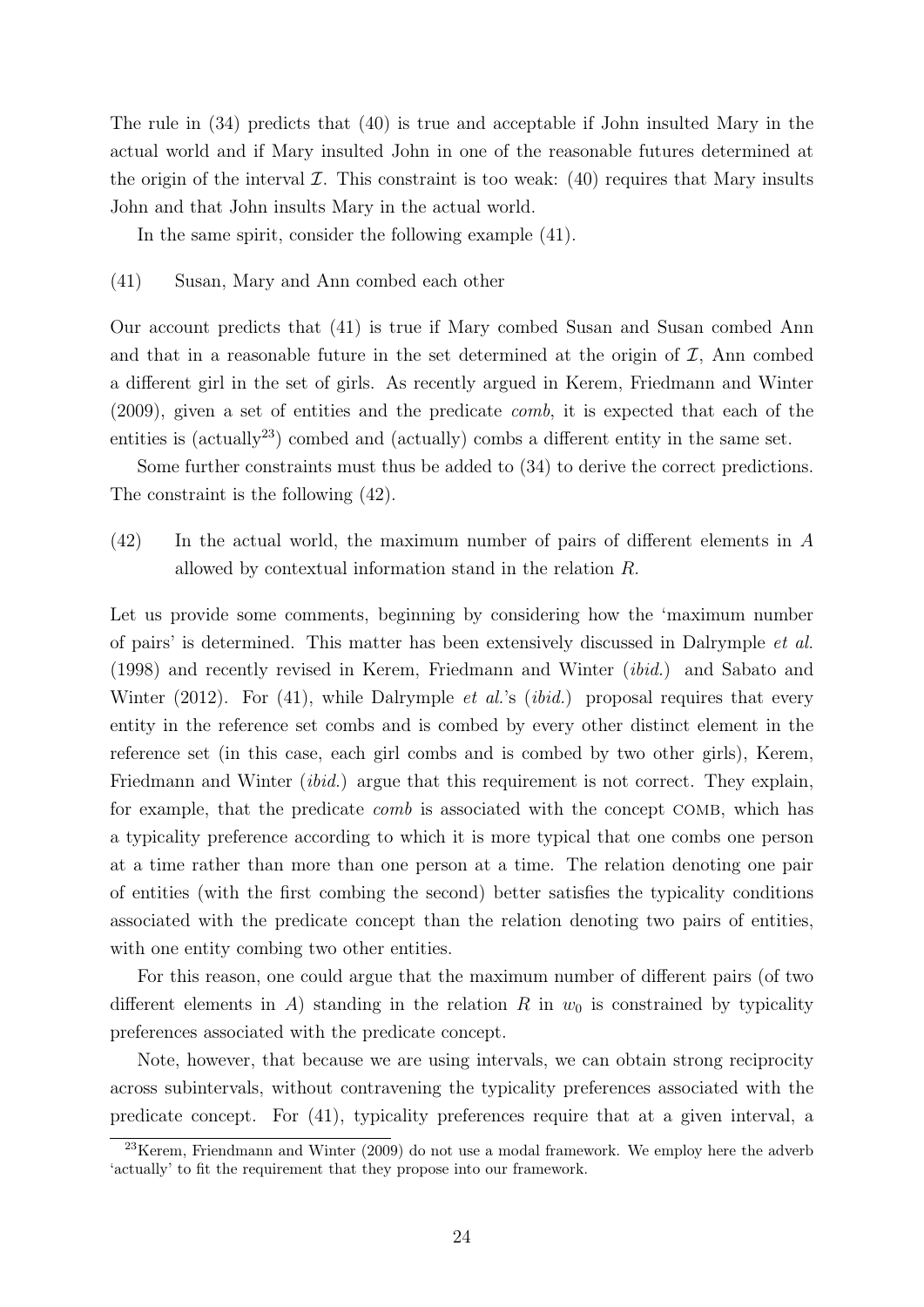The rule in (34) predicts that (40) is true and acceptable if John insulted Mary in the actual world and if Mary insulted John in one of the reasonable futures determined at the origin of the interval $\mathcal{I}$. This constraint is too weak: (40) requires that Mary insults John and that John insults Mary in the actual world.

In the same spirit, consider the following example (41).

(41) Susan, Mary and Ann combed each other

Our account predicts that (41) is true if Mary combed Susan and Susan combed Ann and that in a reasonable future in the set determined at the origin of $\mathcal{I}$, Ann combed a different girl in the set of girls. As recently argued in Kerem, Friedmann and Winter (2009), given a set of entities and the predicate *comb*, it is expected that each of the entities is (actually[23]) combed and (actually) combs a different entity in the same set.

Some further constraints must thus be added to (34) to derive the correct predictions. The constraint is the following (42).

(42) In the actual world, the maximum number of pairs of different elements in $A$ allowed by contextual information stand in the relation $R$.

Let us provide some comments, beginning by considering how the 'maximum number of pairs' is determined. This matter has been extensively discussed in Dalrymple *et al.* (1998) and recently revised in Kerem, Friedmann and Winter (*ibid.*) and Sabato and Winter (2012). For (41), while Dalrymple *et al.*'s (*ibid.*) proposal requires that every entity in the reference set combs and is combed by every other distinct element in the reference set (in this case, each girl combs and is combed by two other girls), Kerem, Friedmann and Winter (*ibid.*) argue that this requirement is not correct. They explain, for example, that the predicate *comb* is associated with the concept COMB, which has a typicality preference according to which it is more typical that one combs one person at a time rather than more than one person at a time. The relation denoting one pair of entities (with the first combing the second) better satisfies the typicality conditions associated with the predicate concept than the relation denoting two pairs of entities, with one entity combing two other entities.

For this reason, one could argue that the maximum number of different pairs (of two different elements in $A$) standing in the relation $R$ in $w_0$ is constrained by typicality preferences associated with the predicate concept.

Note, however, that because we are using intervals, we can obtain strong reciprocity across subintervals, without contravening the typicality preferences associated with the predicate concept. For (41), typicality preferences require that at a given interval, a

[23] Kerem, Friendmann and Winter (2009) do not use a modal framework. We employ here the adverb 'actually' to fit the requirement that they propose into our framework.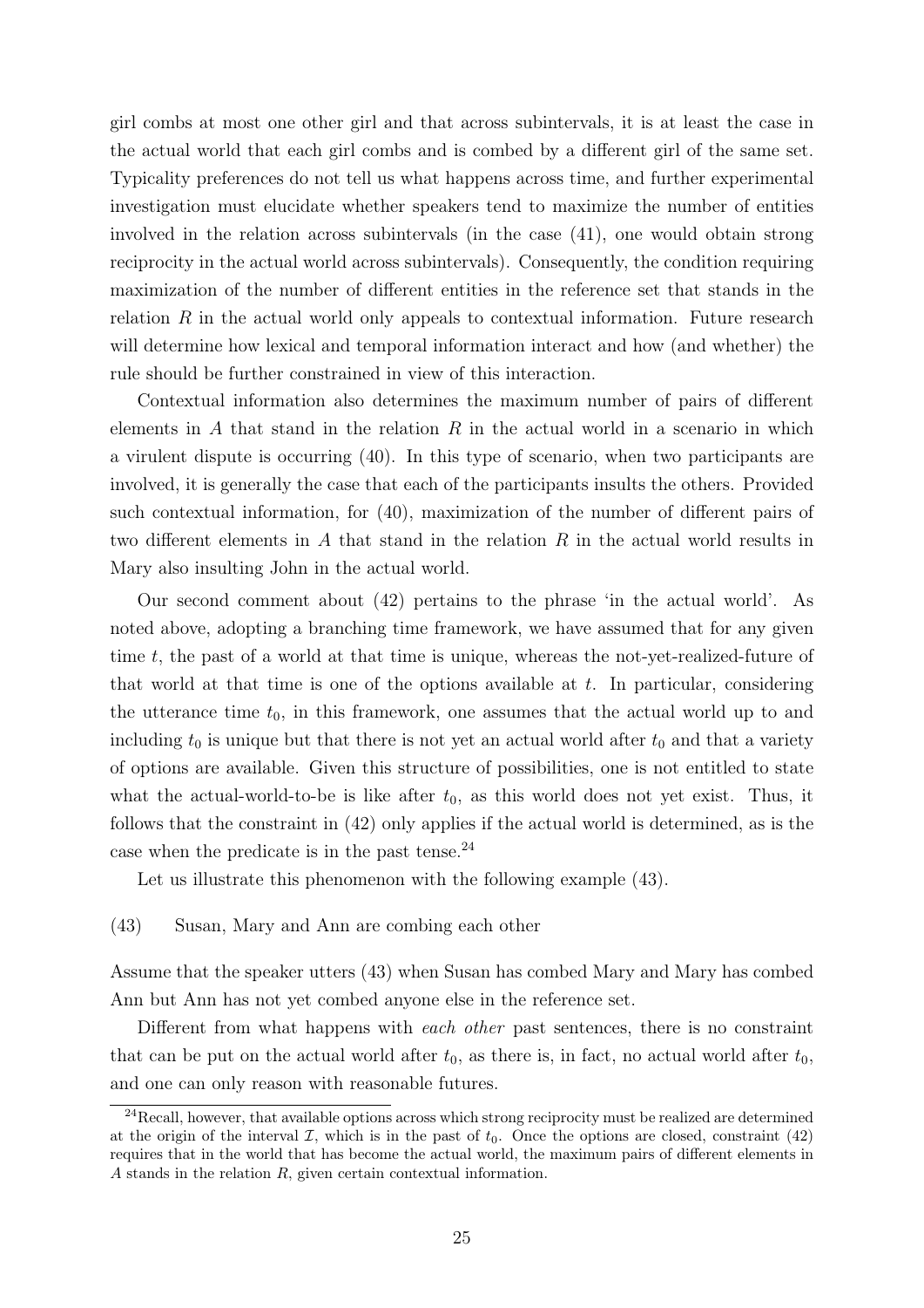girl combs at most one other girl and that across subintervals, it is at least the case in the actual world that each girl combs and is combed by a different girl of the same set. Typicality preferences do not tell us what happens across time, and further experimental investigation must elucidate whether speakers tend to maximize the number of entities involved in the relation across subintervals (in the case (41), one would obtain strong reciprocity in the actual world across subintervals). Consequently, the condition requiring maximization of the number of different entities in the reference set that stands in the relation $R$ in the actual world only appeals to contextual information. Future research will determine how lexical and temporal information interact and how (and whether) the rule should be further constrained in view of this interaction.

Contextual information also determines the maximum number of pairs of different elements in $A$ that stand in the relation $R$ in the actual world in a scenario in which a virulent dispute is occurring (40). In this type of scenario, when two participants are involved, it is generally the case that each of the participants insults the others. Provided such contextual information, for (40), maximization of the number of different pairs of two different elements in $A$ that stand in the relation $R$ in the actual world results in Mary also insulting John in the actual world.

Our second comment about (42) pertains to the phrase 'in the actual world'. As noted above, adopting a branching time framework, we have assumed that for any given time $t$, the past of a world at that time is unique, whereas the not-yet-realized-future of that world at that time is one of the options available at $t$. In particular, considering the utterance time $t_0$, in this framework, one assumes that the actual world up to and including $t_0$ is unique but that there is not yet an actual world after $t_0$ and that a variety of options are available. Given this structure of possibilities, one is not entitled to state what the actual-world-to-be is like after $t_0$, as this world does not yet exist. Thus, it follows that the constraint in (42) only applies if the actual world is determined, as is the case when the predicate is in the past tense.[24]

Let us illustrate this phenomenon with the following example (43).

(43) Susan, Mary and Ann are combing each other

Assume that the speaker utters (43) when Susan has combed Mary and Mary has combed Ann but Ann has not yet combed anyone else in the reference set.

Different from what happens with *each other* past sentences, there is no constraint that can be put on the actual world after $t_0$, as there is, in fact, no actual world after $t_0$, and one can only reason with reasonable futures.

[24]Recall, however, that available options across which strong reciprocity must be realized are determined at the origin of the interval $\mathcal{I}$, which is in the past of $t_0$. Once the options are closed, constraint (42) requires that in the world that has become the actual world, the maximum pairs of different elements in $A$ stands in the relation $R$, given certain contextual information.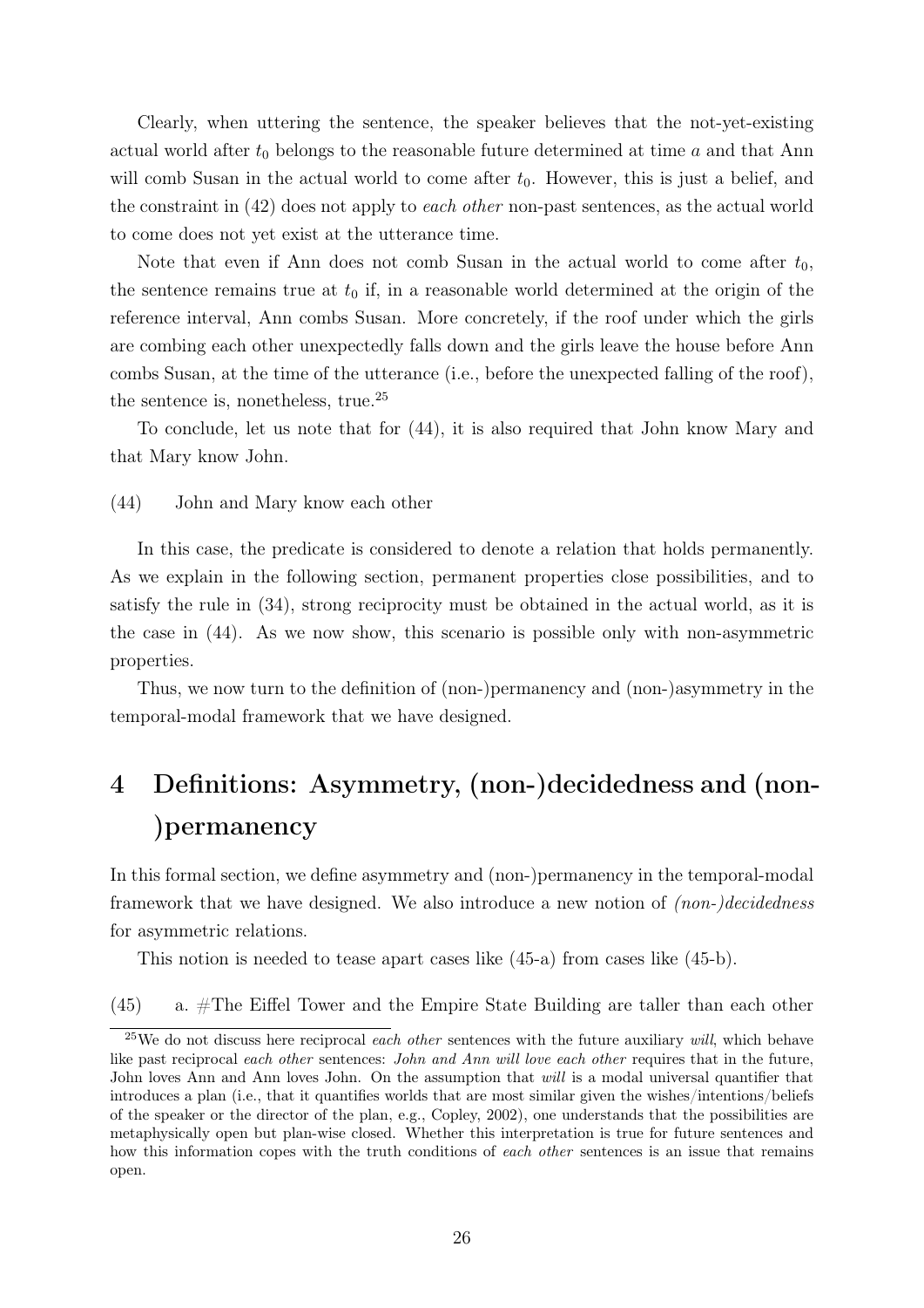Clearly, when uttering the sentence, the speaker believes that the not-yet-existing actual world after $t_0$ belongs to the reasonable future determined at time $a$ and that Ann will comb Susan in the actual world to come after $t_0$. However, this is just a belief, and the constraint in (42) does not apply to *each other* non-past sentences, as the actual world to come does not yet exist at the utterance time.

Note that even if Ann does not comb Susan in the actual world to come after $t_0$, the sentence remains true at $t_0$ if, in a reasonable world determined at the origin of the reference interval, Ann combs Susan. More concretely, if the roof under which the girls are combing each other unexpectedly falls down and the girls leave the house before Ann combs Susan, at the time of the utterance (i.e., before the unexpected falling of the roof), the sentence is, nonetheless, true.[25]

To conclude, let us note that for (44), it is also required that John know Mary and that Mary know John.

(44) John and Mary know each other

In this case, the predicate is considered to denote a relation that holds permanently. As we explain in the following section, permanent properties close possibilities, and to satisfy the rule in (34), strong reciprocity must be obtained in the actual world, as it is the case in (44). As we now show, this scenario is possible only with non-asymmetric properties.

Thus, we now turn to the definition of (non-)permanency and (non-)asymmetry in the temporal-modal framework that we have designed.

# 4 Definitions: Asymmetry, (non-)decidedness and (non-)permanency

In this formal section, we define asymmetry and (non-)permanency in the temporal-modal framework that we have designed. We also introduce a new notion of *(non-)decidedness* for asymmetric relations.

This notion is needed to tease apart cases like (45-a) from cases like (45-b).

(45) a. #The Eiffel Tower and the Empire State Building are taller than each other

[25] We do not discuss here reciprocal *each other* sentences with the future auxiliary *will*, which behave like past reciprocal *each other* sentences: *John and Ann will love each other* requires that in the future, John loves Ann and Ann loves John. On the assumption that *will* is a modal universal quantifier that introduces a plan (i.e., that it quantifies worlds that are most similar given the wishes/intentions/beliefs of the speaker or the director of the plan, e.g., Copley, 2002), one understands that the possibilities are metaphysically open but plan-wise closed. Whether this interpretation is true for future sentences and how this information copes with the truth conditions of *each other* sentences is an issue that remains open.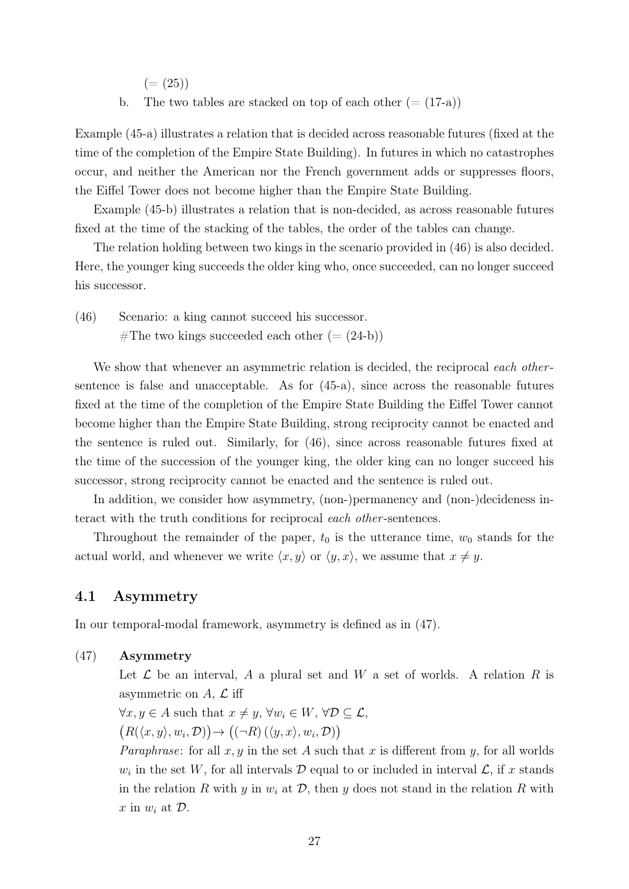(= (25))

b. The two tables are stacked on top of each other (= (17-a))

Example (45-a) illustrates a relation that is decided across reasonable futures (fixed at the time of the completion of the Empire State Building). In futures in which no catastrophes occur, and neither the American nor the French government adds or suppresses floors, the Eiffel Tower does not become higher than the Empire State Building.

Example (45-b) illustrates a relation that is non-decided, as across reasonable futures fixed at the time of the stacking of the tables, the order of the tables can change.

The relation holding between two kings in the scenario provided in (46) is also decided. Here, the younger king succeeds the older king who, once succeeded, can no longer succeed his successor.

(46) Scenario: a king cannot succeed his successor.
#The two kings succeeded each other (= (24-b))

We show that whenever an asymmetric relation is decided, the reciprocal *each other*-sentence is false and unacceptable. As for (45-a), since across the reasonable futures fixed at the time of the completion of the Empire State Building the Eiffel Tower cannot become higher than the Empire State Building, strong reciprocity cannot be enacted and the sentence is ruled out. Similarly, for (46), since across reasonable futures fixed at the time of the succession of the younger king, the older king can no longer succeed his successor, strong reciprocity cannot be enacted and the sentence is ruled out.

In addition, we consider how asymmetry, (non-)permanency and (non-)decideness interact with the truth conditions for reciprocal *each other*-sentences.

Throughout the remainder of the paper, $t_0$ is the utterance time, $w_0$ stands for the actual world, and whenever we write $\langle x, y\rangle$ or $\langle y, x\rangle$, we assume that $x \neq y$.

## 4.1 Asymmetry

In our temporal-modal framework, asymmetry is defined as in (47).

(47) **Asymmetry**

Let $\mathcal{L}$ be an interval, $A$ a plural set and $W$ a set of worlds. A relation $R$ is asymmetric on $A$, $\mathcal{L}$ iff

$\forall x, y \in A$ such that $x \neq y$, $\forall w_i \in W$, $\forall \mathcal{D} \subseteq \mathcal{L}$,

$\big(R(\langle x, y\rangle, w_i, \mathcal{D})\big) \rightarrow \big((\neg R)(\langle y, x\rangle, w_i, \mathcal{D})\big)$

*Paraphrase*: for all $x, y$ in the set $A$ such that $x$ is different from $y$, for all worlds $w_i$ in the set $W$, for all intervals $\mathcal{D}$ equal to or included in interval $\mathcal{L}$, if $x$ stands in the relation $R$ with $y$ in $w_i$ at $\mathcal{D}$, then $y$ does not stand in the relation $R$ with $x$ in $w_i$ at $\mathcal{D}$.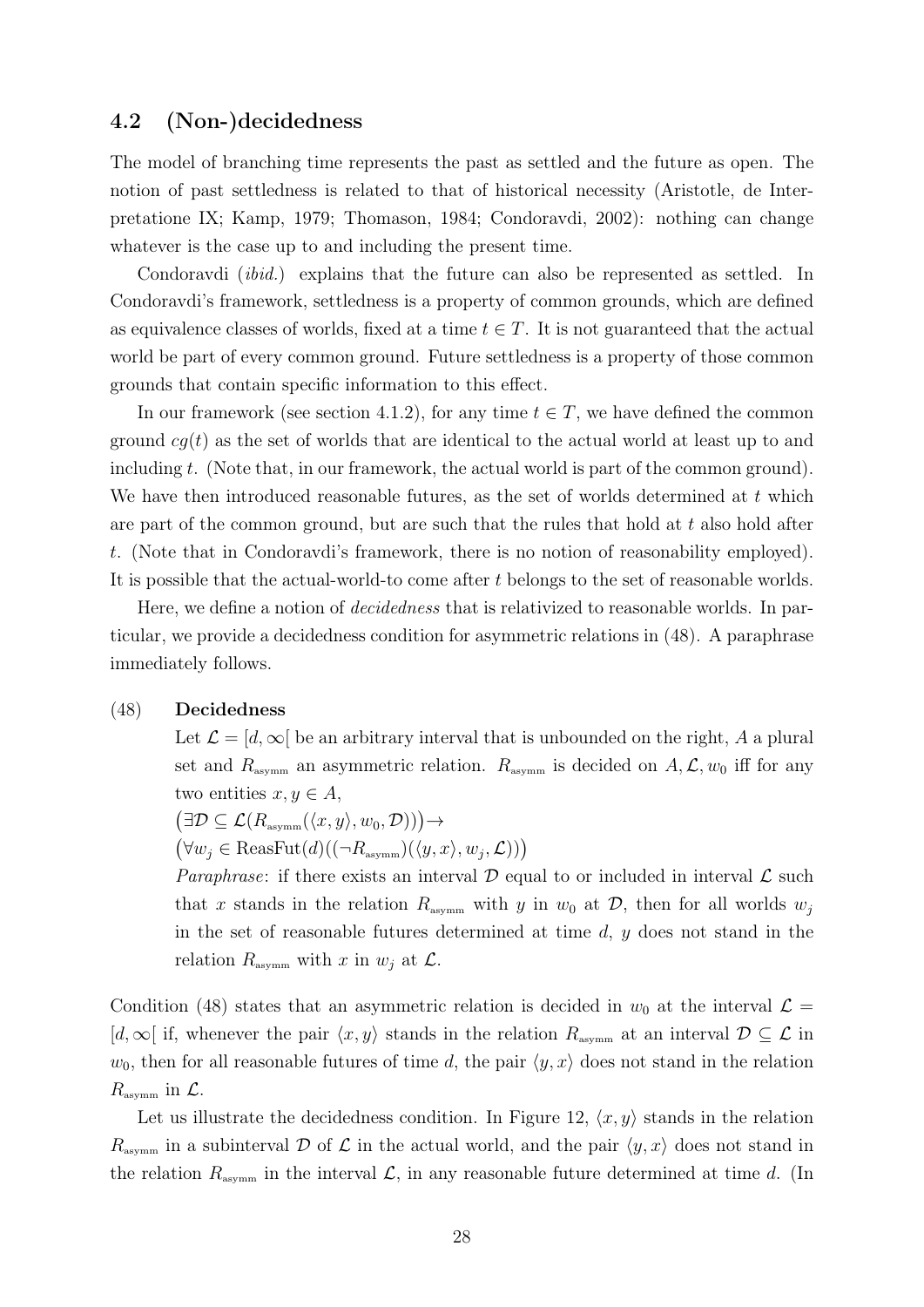## 4.2 (Non-)decidedness

The model of branching time represents the past as settled and the future as open. The notion of past settledness is related to that of historical necessity (Aristotle, de Interpretatione IX; Kamp, 1979; Thomason, 1984; Condoravdi, 2002): nothing can change whatever is the case up to and including the present time.

Condoravdi (*ibid.*) explains that the future can also be represented as settled. In Condoravdi's framework, settledness is a property of common grounds, which are defined as equivalence classes of worlds, fixed at a time $t \in T$. It is not guaranteed that the actual world be part of every common ground. Future settledness is a property of those common grounds that contain specific information to this effect.

In our framework (see section 4.1.2), for any time $t \in T$, we have defined the common ground $cg(t)$ as the set of worlds that are identical to the actual world at least up to and including $t$. (Note that, in our framework, the actual world is part of the common ground). We have then introduced reasonable futures, as the set of worlds determined at $t$ which are part of the common ground, but are such that the rules that hold at $t$ also hold after $t$. (Note that in Condoravdi's framework, there is no notion of reasonability employed). It is possible that the actual-world-to come after $t$ belongs to the set of reasonable worlds.

Here, we define a notion of *decidedness* that is relativized to reasonable worlds. In particular, we provide a decidedness condition for asymmetric relations in (48). A paraphrase immediately follows.

(48) **Decidedness**

Let $\mathcal{L} = [d, \infty[$ be an arbitrary interval that is unbounded on the right, $A$ a plural set and $R_{\text{asymm}}$ an asymmetric relation. $R_{\text{asymm}}$ is decided on $A, \mathcal{L}, w_0$ iff for any two entities $x, y \in A$,

$\big(\exists \mathcal{D} \subseteq \mathcal{L}(R_{\text{asymm}}(\langle x, y\rangle, w_0, \mathcal{D}))\big) \rightarrow$

$\big(\forall w_j \in \text{ReasFut}(d)((\neg R_{\text{asymm}})(\langle y, x\rangle, w_j, \mathcal{L}))\big)$

*Paraphrase*: if there exists an interval $\mathcal{D}$ equal to or included in interval $\mathcal{L}$ such that $x$ stands in the relation $R_{\text{asymm}}$ with $y$ in $w_0$ at $\mathcal{D}$, then for all worlds $w_j$ in the set of reasonable futures determined at time $d$, $y$ does not stand in the relation $R_{\text{asymm}}$ with $x$ in $w_j$ at $\mathcal{L}$.

Condition (48) states that an asymmetric relation is decided in $w_0$ at the interval $\mathcal{L} = [d, \infty[$ if, whenever the pair $\langle x, y\rangle$ stands in the relation $R_{\text{asymm}}$ at an interval $\mathcal{D} \subseteq \mathcal{L}$ in $w_0$, then for all reasonable futures of time $d$, the pair $\langle y, x\rangle$ does not stand in the relation $R_{\text{asymm}}$ in $\mathcal{L}$.

Let us illustrate the decidedness condition. In Figure 12, $\langle x, y\rangle$ stands in the relation $R_{\text{asymm}}$ in a subinterval $\mathcal{D}$ of $\mathcal{L}$ in the actual world, and the pair $\langle y, x\rangle$ does not stand in the relation $R_{\text{asymm}}$ in the interval $\mathcal{L}$, in any reasonable future determined at time $d$. (In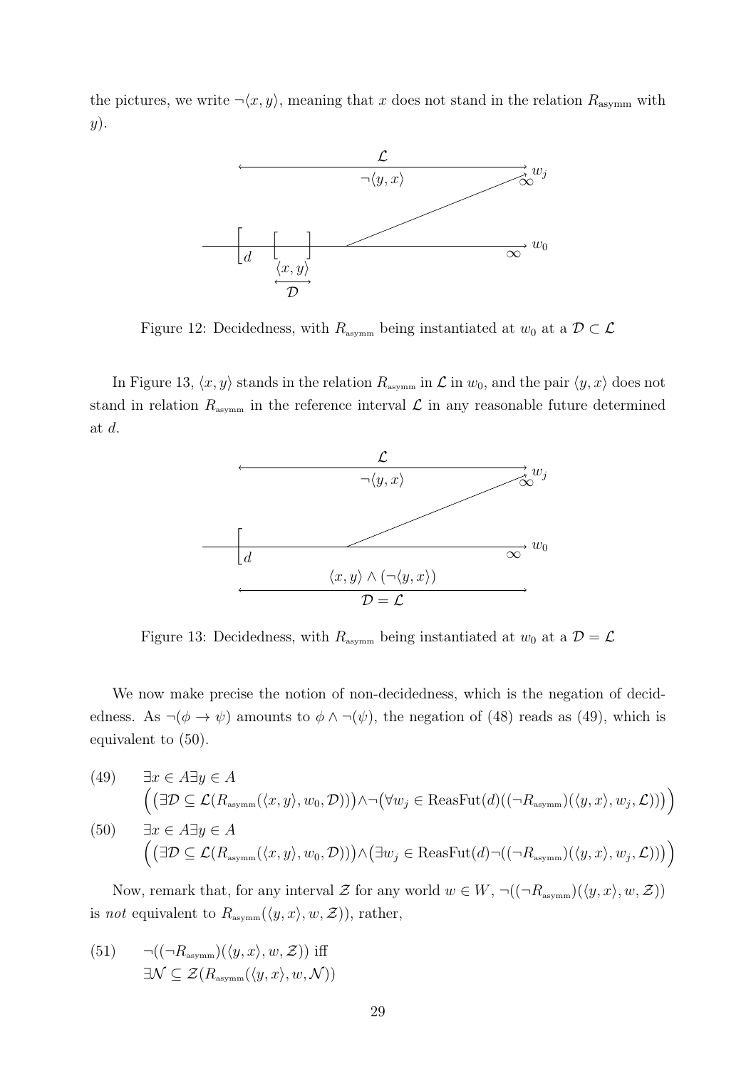the pictures, we write $\neg\langle x, y\rangle$, meaning that $x$ does not stand in the relation $R_{\text{asymm}}$ with $y$).

Figure 12: Decidedness, with $R_{\text{asymm}}$ being instantiated at $w_0$ at a $\mathcal{D} \subset \mathcal{L}$

In Figure 13, $\langle x, y\rangle$ stands in the relation $R_{\text{asymm}}$ in $\mathcal{L}$ in $w_0$, and the pair $\langle y, x\rangle$ does not stand in relation $R_{\text{asymm}}$ in the reference interval $\mathcal{L}$ in any reasonable future determined at $d$.

Figure 13: Decidedness, with $R_{\text{asymm}}$ being instantiated at $w_0$ at a $\mathcal{D} = \mathcal{L}$

We now make precise the notion of non-decidedness, which is the negation of decidedness. As $\neg(\phi \rightarrow \psi)$ amounts to $\phi \wedge \neg(\psi)$, the negation of (48) reads as (49), which is equivalent to (50).

(49) $\exists x \in A \exists y \in A$
$$\Big(\big(\exists \mathcal{D} \subseteq \mathcal{L}(R_{\text{asymm}}(\langle x, y\rangle, w_0, \mathcal{D}))\big) \wedge \neg\big(\forall w_j \in \text{ReasFut}(d)((\neg R_{\text{asymm}})(\langle y, x\rangle, w_j, \mathcal{L}))\big)\Big)$$

(50) $\exists x \in A \exists y \in A$
$$\Big(\big(\exists \mathcal{D} \subseteq \mathcal{L}(R_{\text{asymm}}(\langle x, y\rangle, w_0, \mathcal{D}))\big) \wedge \big(\exists w_j \in \text{ReasFut}(d)\neg((\neg R_{\text{asymm}})(\langle y, x\rangle, w_j, \mathcal{L}))\big)\Big)$$

Now, remark that, for any interval $\mathcal{Z}$ for any world $w \in W$, $\neg((\neg R_{\text{asymm}})(\langle y, x\rangle, w, \mathcal{Z}))$ is *not* equivalent to $R_{\text{asymm}}(\langle y, x\rangle, w, \mathcal{Z}))$, rather,

(51) $\neg((\neg R_{\text{asymm}})(\langle y, x\rangle, w, \mathcal{Z}))$ iff
$$\exists \mathcal{N} \subseteq \mathcal{Z}(R_{\text{asymm}}(\langle y, x\rangle, w, \mathcal{N}))$$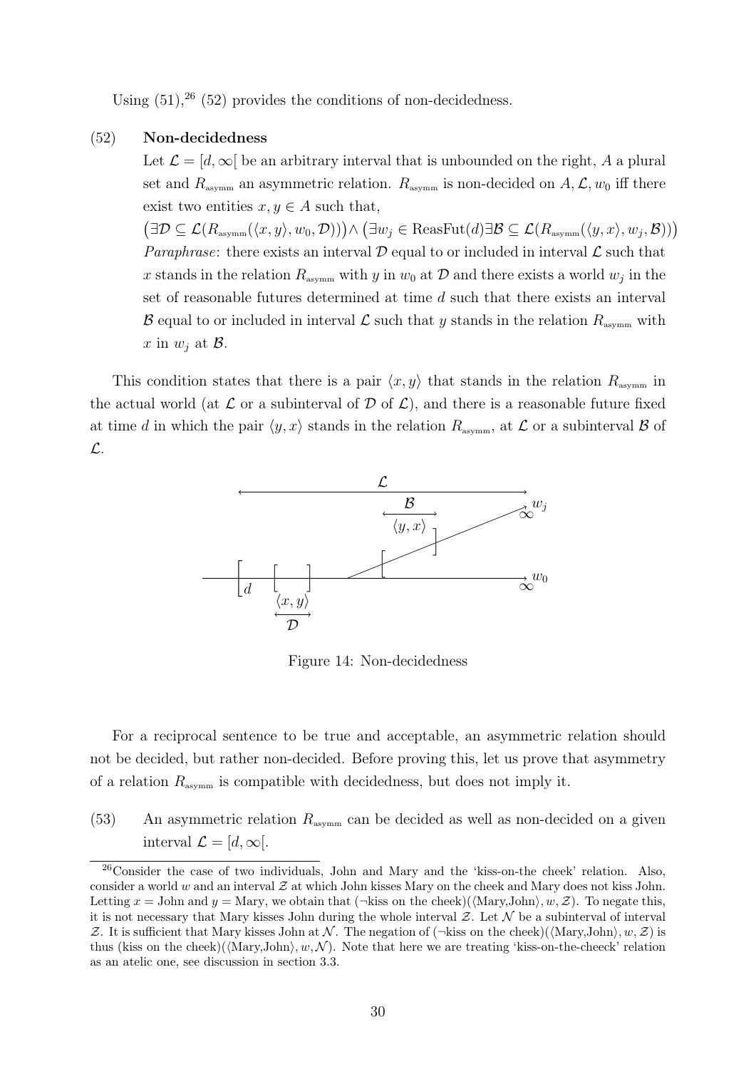Using (51),[26] (52) provides the conditions of non-decidedness.

(52) **Non-decidedness**

Let $\mathcal{L} = [d, \infty[$ be an arbitrary interval that is unbounded on the right, $A$ a plural set and $R_{\text{asymm}}$ an asymmetric relation. $R_{\text{asymm}}$ is non-decided on $A, \mathcal{L}, w_0$ iff there exist two entities $x, y \in A$ such that,

$\big(\exists \mathcal{D} \subseteq \mathcal{L}(R_{\text{asymm}}(\langle x, y\rangle, w_0, \mathcal{D}))\big) \wedge \big(\exists w_j \in \text{ReasFut}(d) \exists \mathcal{B} \subseteq \mathcal{L}(R_{\text{asymm}}(\langle y, x\rangle, w_j, \mathcal{B}))\big)$

*Paraphrase*: there exists an interval $\mathcal{D}$ equal to or included in interval $\mathcal{L}$ such that $x$ stands in the relation $R_{\text{asymm}}$ with $y$ in $w_0$ at $\mathcal{D}$ and there exists a world $w_j$ in the set of reasonable futures determined at time $d$ such that there exists an interval $\mathcal{B}$ equal to or included in interval $\mathcal{L}$ such that $y$ stands in the relation $R_{\text{asymm}}$ with $x$ in $w_j$ at $\mathcal{B}$.

This condition states that there is a pair $\langle x, y\rangle$ that stands in the relation $R_{\text{asymm}}$ in the actual world (at $\mathcal{L}$ or a subinterval of $\mathcal{D}$ of $\mathcal{L}$), and there is a reasonable future fixed at time $d$ in which the pair $\langle y, x\rangle$ stands in the relation $R_{\text{asymm}}$, at $\mathcal{L}$ or a subinterval $\mathcal{B}$ of $\mathcal{L}$.

Figure 14: Non-decidedness

For a reciprocal sentence to be true and acceptable, an asymmetric relation should not be decided, but rather non-decided. Before proving this, let us prove that asymmetry of a relation $R_{\text{asymm}}$ is compatible with decidedness, but does not imply it.

(53) An asymmetric relation $R_{\text{asymm}}$ can be decided as well as non-decided on a given interval $\mathcal{L} = [d, \infty[$.

[26] Consider the case of two individuals, John and Mary and the 'kiss-on-the cheek' relation. Also, consider a world $w$ and an interval $\mathcal{Z}$ at which John kisses Mary on the cheek and Mary does not kiss John. Letting $x$ = John and $y$ = Mary, we obtain that ($\neg$kiss on the cheek)($\langle$Mary,John$\rangle, w, \mathcal{Z}$). To negate this, it is not necessary that Mary kisses John during the whole interval $\mathcal{Z}$. Let $\mathcal{N}$ be a subinterval of interval $\mathcal{Z}$. It is sufficient that Mary kisses John at $\mathcal{N}$. The negation of ($\neg$kiss on the cheek)($\langle$Mary,John$\rangle, w, \mathcal{Z}$) is thus (kiss on the cheek)($\langle$Mary,John$\rangle, w, \mathcal{N}$). Note that here we are treating 'kiss-on-the-cheeck' relation as an atelic one, see discussion in section 3.3.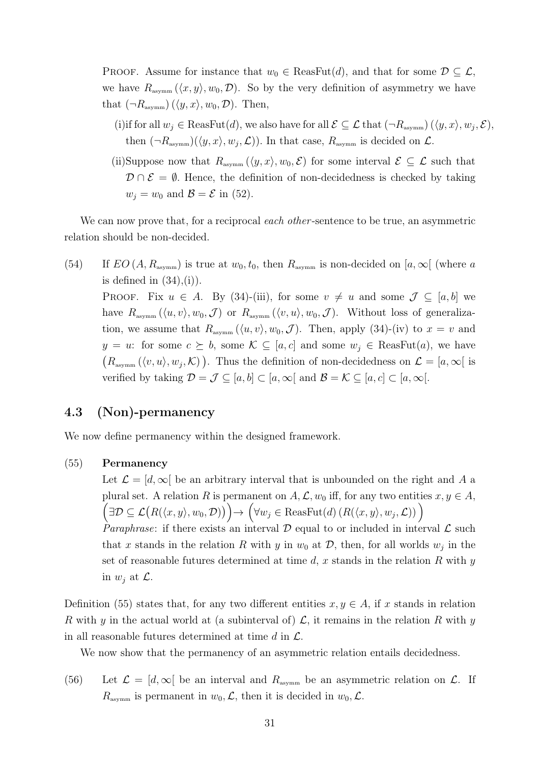PROOF. Assume for instance that $w_0 \in \text{ReasFut}(d)$, and that for some $\mathcal{D} \subseteq \mathcal{L}$, we have $R_{\text{asymm}}(\langle x, y\rangle, w_0, \mathcal{D})$. So by the very definition of asymmetry we have that $(\neg R_{\text{asymm}})(\langle y, x\rangle, w_0, \mathcal{D})$. Then,

(i) if for all $w_j \in \text{ReasFut}(d)$, we also have for all $\mathcal{E} \subseteq \mathcal{L}$ that $(\neg R_{\text{asymm}})(\langle y, x\rangle, w_j, \mathcal{E})$, then $(\neg R_{\text{asymm}})(\langle y, x\rangle, w_j, \mathcal{L}))$. In that case, $R_{\text{asymm}}$ is decided on $\mathcal{L}$.

(ii) Suppose now that $R_{\text{asymm}}(\langle y, x\rangle, w_0, \mathcal{E})$ for some interval $\mathcal{E} \subseteq \mathcal{L}$ such that $\mathcal{D} \cap \mathcal{E} = \emptyset$. Hence, the definition of non-decidedness is checked by taking $w_j = w_0$ and $\mathcal{B} = \mathcal{E}$ in (52).

We can now prove that, for a reciprocal *each other*-sentence to be true, an asymmetric relation should be non-decided.

(54) If $EO(A, R_{\text{asymm}})$ is true at $w_0, t_0$, then $R_{\text{asymm}}$ is non-decided on $[a, \infty[$ (where $a$ is defined in (34),(i)).

PROOF. Fix $u \in A$. By (34)-(iii), for some $v \neq u$ and some $\mathcal{J} \subseteq [a, b]$ we have $R_{\text{asymm}}(\langle u, v\rangle, w_0, \mathcal{J})$ or $R_{\text{asymm}}(\langle v, u\rangle, w_0, \mathcal{J})$. Without loss of generalization, we assume that $R_{\text{asymm}}(\langle u, v\rangle, w_0, \mathcal{J})$. Then, apply (34)-(iv) to $x = v$ and $y = u$: for some $c \succeq b$, some $\mathcal{K} \subseteq [a, c]$ and some $w_j \in \text{ReasFut}(a)$, we have $\left(R_{\text{asymm}}(\langle v, u\rangle, w_j, \mathcal{K})\right)$. Thus the definition of non-decidedness on $\mathcal{L} = [a, \infty[$ is verified by taking $\mathcal{D} = \mathcal{J} \subseteq [a, b] \subset [a, \infty[$ and $\mathcal{B} = \mathcal{K} \subseteq [a, c] \subset [a, \infty[$.

## 4.3 (Non)-permanency

We now define permanency within the designed framework.

(55) **Permanency**

Let $\mathcal{L} = [d, \infty[$ be an arbitrary interval that is unbounded on the right and $A$ a plural set. A relation $R$ is permanent on $A, \mathcal{L}, w_0$ iff, for any two entities $x, y \in A$,
$\Big(\exists \mathcal{D} \subseteq \mathcal{L}\big(R(\langle x, y\rangle, w_0, \mathcal{D})\big)\Big) \rightarrow \Big(\forall w_j \in \text{ReasFut}(d)\, (R(\langle x, y\rangle, w_j, \mathcal{L}))\Big)$

*Paraphrase*: if there exists an interval $\mathcal{D}$ equal to or included in interval $\mathcal{L}$ such that $x$ stands in the relation $R$ with $y$ in $w_0$ at $\mathcal{D}$, then, for all worlds $w_j$ in the set of reasonable futures determined at time $d$, $x$ stands in the relation $R$ with $y$ in $w_j$ at $\mathcal{L}$.

Definition (55) states that, for any two different entities $x, y \in A$, if $x$ stands in relation $R$ with $y$ in the actual world at (a subinterval of) $\mathcal{L}$, it remains in the relation $R$ with $y$ in all reasonable futures determined at time $d$ in $\mathcal{L}$.

We now show that the permanency of an asymmetric relation entails decidedness.

(56) Let $\mathcal{L} = [d, \infty[$ be an interval and $R_{\text{asymm}}$ be an asymmetric relation on $\mathcal{L}$. If $R_{\text{asymm}}$ is permanent in $w_0, \mathcal{L}$, then it is decided in $w_0, \mathcal{L}$.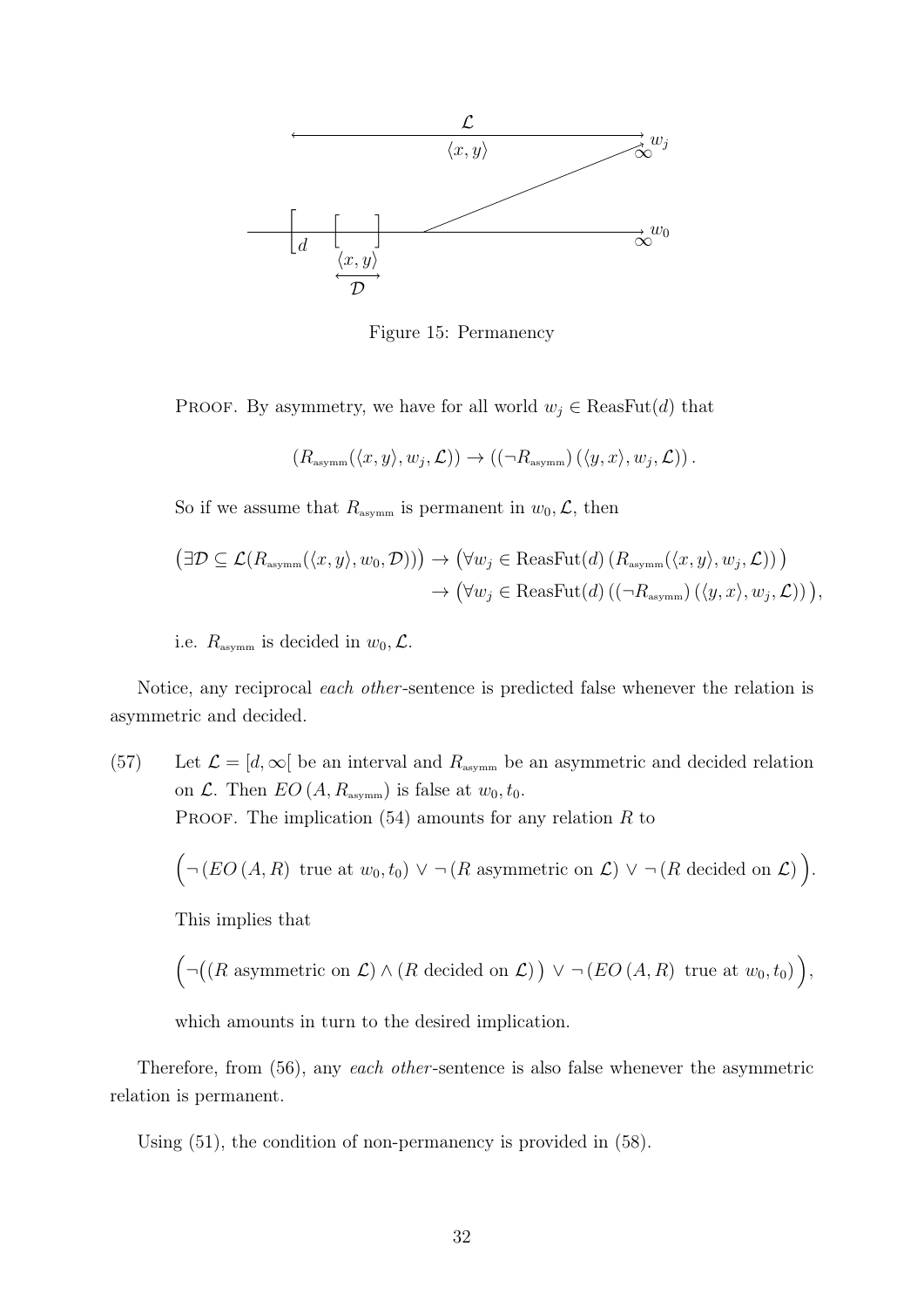Figure 15: Permanency

PROOF. By asymmetry, we have for all world $w_j \in \text{ReasFut}(d)$ that

$$(R_{\text{asymm}}(\langle x,y\rangle, w_j, \mathcal{L})) \to ((\neg R_{\text{asymm}})(\langle y,x\rangle, w_j, \mathcal{L})).$$

So if we assume that $R_{\text{asymm}}$ is permanent in $w_0, \mathcal{L}$, then

$$\begin{aligned}\left(\exists \mathcal{D} \subseteq \mathcal{L}(R_{\text{asymm}}(\langle x,y\rangle, w_0, \mathcal{D}))\right) &\to \left(\forall w_j \in \text{ReasFut}(d)\,(R_{\text{asymm}}(\langle x,y\rangle, w_j, \mathcal{L}))\right)\\ &\to \left(\forall w_j \in \text{ReasFut}(d)\,((\neg R_{\text{asymm}})(\langle y,x\rangle, w_j, \mathcal{L}))\right),\end{aligned}$$

i.e. $R_{\text{asymm}}$ is decided in $w_0, \mathcal{L}$.

Notice, any reciprocal *each other*-sentence is predicted false whenever the relation is asymmetric and decided.

(57) Let $\mathcal{L} = [d, \infty[$ be an interval and $R_{\text{asymm}}$ be an asymmetric and decided relation on $\mathcal{L}$. Then $EO\,(A, R_{\text{asymm}})$ is false at $w_0, t_0$.

PROOF. The implication (54) amounts for any relation $R$ to

$$\Big(\neg\,(EO\,(A,R) \text{ true at } w_0,t_0) \vee \neg\,(R \text{ asymmetric on } \mathcal{L}) \vee \neg\,(R \text{ decided on } \mathcal{L})\Big).$$

This implies that

$$\Big(\neg\big((R \text{ asymmetric on } \mathcal{L}) \wedge (R \text{ decided on } \mathcal{L})\big) \vee \neg\,(EO\,(A,R) \text{ true at } w_0,t_0)\Big),$$

which amounts in turn to the desired implication.

Therefore, from (56), any *each other*-sentence is also false whenever the asymmetric relation is permanent.

Using (51), the condition of non-permanency is provided in (58).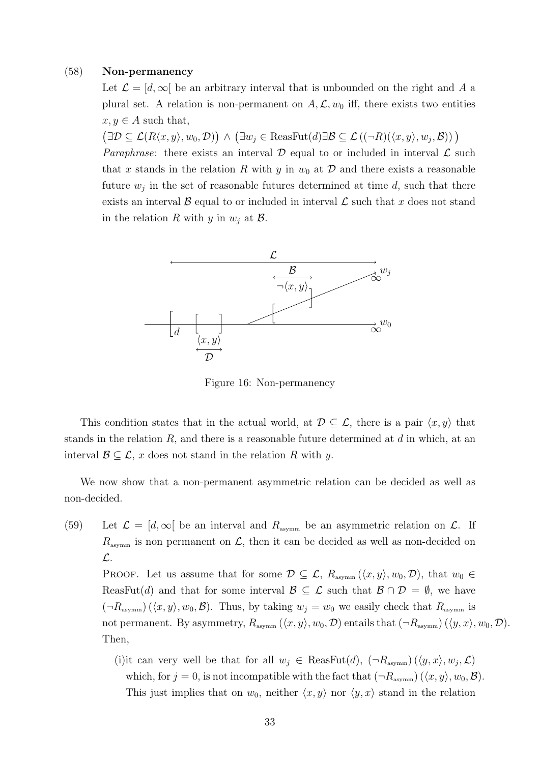(58) **Non-permanency**

Let $\mathcal{L} = [d, \infty[$ be an arbitrary interval that is unbounded on the right and $A$ a plural set. A relation is non-permanent on $A, \mathcal{L}, w_0$ iff, there exists two entities $x, y \in A$ such that,

$\big(\exists \mathcal{D} \subseteq \mathcal{L}(R\langle x, y\rangle, w_0, \mathcal{D})\big) \wedge \big(\exists w_j \in \text{ReasFut}(d) \exists \mathcal{B} \subseteq \mathcal{L}\,((\neg R)(\langle x, y\rangle, w_j, \mathcal{B}))\big)$

*Paraphrase*: there exists an interval $\mathcal{D}$ equal to or included in interval $\mathcal{L}$ such that $x$ stands in the relation $R$ with $y$ in $w_0$ at $\mathcal{D}$ and there exists a reasonable future $w_j$ in the set of reasonable futures determined at time $d$, such that there exists an interval $\mathcal{B}$ equal to or included in interval $\mathcal{L}$ such that $x$ does not stand in the relation $R$ with $y$ in $w_j$ at $\mathcal{B}$.

Figure 16: Non-permanency

This condition states that in the actual world, at $\mathcal{D} \subseteq \mathcal{L}$, there is a pair $\langle x, y\rangle$ that stands in the relation $R$, and there is a reasonable future determined at $d$ in which, at an interval $\mathcal{B} \subseteq \mathcal{L}$, $x$ does not stand in the relation $R$ with $y$.

We now show that a non-permanent asymmetric relation can be decided as well as non-decided.

(59) Let $\mathcal{L} = [d, \infty[$ be an interval and $R_{\text{asymm}}$ be an asymmetric relation on $\mathcal{L}$. If $R_{\text{asymm}}$ is non permanent on $\mathcal{L}$, then it can be decided as well as non-decided on $\mathcal{L}$.

PROOF. Let us assume that for some $\mathcal{D} \subseteq \mathcal{L}$, $R_{\text{asymm}}(\langle x, y\rangle, w_0, \mathcal{D})$, that $w_0 \in \text{ReasFut}(d)$ and that for some interval $\mathcal{B} \subseteq \mathcal{L}$ such that $\mathcal{B} \cap \mathcal{D} = \emptyset$, we have $(\neg R_{\text{asymm}})(\langle x, y\rangle, w_0, \mathcal{B})$. Thus, by taking $w_j = w_0$ we easily check that $R_{\text{asymm}}$ is not permanent. By asymmetry, $R_{\text{asymm}}(\langle x, y\rangle, w_0, \mathcal{D})$ entails that $(\neg R_{\text{asymm}})(\langle y, x\rangle, w_0, \mathcal{D})$. Then,

(i)it can very well be that for all $w_j \in \text{ReasFut}(d)$, $(\neg R_{\text{asymm}})(\langle y, x\rangle, w_j, \mathcal{L})$ which, for $j = 0$, is not incompatible with the fact that $(\neg R_{\text{asymm}})(\langle x, y\rangle, w_0, \mathcal{B})$. This just implies that on $w_0$, neither $\langle x, y\rangle$ nor $\langle y, x\rangle$ stand in the relation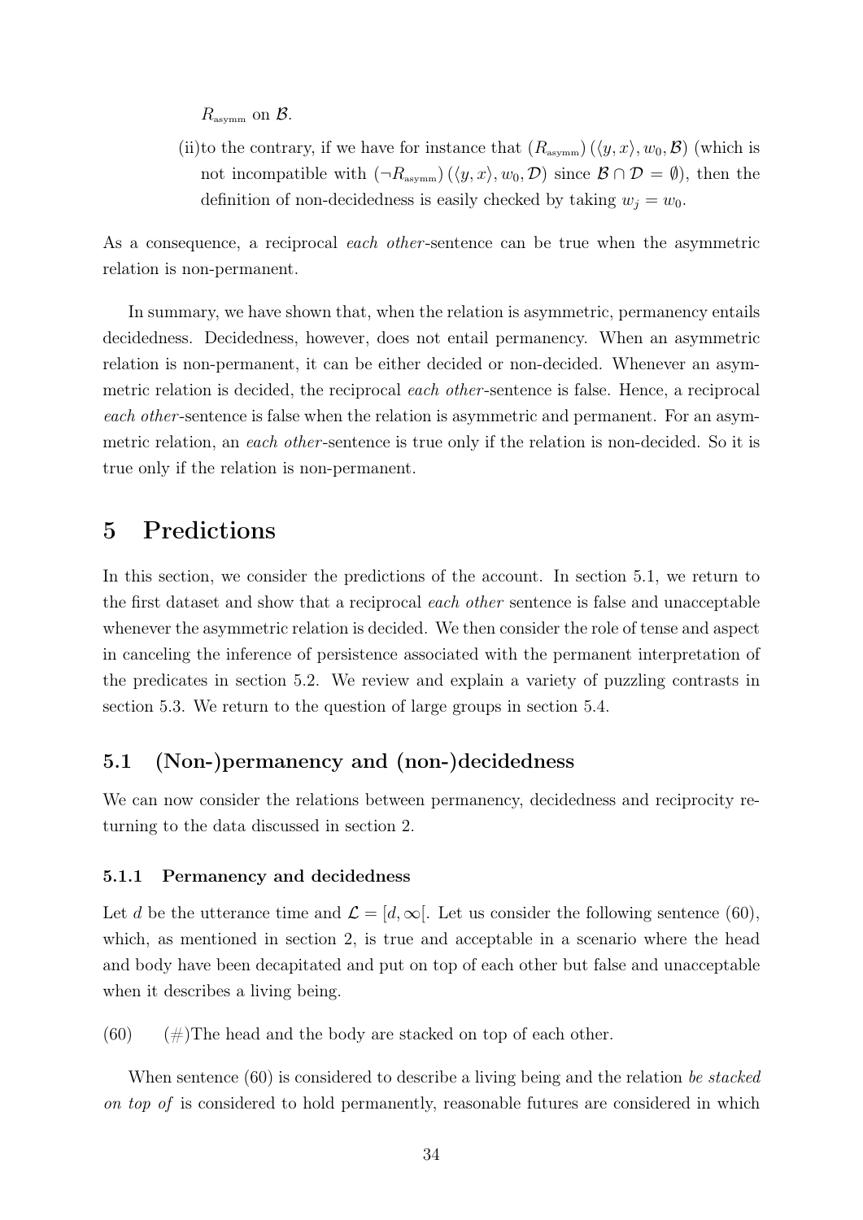$R_{\text{asymm}}$ on $\mathcal{B}$.

(ii) to the contrary, if we have for instance that $(R_{\text{asymm}})(\langle y, x\rangle, w_0, \mathcal{B})$ (which is not incompatible with $(\neg R_{\text{asymm}})(\langle y, x\rangle, w_0, \mathcal{D})$ since $\mathcal{B} \cap \mathcal{D} = \emptyset$), then the definition of non-decidedness is easily checked by taking $w_j = w_0$.

As a consequence, a reciprocal *each other*-sentence can be true when the asymmetric relation is non-permanent.

In summary, we have shown that, when the relation is asymmetric, permanency entails decidedness. Decidedness, however, does not entail permanency. When an asymmetric relation is non-permanent, it can be either decided or non-decided. Whenever an asymmetric relation is decided, the reciprocal *each other*-sentence is false. Hence, a reciprocal *each other*-sentence is false when the relation is asymmetric and permanent. For an asymmetric relation, an *each other*-sentence is true only if the relation is non-decided. So it is true only if the relation is non-permanent.

# 5 Predictions

In this section, we consider the predictions of the account. In section 5.1, we return to the first dataset and show that a reciprocal *each other* sentence is false and unacceptable whenever the asymmetric relation is decided. We then consider the role of tense and aspect in canceling the inference of persistence associated with the permanent interpretation of the predicates in section 5.2. We review and explain a variety of puzzling contrasts in section 5.3. We return to the question of large groups in section 5.4.

## 5.1 (Non-)permanency and (non-)decidedness

We can now consider the relations between permanency, decidedness and reciprocity returning to the data discussed in section 2.

### 5.1.1 Permanency and decidedness

Let $d$ be the utterance time and $\mathcal{L} = [d, \infty[$. Let us consider the following sentence (60), which, as mentioned in section 2, is true and acceptable in a scenario where the head and body have been decapitated and put on top of each other but false and unacceptable when it describes a living being.

(60) (#)The head and the body are stacked on top of each other.

When sentence (60) is considered to describe a living being and the relation *be stacked on top of* is considered to hold permanently, reasonable futures are considered in which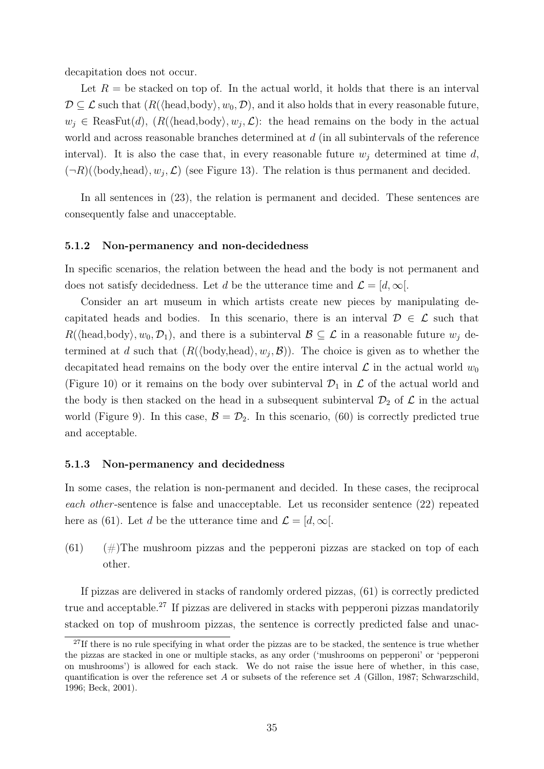decapitation does not occur.

Let $R =$ be stacked on top of. In the actual world, it holds that there is an interval $\mathcal{D} \subseteq \mathcal{L}$ such that $(R(\langle \text{head,body} \rangle, w_0, \mathcal{D})$, and it also holds that in every reasonable future, $w_j \in \text{ReasFut}(d)$, $(R(\langle \text{head,body} \rangle, w_j, \mathcal{L})$: the head remains on the body in the actual world and across reasonable branches determined at $d$ (in all subintervals of the reference interval). It is also the case that, in every reasonable future $w_j$ determined at time $d$, $(\neg R)(\langle \text{body,head} \rangle, w_j, \mathcal{L})$ (see Figure 13). The relation is thus permanent and decided.

In all sentences in (23), the relation is permanent and decided. These sentences are consequently false and unacceptable.

### 5.1.2 Non-permanency and non-decidedness

In specific scenarios, the relation between the head and the body is not permanent and does not satisfy decidedness. Let $d$ be the utterance time and $\mathcal{L} = [d, \infty[$.

Consider an art museum in which artists create new pieces by manipulating decapitated heads and bodies. In this scenario, there is an interval $\mathcal{D} \in \mathcal{L}$ such that $R(\langle \text{head,body} \rangle, w_0, \mathcal{D}_1)$, and there is a subinterval $\mathcal{B} \subseteq \mathcal{L}$ in a reasonable future $w_j$ determined at $d$ such that $(R(\langle \text{body,head} \rangle, w_j, \mathcal{B}))$. The choice is given as to whether the decapitated head remains on the body over the entire interval $\mathcal{L}$ in the actual world $w_0$ (Figure 10) or it remains on the body over subinterval $\mathcal{D}_1$ in $\mathcal{L}$ of the actual world and the body is then stacked on the head in a subsequent subinterval $\mathcal{D}_2$ of $\mathcal{L}$ in the actual world (Figure 9). In this case, $\mathcal{B} = \mathcal{D}_2$. In this scenario, (60) is correctly predicted true and acceptable.

### 5.1.3 Non-permanency and decidedness

In some cases, the relation is non-permanent and decided. In these cases, the reciprocal *each other*-sentence is false and unacceptable. Let us reconsider sentence (22) repeated here as (61). Let $d$ be the utterance time and $\mathcal{L} = [d, \infty[$.

(61) (#)The mushroom pizzas and the pepperoni pizzas are stacked on top of each other.

If pizzas are delivered in stacks of randomly ordered pizzas, (61) is correctly predicted true and acceptable.[27] If pizzas are delivered in stacks with pepperoni pizzas mandatorily stacked on top of mushroom pizzas, the sentence is correctly predicted false and unac-

[27] If there is no rule specifying in what order the pizzas are to be stacked, the sentence is true whether the pizzas are stacked in one or multiple stacks, as any order ('mushrooms on pepperoni' or 'pepperoni on mushrooms') is allowed for each stack. We do not raise the issue here of whether, in this case, quantification is over the reference set $A$ or subsets of the reference set $A$ (Gillon, 1987; Schwarzschild, 1996; Beck, 2001).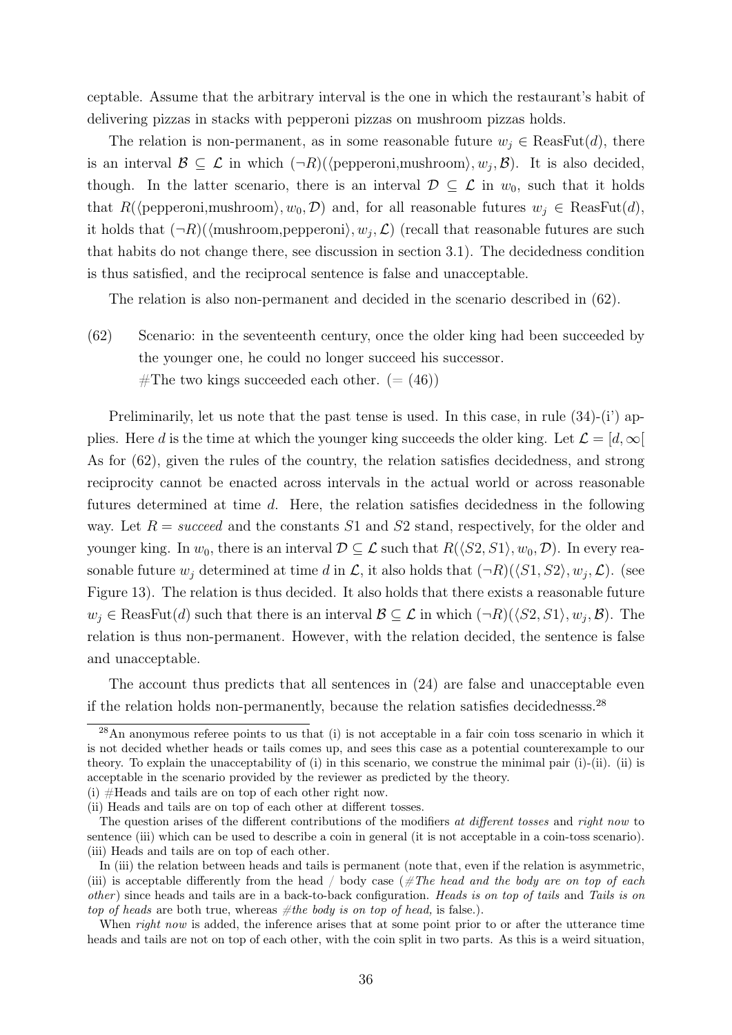ceptable. Assume that the arbitrary interval is the one in which the restaurant's habit of delivering pizzas in stacks with pepperoni pizzas on mushroom pizzas holds.

The relation is non-permanent, as in some reasonable future $w_j \in \text{ReasFut}(d)$, there is an interval $\mathcal{B} \subseteq \mathcal{L}$ in which $(\neg R)(\langle \text{pepperoni,mushroom} \rangle, w_j, \mathcal{B})$. It is also decided, though. In the latter scenario, there is an interval $\mathcal{D} \subseteq \mathcal{L}$ in $w_0$, such that it holds that $R(\langle \text{pepperoni,mushroom} \rangle, w_0, \mathcal{D})$ and, for all reasonable futures $w_j \in \text{ReasFut}(d)$, it holds that $(\neg R)(\langle \text{mushroom,pepperoni} \rangle, w_j, \mathcal{L})$ (recall that reasonable futures are such that habits do not change there, see discussion in section 3.1). The decidedness condition is thus satisfied, and the reciprocal sentence is false and unacceptable.

The relation is also non-permanent and decided in the scenario described in (62).

(62) Scenario: in the seventeenth century, once the older king had been succeeded by the younger one, he could no longer succeed his successor.
#The two kings succeeded each other. (= (46))

Preliminarily, let us note that the past tense is used. In this case, in rule (34)-(i') applies. Here $d$ is the time at which the younger king succeeds the older king. Let $\mathcal{L} = [d, \infty[$ As for (62), given the rules of the country, the relation satisfies decidedness, and strong reciprocity cannot be enacted across intervals in the actual world or across reasonable futures determined at time $d$. Here, the relation satisfies decidedness in the following way. Let $R = \textit{succeed}$ and the constants $S1$ and $S2$ stand, respectively, for the older and younger king. In $w_0$, there is an interval $\mathcal{D} \subseteq \mathcal{L}$ such that $R(\langle S2, S1 \rangle, w_0, \mathcal{D})$. In every reasonable future $w_j$ determined at time $d$ in $\mathcal{L}$, it also holds that $(\neg R)(\langle S1, S2 \rangle, w_j, \mathcal{L})$. (see Figure 13). The relation is thus decided. It also holds that there exists a reasonable future $w_j \in \text{ReasFut}(d)$ such that there is an interval $\mathcal{B} \subseteq \mathcal{L}$ in which $(\neg R)(\langle S2, S1 \rangle, w_j, \mathcal{B})$. The relation is thus non-permanent. However, with the relation decided, the sentence is false and unacceptable.

The account thus predicts that all sentences in (24) are false and unacceptable even if the relation holds non-permanently, because the relation satisfies decidednesss.[28]

[28] An anonymous referee points to us that (i) is not acceptable in a fair coin toss scenario in which it is not decided whether heads or tails comes up, and sees this case as a potential counterexample to our theory. To explain the unacceptability of (i) in this scenario, we construe the minimal pair (i)-(ii). (ii) is acceptable in the scenario provided by the reviewer as predicted by the theory.

(i) #Heads and tails are on top of each other right now.

(ii) Heads and tails are on top of each other at different tosses.

The question arises of the different contributions of the modifiers *at different tosses* and *right now* to sentence (iii) which can be used to describe a coin in general (it is not acceptable in a coin-toss scenario).

(iii) Heads and tails are on top of each other.

In (iii) the relation between heads and tails is permanent (note that, even if the relation is asymmetric, (iii) is acceptable differently from the head / body case (*#The head and the body are on top of each other*) since heads and tails are in a back-to-back configuration. *Heads is on top of tails* and *Tails is on top of heads* are both true, whereas *#the body is on top of head,* is false.).

When *right now* is added, the inference arises that at some point prior to or after the utterance time heads and tails are not on top of each other, with the coin split in two parts. As this is a weird situation,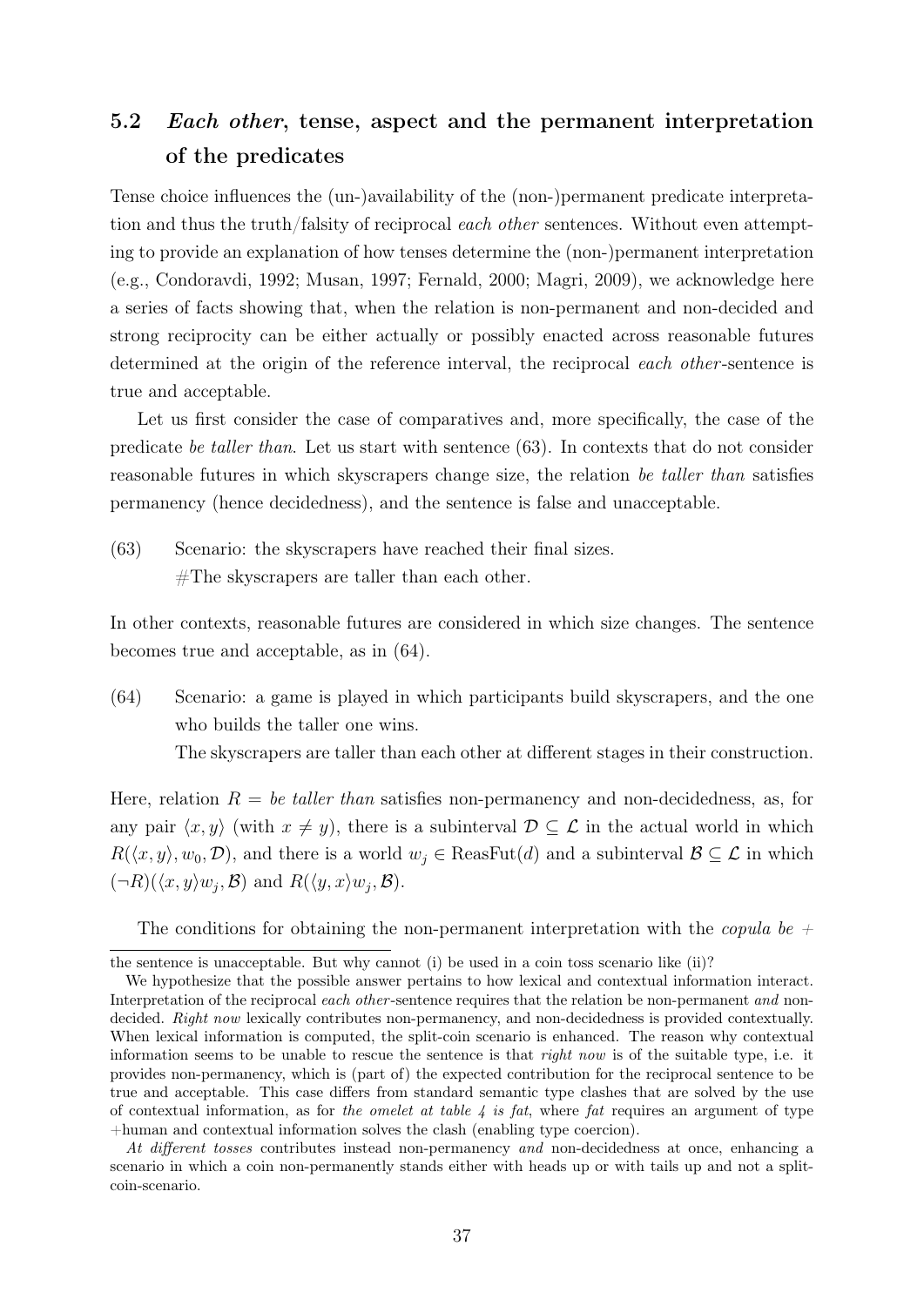## 5.2 *Each other*, tense, aspect and the permanent interpretation of the predicates

Tense choice influences the (un-)availability of the (non-)permanent predicate interpretation and thus the truth/falsity of reciprocal *each other* sentences. Without even attempting to provide an explanation of how tenses determine the (non-)permanent interpretation (e.g., Condoravdi, 1992; Musan, 1997; Fernald, 2000; Magri, 2009), we acknowledge here a series of facts showing that, when the relation is non-permanent and non-decided and strong reciprocity can be either actually or possibly enacted across reasonable futures determined at the origin of the reference interval, the reciprocal *each other*-sentence is true and acceptable.

Let us first consider the case of comparatives and, more specifically, the case of the predicate *be taller than*. Let us start with sentence (63). In contexts that do not consider reasonable futures in which skyscrapers change size, the relation *be taller than* satisfies permanency (hence decidedness), and the sentence is false and unacceptable.

(63) Scenario: the skyscrapers have reached their final sizes.
#The skyscrapers are taller than each other.

In other contexts, reasonable futures are considered in which size changes. The sentence becomes true and acceptable, as in (64).

(64) Scenario: a game is played in which participants build skyscrapers, and the one who builds the taller one wins.
The skyscrapers are taller than each other at different stages in their construction.

Here, relation $R$ = *be taller than* satisfies non-permanency and non-decidedness, as, for any pair $\langle x, y\rangle$ (with $x \neq y$), there is a subinterval $\mathcal{D} \subseteq \mathcal{L}$ in the actual world in which $R(\langle x, y\rangle, w_0, \mathcal{D})$, and there is a world $w_j \in \text{ReasFut}(d)$ and a subinterval $\mathcal{B} \subseteq \mathcal{L}$ in which $(\neg R)(\langle x, y\rangle w_j, \mathcal{B})$ and $R(\langle y, x\rangle w_j, \mathcal{B})$.

The conditions for obtaining the non-permanent interpretation with the *copula be* +

---

the sentence is unacceptable. But why cannot (i) be used in a coin toss scenario like (ii)?

We hypothesize that the possible answer pertains to how lexical and contextual information interact. Interpretation of the reciprocal *each other*-sentence requires that the relation be non-permanent *and* non-decided. *Right now* lexically contributes non-permanency, and non-decidedness is provided contextually. When lexical information is computed, the split-coin scenario is enhanced. The reason why contextual information seems to be unable to rescue the sentence is that *right now* is of the suitable type, i.e. it provides non-permanency, which is (part of) the expected contribution for the reciprocal sentence to be true and acceptable. This case differs from standard semantic type clashes that are solved by the use of contextual information, as for *the omelet at table 4 is fat*, where *fat* requires an argument of type +human and contextual information solves the clash (enabling type coercion).

*At different tosses* contributes instead non-permanency *and* non-decidedness at once, enhancing a scenario in which a coin non-permanently stands either with heads up or with tails up and not a split-coin-scenario.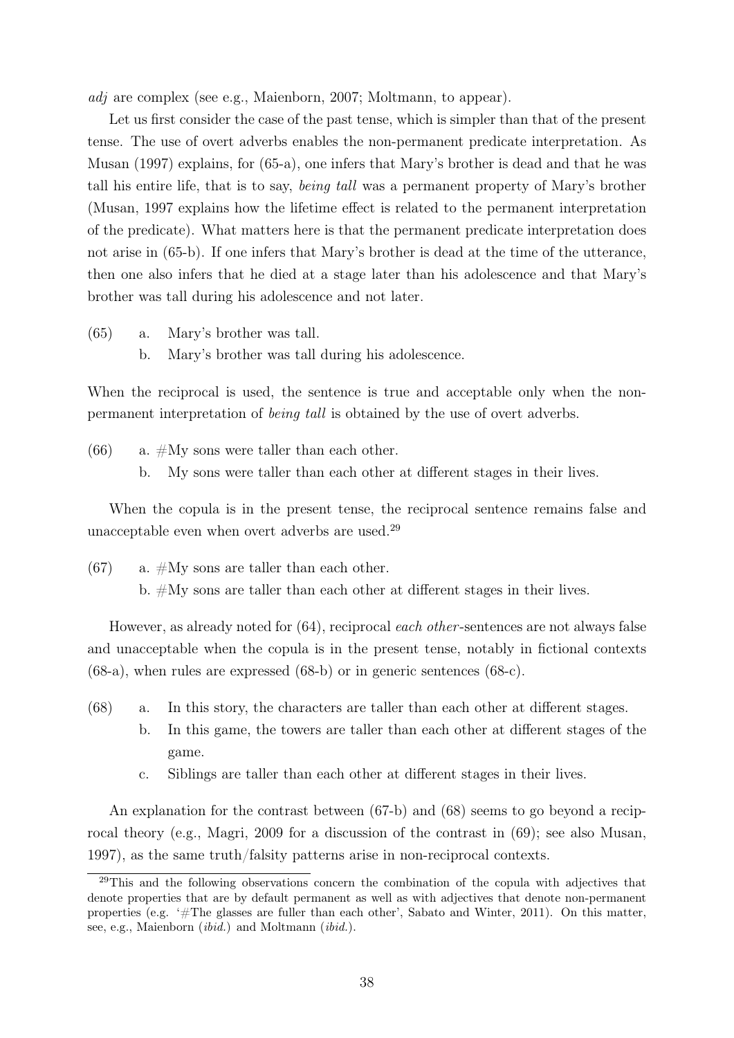*adj* are complex (see e.g., Maienborn, 2007; Moltmann, to appear).

Let us first consider the case of the past tense, which is simpler than that of the present tense. The use of overt adverbs enables the non-permanent predicate interpretation. As Musan (1997) explains, for (65-a), one infers that Mary's brother is dead and that he was tall his entire life, that is to say, *being tall* was a permanent property of Mary's brother (Musan, 1997 explains how the lifetime effect is related to the permanent interpretation of the predicate). What matters here is that the permanent predicate interpretation does not arise in (65-b). If one infers that Mary's brother is dead at the time of the utterance, then one also infers that he died at a stage later than his adolescence and that Mary's brother was tall during his adolescence and not later.

(65) a. Mary's brother was tall.
     b. Mary's brother was tall during his adolescence.

When the reciprocal is used, the sentence is true and acceptable only when the non-permanent interpretation of *being tall* is obtained by the use of overt adverbs.

(66) a. #My sons were taller than each other.
     b. My sons were taller than each other at different stages in their lives.

When the copula is in the present tense, the reciprocal sentence remains false and unacceptable even when overt adverbs are used.[29]

(67) a. #My sons are taller than each other.
     b. #My sons are taller than each other at different stages in their lives.

However, as already noted for (64), reciprocal *each other*-sentences are not always false and unacceptable when the copula is in the present tense, notably in fictional contexts (68-a), when rules are expressed (68-b) or in generic sentences (68-c).

(68) a. In this story, the characters are taller than each other at different stages.
     b. In this game, the towers are taller than each other at different stages of the game.
     c. Siblings are taller than each other at different stages in their lives.

An explanation for the contrast between (67-b) and (68) seems to go beyond a reciprocal theory (e.g., Magri, 2009 for a discussion of the contrast in (69); see also Musan, 1997), as the same truth/falsity patterns arise in non-reciprocal contexts.

---

[29]This and the following observations concern the combination of the copula with adjectives that denote properties that are by default permanent as well as with adjectives that denote non-permanent properties (e.g. '#The glasses are fuller than each other', Sabato and Winter, 2011). On this matter, see, e.g., Maienborn (*ibid.*) and Moltmann (*ibid.*).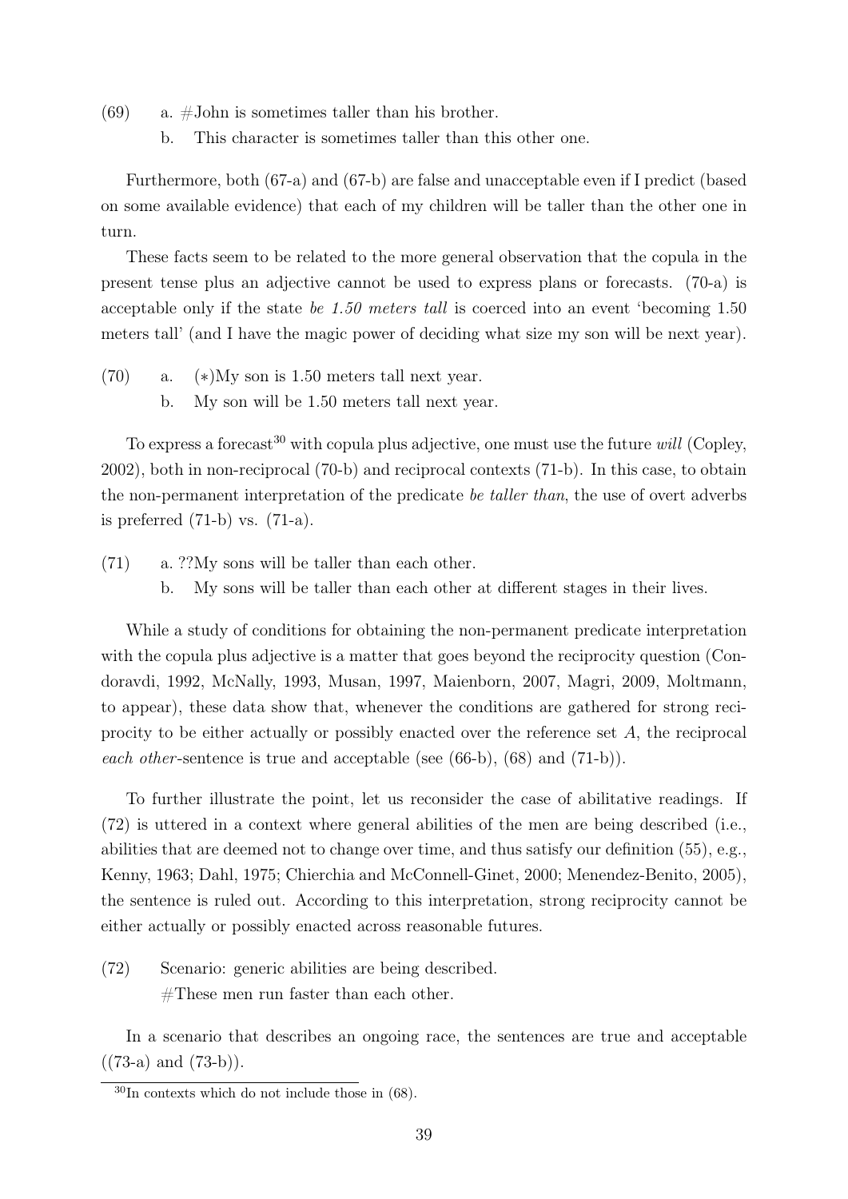(69) a. #John is sometimes taller than his brother.
b. This character is sometimes taller than this other one.

Furthermore, both (67-a) and (67-b) are false and unacceptable even if I predict (based on some available evidence) that each of my children will be taller than the other one in turn.

These facts seem to be related to the more general observation that the copula in the present tense plus an adjective cannot be used to express plans or forecasts. (70-a) is acceptable only if the state *be 1.50 meters tall* is coerced into an event 'becoming 1.50 meters tall' (and I have the magic power of deciding what size my son will be next year).

(70) a. (*)My son is 1.50 meters tall next year.
b. My son will be 1.50 meters tall next year.

To express a forecast[30] with copula plus adjective, one must use the future *will* (Copley, 2002), both in non-reciprocal (70-b) and reciprocal contexts (71-b). In this case, to obtain the non-permanent interpretation of the predicate *be taller than*, the use of overt adverbs is preferred (71-b) vs. (71-a).

(71) a. ??My sons will be taller than each other.
b. My sons will be taller than each other at different stages in their lives.

While a study of conditions for obtaining the non-permanent predicate interpretation with the copula plus adjective is a matter that goes beyond the reciprocity question (Condoravdi, 1992, McNally, 1993, Musan, 1997, Maienborn, 2007, Magri, 2009, Moltmann, to appear), these data show that, whenever the conditions are gathered for strong reciprocity to be either actually or possibly enacted over the reference set $A$, the reciprocal *each other*-sentence is true and acceptable (see (66-b), (68) and (71-b)).

To further illustrate the point, let us reconsider the case of abilitative readings. If (72) is uttered in a context where general abilities of the men are being described (i.e., abilities that are deemed not to change over time, and thus satisfy our definition (55), e.g., Kenny, 1963; Dahl, 1975; Chierchia and McConnell-Ginet, 2000; Menendez-Benito, 2005), the sentence is ruled out. According to this interpretation, strong reciprocity cannot be either actually or possibly enacted across reasonable futures.

(72) Scenario: generic abilities are being described.
#These men run faster than each other.

In a scenario that describes an ongoing race, the sentences are true and acceptable ((73-a) and (73-b)).

[30] In contexts which do not include those in (68).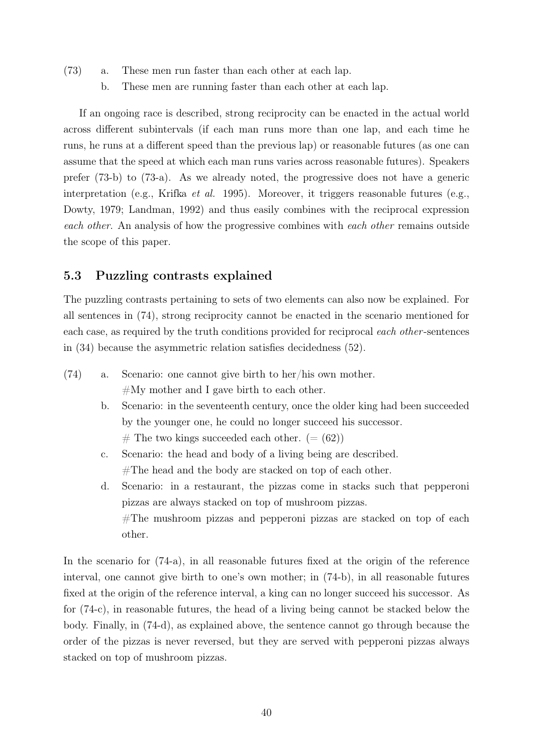(73) a. These men run faster than each other at each lap.

b. These men are running faster than each other at each lap.

If an ongoing race is described, strong reciprocity can be enacted in the actual world across different subintervals (if each man runs more than one lap, and each time he runs, he runs at a different speed than the previous lap) or reasonable futures (as one can assume that the speed at which each man runs varies across reasonable futures). Speakers prefer (73-b) to (73-a). As we already noted, the progressive does not have a generic interpretation (e.g., Krifka *et al.* 1995). Moreover, it triggers reasonable futures (e.g., Dowty, 1979; Landman, 1992) and thus easily combines with the reciprocal expression *each other*. An analysis of how the progressive combines with *each other* remains outside the scope of this paper.

## 5.3 Puzzling contrasts explained

The puzzling contrasts pertaining to sets of two elements can also now be explained. For all sentences in (74), strong reciprocity cannot be enacted in the scenario mentioned for each case, as required by the truth conditions provided for reciprocal *each other*-sentences in (34) because the asymmetric relation satisfies decidedness (52).

(74) a. Scenario: one cannot give birth to her/his own mother.
#My mother and I gave birth to each other.

b. Scenario: in the seventeenth century, once the older king had been succeeded by the younger one, he could no longer succeed his successor.
# The two kings succeeded each other. (= (62))

c. Scenario: the head and body of a living being are described.
#The head and the body are stacked on top of each other.

d. Scenario: in a restaurant, the pizzas come in stacks such that pepperoni pizzas are always stacked on top of mushroom pizzas.
#The mushroom pizzas and pepperoni pizzas are stacked on top of each other.

In the scenario for (74-a), in all reasonable futures fixed at the origin of the reference interval, one cannot give birth to one's own mother; in (74-b), in all reasonable futures fixed at the origin of the reference interval, a king can no longer succeed his successor. As for (74-c), in reasonable futures, the head of a living being cannot be stacked below the body. Finally, in (74-d), as explained above, the sentence cannot go through because the order of the pizzas is never reversed, but they are served with pepperoni pizzas always stacked on top of mushroom pizzas.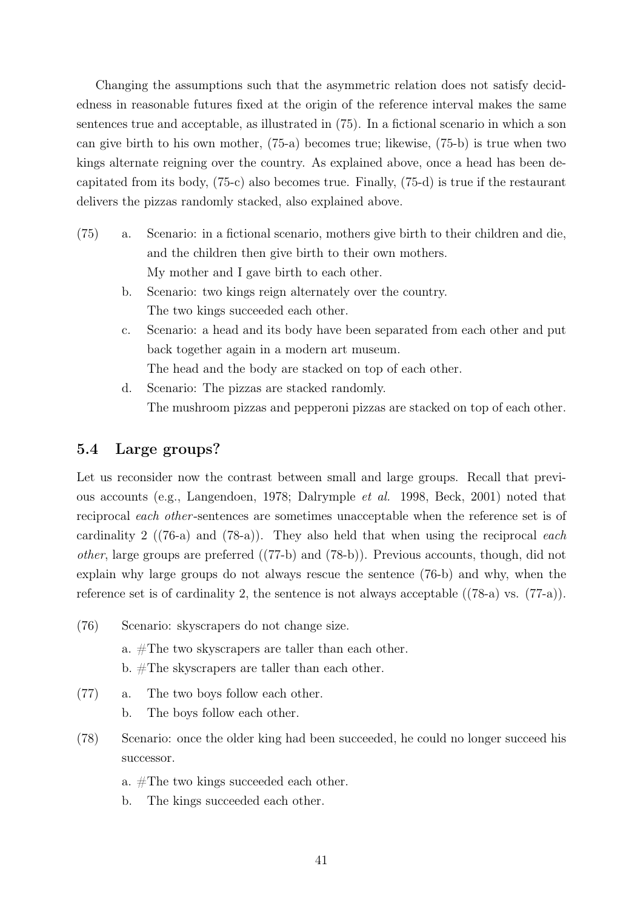Changing the assumptions such that the asymmetric relation does not satisfy decidedness in reasonable futures fixed at the origin of the reference interval makes the same sentences true and acceptable, as illustrated in (75). In a fictional scenario in which a son can give birth to his own mother, (75-a) becomes true; likewise, (75-b) is true when two kings alternate reigning over the country. As explained above, once a head has been decapitated from its body, (75-c) also becomes true. Finally, (75-d) is true if the restaurant delivers the pizzas randomly stacked, also explained above.

(75)
a. Scenario: in a fictional scenario, mothers give birth to their children and die, and the children then give birth to their own mothers.
My mother and I gave birth to each other.

b. Scenario: two kings reign alternately over the country.
The two kings succeeded each other.

c. Scenario: a head and its body have been separated from each other and put back together again in a modern art museum.
The head and the body are stacked on top of each other.

d. Scenario: The pizzas are stacked randomly.
The mushroom pizzas and pepperoni pizzas are stacked on top of each other.

## 5.4 Large groups?

Let us reconsider now the contrast between small and large groups. Recall that previous accounts (e.g., Langendoen, 1978; Dalrymple *et al.* 1998, Beck, 2001) noted that reciprocal *each other*-sentences are sometimes unacceptable when the reference set is of cardinality 2 ((76-a) and (78-a)). They also held that when using the reciprocal *each other*, large groups are preferred ((77-b) and (78-b)). Previous accounts, though, did not explain why large groups do not always rescue the sentence (76-b) and why, when the reference set is of cardinality 2, the sentence is not always acceptable ((78-a) vs. (77-a)).

(76) Scenario: skyscrapers do not change size.

a. #The two skyscrapers are taller than each other.

b. #The skyscrapers are taller than each other.

(77)
a. The two boys follow each other.

b. The boys follow each other.

(78) Scenario: once the older king had been succeeded, he could no longer succeed his successor.

a. #The two kings succeeded each other.

b. The kings succeeded each other.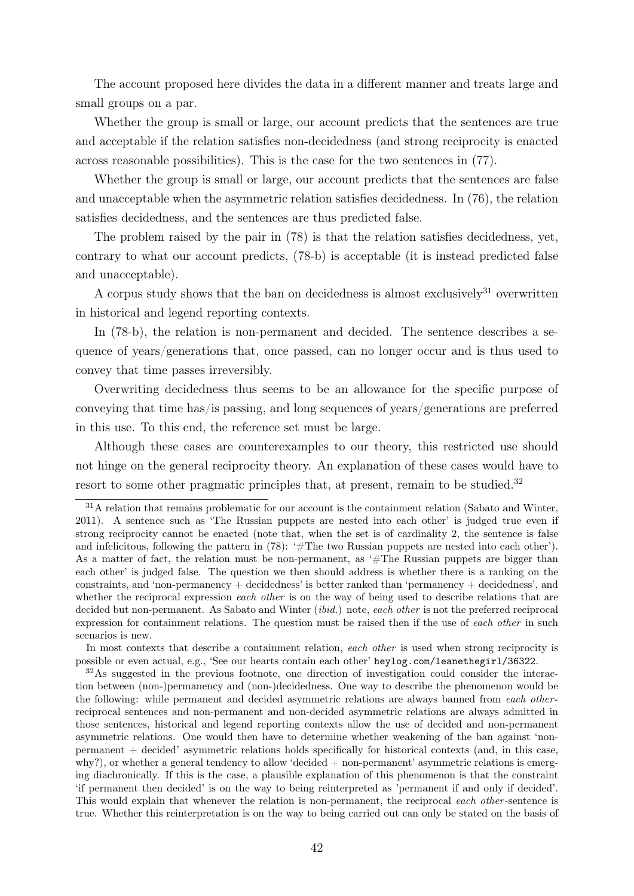The account proposed here divides the data in a different manner and treats large and small groups on a par.

Whether the group is small or large, our account predicts that the sentences are true and acceptable if the relation satisfies non-decidedness (and strong reciprocity is enacted across reasonable possibilities). This is the case for the two sentences in (77).

Whether the group is small or large, our account predicts that the sentences are false and unacceptable when the asymmetric relation satisfies decidedness. In (76), the relation satisfies decidedness, and the sentences are thus predicted false.

The problem raised by the pair in (78) is that the relation satisfies decidedness, yet, contrary to what our account predicts, (78-b) is acceptable (it is instead predicted false and unacceptable).

A corpus study shows that the ban on decidedness is almost exclusively[31] overwritten in historical and legend reporting contexts.

In (78-b), the relation is non-permanent and decided. The sentence describes a sequence of years/generations that, once passed, can no longer occur and is thus used to convey that time passes irreversibly.

Overwriting decidedness thus seems to be an allowance for the specific purpose of conveying that time has/is passing, and long sequences of years/generations are preferred in this use. To this end, the reference set must be large.

Although these cases are counterexamples to our theory, this restricted use should not hinge on the general reciprocity theory. An explanation of these cases would have to resort to some other pragmatic principles that, at present, remain to be studied.[32]

---

[31] A relation that remains problematic for our account is the containment relation (Sabato and Winter, 2011). A sentence such as 'The Russian puppets are nested into each other' is judged true even if strong reciprocity cannot be enacted (note that, when the set is of cardinality 2, the sentence is false and infelicitous, following the pattern in (78): '#The two Russian puppets are nested into each other'). As a matter of fact, the relation must be non-permanent, as '#The Russian puppets are bigger than each other' is judged false. The question we then should address is whether there is a ranking on the constraints, and 'non-permanency + decidedness' is better ranked than 'permanency + decidedness', and whether the reciprocal expression *each other* is on the way of being used to describe relations that are decided but non-permanent. As Sabato and Winter (*ibid.*) note, *each other* is not the preferred reciprocal expression for containment relations. The question must be raised then if the use of *each other* in such scenarios is new.

In most contexts that describe a containment relation, *each other* is used when strong reciprocity is possible or even actual, e.g., 'See our hearts contain each other' `heylog.com/leanethegirl/36322`.

[32] As suggested in the previous footnote, one direction of investigation could consider the interaction between (non-)permanency and (non-)decidedness. One way to describe the phenomenon would be the following: while permanent and decided asymmetric relations are always banned from *each other*-reciprocal sentences and non-permanent and non-decided asymmetric relations are always admitted in those sentences, historical and legend reporting contexts allow the use of decided and non-permanent asymmetric relations. One would then have to determine whether weakening of the ban against 'non-permanent + decided' asymmetric relations holds specifically for historical contexts (and, in this case, why?), or whether a general tendency to allow 'decided + non-permanent' asymmetric relations is emerging diachronically. If this is the case, a plausible explanation of this phenomenon is that the constraint 'if permanent then decided' is on the way to being reinterpreted as 'permanent if and only if decided'. This would explain that whenever the relation is non-permanent, the reciprocal *each other*-sentence is true. Whether this reinterpretation is on the way to being carried out can only be stated on the basis of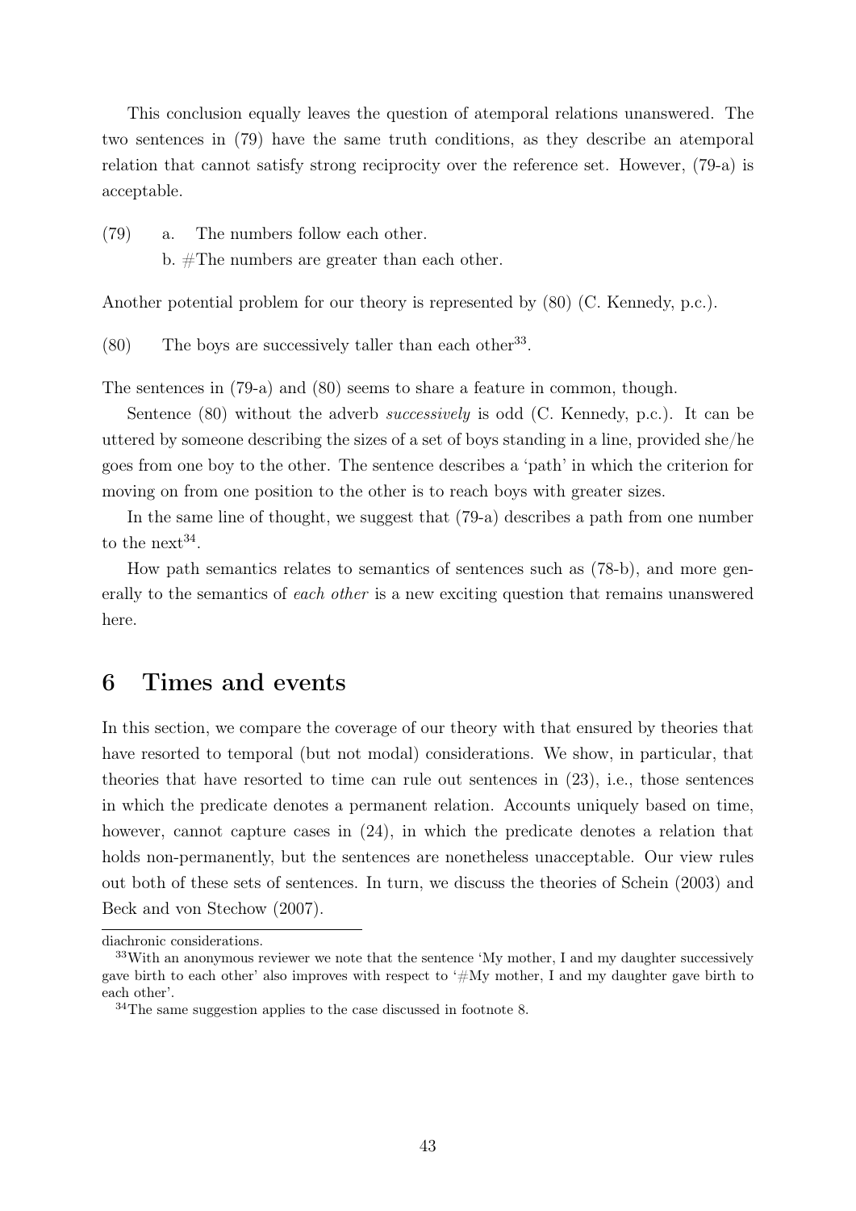This conclusion equally leaves the question of atemporal relations unanswered. The two sentences in (79) have the same truth conditions, as they describe an atemporal relation that cannot satisfy strong reciprocity over the reference set. However, (79-a) is acceptable.

(79) a. The numbers follow each other.
b. #The numbers are greater than each other.

Another potential problem for our theory is represented by (80) (C. Kennedy, p.c.).

(80) The boys are successively taller than each other[33].

The sentences in (79-a) and (80) seems to share a feature in common, though.

Sentence (80) without the adverb *successively* is odd (C. Kennedy, p.c.). It can be uttered by someone describing the sizes of a set of boys standing in a line, provided she/he goes from one boy to the other. The sentence describes a 'path' in which the criterion for moving on from one position to the other is to reach boys with greater sizes.

In the same line of thought, we suggest that (79-a) describes a path from one number to the next[34].

How path semantics relates to semantics of sentences such as (78-b), and more generally to the semantics of *each other* is a new exciting question that remains unanswered here.

## 6 Times and events

In this section, we compare the coverage of our theory with that ensured by theories that have resorted to temporal (but not modal) considerations. We show, in particular, that theories that have resorted to time can rule out sentences in (23), i.e., those sentences in which the predicate denotes a permanent relation. Accounts uniquely based on time, however, cannot capture cases in (24), in which the predicate denotes a relation that holds non-permanently, but the sentences are nonetheless unacceptable. Our view rules out both of these sets of sentences. In turn, we discuss the theories of Schein (2003) and Beck and von Stechow (2007).

diachronic considerations.

[33] With an anonymous reviewer we note that the sentence 'My mother, I and my daughter successively gave birth to each other' also improves with respect to '#My mother, I and my daughter gave birth to each other'.

[34] The same suggestion applies to the case discussed in footnote 8.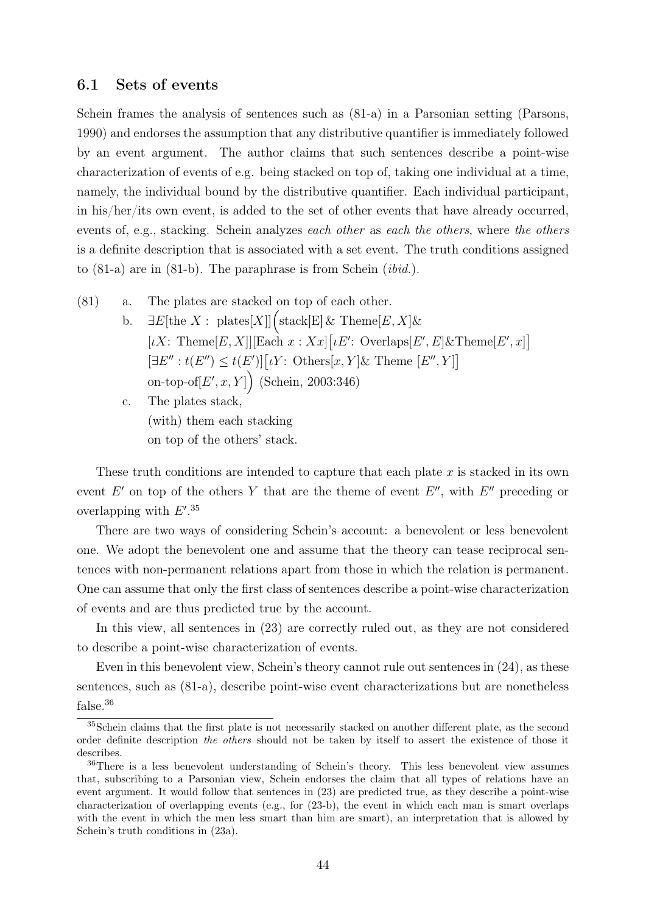### 6.1 Sets of events

Schein frames the analysis of sentences such as (81-a) in a Parsonian setting (Parsons, 1990) and endorses the assumption that any distributive quantifier is immediately followed by an event argument. The author claims that such sentences describe a point-wise characterization of events of e.g. being stacked on top of, taking one individual at a time, namely, the individual bound by the distributive quantifier. Each individual participant, in his/her/its own event, is added to the set of other events that have already occurred, events of, e.g., stacking. Schein analyzes *each other* as *each the others*, where *the others* is a definite description that is associated with a set event. The truth conditions assigned to (81-a) are in (81-b). The paraphrase is from Schein (*ibid.*).

(81) a. The plates are stacked on top of each other.

b. $\exists E[\text{the } X: \text{ plates}[X]]\Big(\text{stack[E]} \,\&\, \text{Theme}[E, X]\&$
$[\iota X\text{: Theme}[E, X]][\text{Each } x : Xx]\big[\iota E'\text{: Overlaps}[E', E]\&\text{Theme}[E', x]\big]$
$[\exists E'' : t(E'') \leq t(E')]\big[\iota Y\text{: Others}[x, Y]\& \text{ Theme } [E'', Y]\big]$
$\text{on-top-of}[E', x, Y]\Big)$ (Schein, 2003:346)

c. The plates stack,
(with) them each stacking
on top of the others' stack.

These truth conditions are intended to capture that each plate $x$ is stacked in its own event $E'$ on top of the others $Y$ that are the theme of event $E''$, with $E''$ preceding or overlapping with $E'$.[35]

There are two ways of considering Schein's account: a benevolent or less benevolent one. We adopt the benevolent one and assume that the theory can tease reciprocal sentences with non-permanent relations apart from those in which the relation is permanent. One can assume that only the first class of sentences describe a point-wise characterization of events and are thus predicted true by the account.

In this view, all sentences in (23) are correctly ruled out, as they are not considered to describe a point-wise characterization of events.

Even in this benevolent view, Schein's theory cannot rule out sentences in (24), as these sentences, such as (81-a), describe point-wise event characterizations but are nonetheless false.[36]

[35] Schein claims that the first plate is not necessarily stacked on another different plate, as the second order definite description *the others* should not be taken by itself to assert the existence of those it describes.

[36] There is a less benevolent understanding of Schein's theory. This less benevolent view assumes that, subscribing to a Parsonian view, Schein endorses the claim that all types of relations have an event argument. It would follow that sentences in (23) are predicted true, as they describe a point-wise characterization of overlapping events (e.g., for (23-b), the event in which each man is smart overlaps with the event in which the men less smart than him are smart), an interpretation that is allowed by Schein's truth conditions in (23a).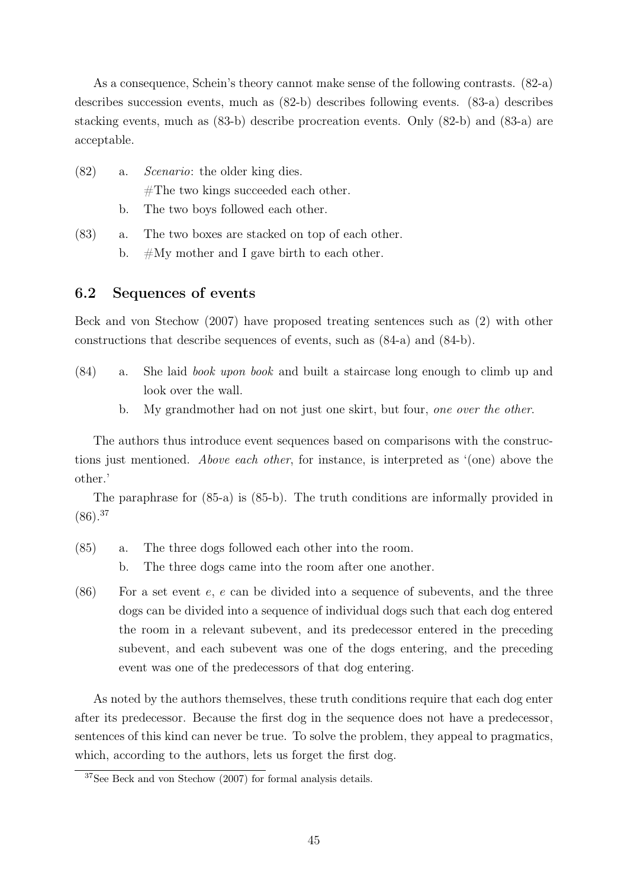As a consequence, Schein's theory cannot make sense of the following contrasts. (82-a) describes succession events, much as (82-b) describes following events. (83-a) describes stacking events, much as (83-b) describe procreation events. Only (82-b) and (83-a) are acceptable.

(82) a. *Scenario*: the older king dies.
 #The two kings succeeded each other.
 b. The two boys followed each other.

(83) a. The two boxes are stacked on top of each other.
 b. #My mother and I gave birth to each other.

## 6.2 Sequences of events

Beck and von Stechow (2007) have proposed treating sentences such as (2) with other constructions that describe sequences of events, such as (84-a) and (84-b).

(84) a. She laid *book upon book* and built a staircase long enough to climb up and look over the wall.
 b. My grandmother had on not just one skirt, but four, *one over the other*.

The authors thus introduce event sequences based on comparisons with the constructions just mentioned. *Above each other*, for instance, is interpreted as '(one) above the other.'

The paraphrase for (85-a) is (85-b). The truth conditions are informally provided in (86).[37]

(85) a. The three dogs followed each other into the room.
 b. The three dogs came into the room after one another.

(86) For a set event $e$, $e$ can be divided into a sequence of subevents, and the three dogs can be divided into a sequence of individual dogs such that each dog entered the room in a relevant subevent, and its predecessor entered in the preceding subevent, and each subevent was one of the dogs entering, and the preceding event was one of the predecessors of that dog entering.

As noted by the authors themselves, these truth conditions require that each dog enter after its predecessor. Because the first dog in the sequence does not have a predecessor, sentences of this kind can never be true. To solve the problem, they appeal to pragmatics, which, according to the authors, lets us forget the first dog.

[37]See Beck and von Stechow (2007) for formal analysis details.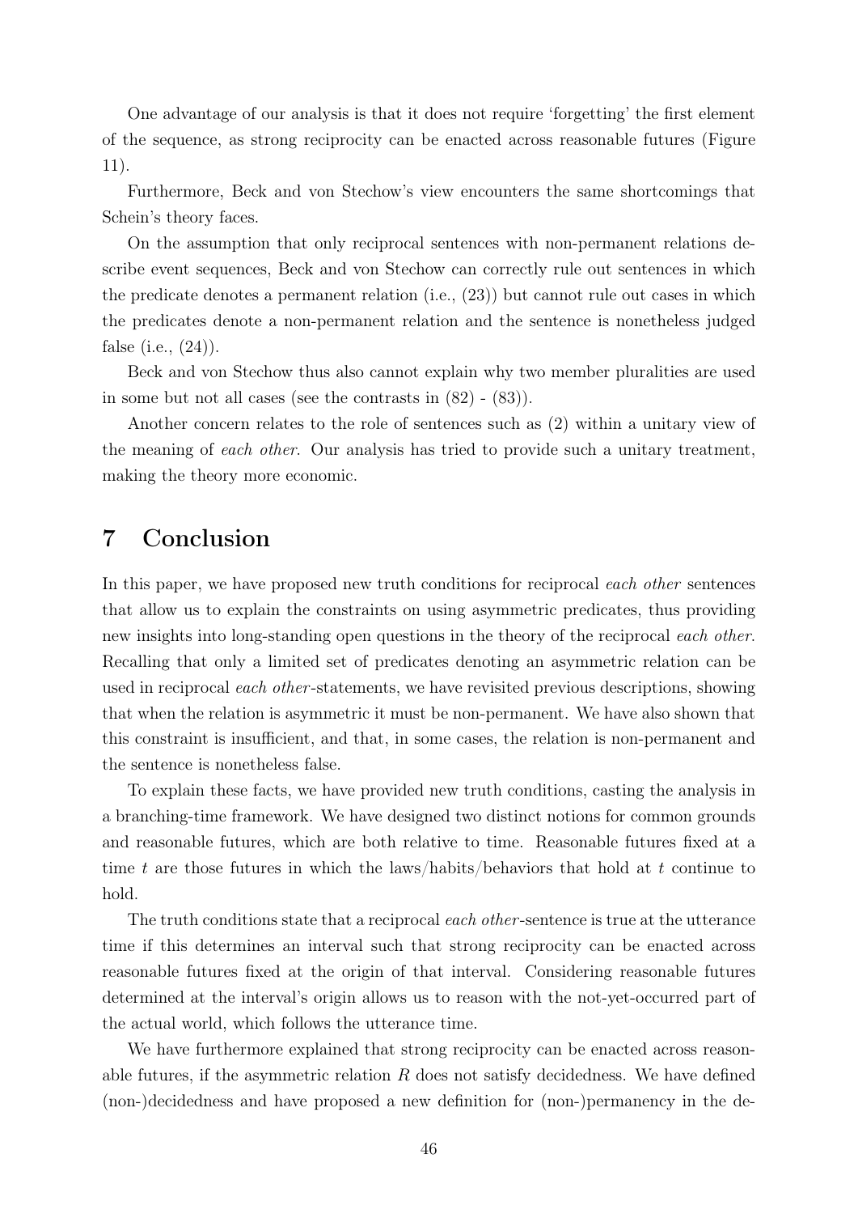One advantage of our analysis is that it does not require 'forgetting' the first element of the sequence, as strong reciprocity can be enacted across reasonable futures (Figure 11).

Furthermore, Beck and von Stechow's view encounters the same shortcomings that Schein's theory faces.

On the assumption that only reciprocal sentences with non-permanent relations describe event sequences, Beck and von Stechow can correctly rule out sentences in which the predicate denotes a permanent relation (i.e., (23)) but cannot rule out cases in which the predicates denote a non-permanent relation and the sentence is nonetheless judged false (i.e., (24)).

Beck and von Stechow thus also cannot explain why two member pluralities are used in some but not all cases (see the contrasts in (82) - (83)).

Another concern relates to the role of sentences such as (2) within a unitary view of the meaning of *each other*. Our analysis has tried to provide such a unitary treatment, making the theory more economic.

# 7 Conclusion

In this paper, we have proposed new truth conditions for reciprocal *each other* sentences that allow us to explain the constraints on using asymmetric predicates, thus providing new insights into long-standing open questions in the theory of the reciprocal *each other*. Recalling that only a limited set of predicates denoting an asymmetric relation can be used in reciprocal *each other*-statements, we have revisited previous descriptions, showing that when the relation is asymmetric it must be non-permanent. We have also shown that this constraint is insufficient, and that, in some cases, the relation is non-permanent and the sentence is nonetheless false.

To explain these facts, we have provided new truth conditions, casting the analysis in a branching-time framework. We have designed two distinct notions for common grounds and reasonable futures, which are both relative to time. Reasonable futures fixed at a time $t$ are those futures in which the laws/habits/behaviors that hold at $t$ continue to hold.

The truth conditions state that a reciprocal *each other*-sentence is true at the utterance time if this determines an interval such that strong reciprocity can be enacted across reasonable futures fixed at the origin of that interval. Considering reasonable futures determined at the interval's origin allows us to reason with the not-yet-occurred part of the actual world, which follows the utterance time.

We have furthermore explained that strong reciprocity can be enacted across reasonable futures, if the asymmetric relation $R$ does not satisfy decidedness. We have defined (non-)decidedness and have proposed a new definition for (non-)permanency in the de-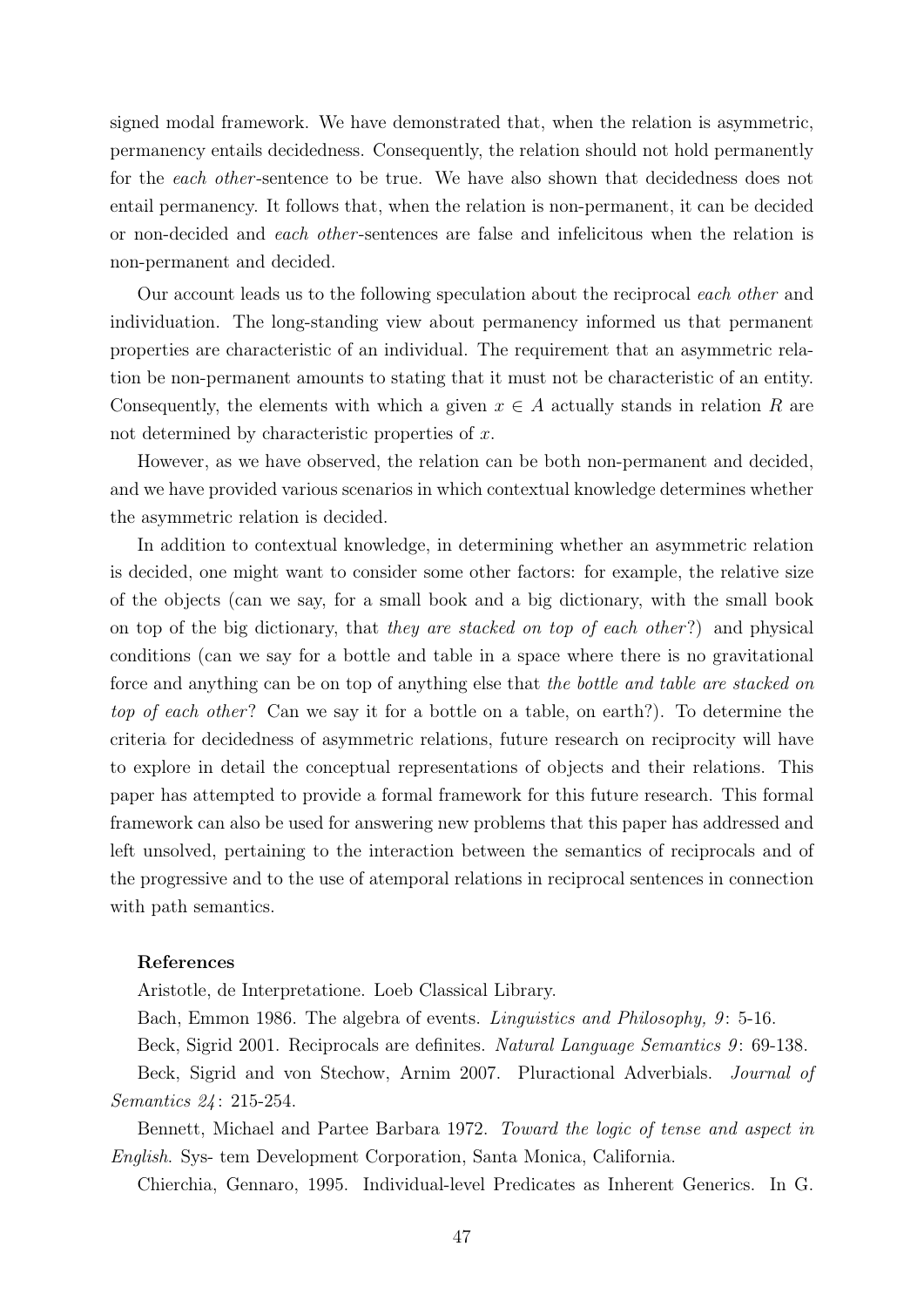signed modal framework. We have demonstrated that, when the relation is asymmetric, permanency entails decidedness. Consequently, the relation should not hold permanently for the *each other*-sentence to be true. We have also shown that decidedness does not entail permanency. It follows that, when the relation is non-permanent, it can be decided or non-decided and *each other*-sentences are false and infelicitous when the relation is non-permanent and decided.

Our account leads us to the following speculation about the reciprocal *each other* and individuation. The long-standing view about permanency informed us that permanent properties are characteristic of an individual. The requirement that an asymmetric relation be non-permanent amounts to stating that it must not be characteristic of an entity. Consequently, the elements with which a given $x \in A$ actually stands in relation $R$ are not determined by characteristic properties of $x$.

However, as we have observed, the relation can be both non-permanent and decided, and we have provided various scenarios in which contextual knowledge determines whether the asymmetric relation is decided.

In addition to contextual knowledge, in determining whether an asymmetric relation is decided, one might want to consider some other factors: for example, the relative size of the objects (can we say, for a small book and a big dictionary, with the small book on top of the big dictionary, that *they are stacked on top of each other*?) and physical conditions (can we say for a bottle and table in a space where there is no gravitational force and anything can be on top of anything else that *the bottle and table are stacked on top of each other*? Can we say it for a bottle on a table, on earth?). To determine the criteria for decidedness of asymmetric relations, future research on reciprocity will have to explore in detail the conceptual representations of objects and their relations. This paper has attempted to provide a formal framework for this future research. This formal framework can also be used for answering new problems that this paper has addressed and left unsolved, pertaining to the interaction between the semantics of reciprocals and of the progressive and to the use of atemporal relations in reciprocal sentences in connection with path semantics.

**References**

Aristotle, de Interpretatione. Loeb Classical Library.

Bach, Emmon 1986. The algebra of events. *Linguistics and Philosophy, 9*: 5-16.

Beck, Sigrid 2001. Reciprocals are definites. *Natural Language Semantics 9*: 69-138.

Beck, Sigrid and von Stechow, Arnim 2007. Pluractional Adverbials. *Journal of Semantics 24*: 215-254.

Bennett, Michael and Partee Barbara 1972. *Toward the logic of tense and aspect in English.* Sys- tem Development Corporation, Santa Monica, California.

Chierchia, Gennaro, 1995. Individual-level Predicates as Inherent Generics. In G.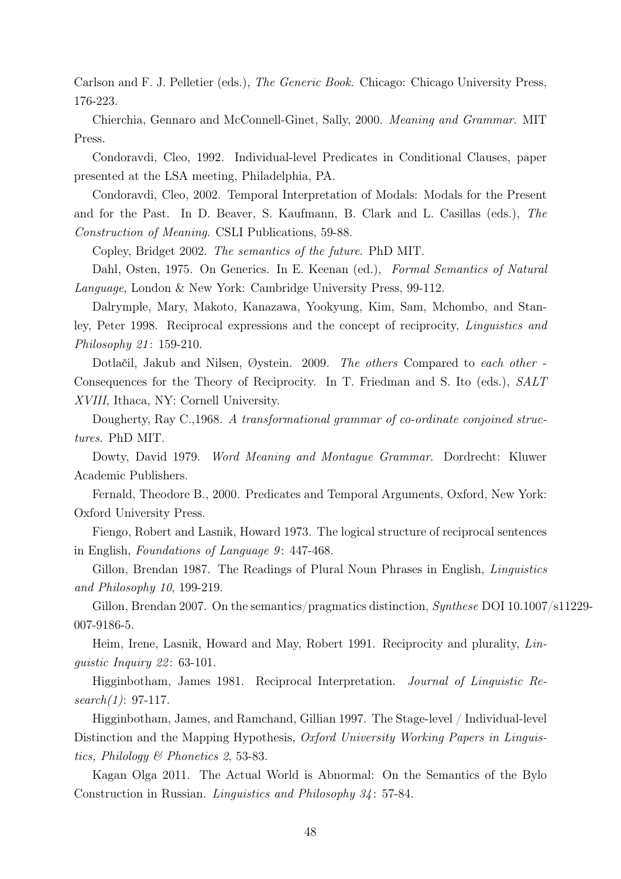Carlson and F. J. Pelletier (eds.), *The Generic Book*. Chicago: Chicago University Press, 176-223.

Chierchia, Gennaro and McConnell-Ginet, Sally, 2000. *Meaning and Grammar*. MIT Press.

Condoravdi, Cleo, 1992. Individual-level Predicates in Conditional Clauses, paper presented at the LSA meeting, Philadelphia, PA.

Condoravdi, Cleo, 2002. Temporal Interpretation of Modals: Modals for the Present and for the Past. In D. Beaver, S. Kaufmann, B. Clark and L. Casillas (eds.), *The Construction of Meaning*. CSLI Publications, 59-88.

Copley, Bridget 2002. *The semantics of the future*. PhD MIT.

Dahl, Osten, 1975. On Generics. In E. Keenan (ed.), *Formal Semantics of Natural Language*, London & New York: Cambridge University Press, 99-112.

Dalrymple, Mary, Makoto, Kanazawa, Yookyung, Kim, Sam, Mchombo, and Stanley, Peter 1998. Reciprocal expressions and the concept of reciprocity, *Linguistics and Philosophy 21*: 159-210.

Dotlačil, Jakub and Nilsen, Øystein. 2009. *The others* Compared to *each other* - Consequences for the Theory of Reciprocity. In T. Friedman and S. Ito (eds.), *SALT XVIII*, Ithaca, NY: Cornell University.

Dougherty, Ray C.,1968. *A transformational grammar of co-ordinate conjoined structures*. PhD MIT.

Dowty, David 1979. *Word Meaning and Montague Grammar*. Dordrecht: Kluwer Academic Publishers.

Fernald, Theodore B., 2000. Predicates and Temporal Arguments, Oxford, New York: Oxford University Press.

Fiengo, Robert and Lasnik, Howard 1973. The logical structure of reciprocal sentences in English, *Foundations of Language 9*: 447-468.

Gillon, Brendan 1987. The Readings of Plural Noun Phrases in English, *Linguistics and Philosophy 10*, 199-219.

Gillon, Brendan 2007. On the semantics/pragmatics distinction, *Synthese* DOI 10.1007/s11229-007-9186-5.

Heim, Irene, Lasnik, Howard and May, Robert 1991. Reciprocity and plurality, *Linguistic Inquiry 22*: 63-101.

Higginbotham, James 1981. Reciprocal Interpretation. *Journal of Linguistic Research(1)*: 97-117.

Higginbotham, James, and Ramchand, Gillian 1997. The Stage-level / Individual-level Distinction and the Mapping Hypothesis, *Oxford University Working Papers in Linguistics, Philology & Phonetics 2*, 53-83.

Kagan Olga 2011. The Actual World is Abnormal: On the Semantics of the Bylo Construction in Russian. *Linguistics and Philosophy 34*: 57-84.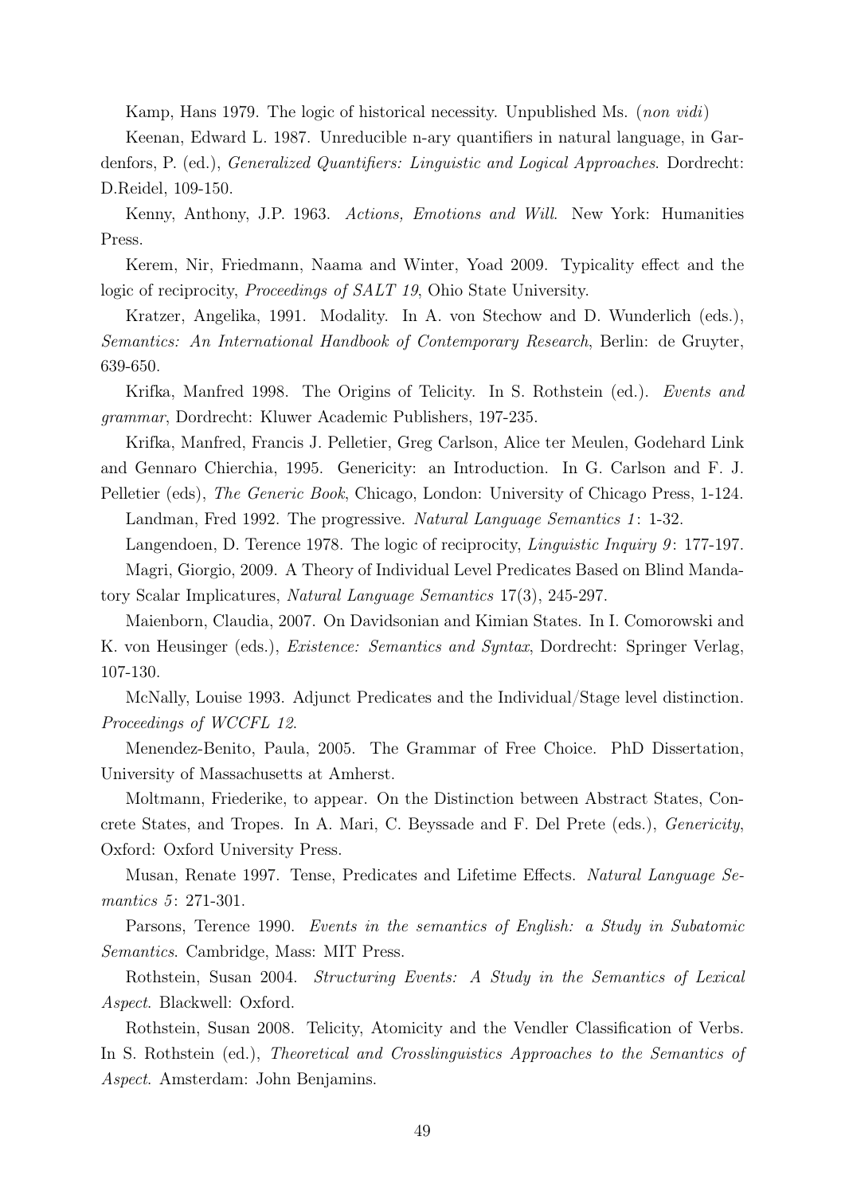Kamp, Hans 1979. The logic of historical necessity. Unpublished Ms. (*non vidi*)

Keenan, Edward L. 1987. Unreducible n-ary quantifiers in natural language, in Gardenfors, P. (ed.), *Generalized Quantifiers: Linguistic and Logical Approaches*. Dordrecht: D.Reidel, 109-150.

Kenny, Anthony, J.P. 1963. *Actions, Emotions and Will*. New York: Humanities Press.

Kerem, Nir, Friedmann, Naama and Winter, Yoad 2009. Typicality effect and the logic of reciprocity, *Proceedings of SALT 19*, Ohio State University.

Kratzer, Angelika, 1991. Modality. In A. von Stechow and D. Wunderlich (eds.), *Semantics: An International Handbook of Contemporary Research*, Berlin: de Gruyter, 639-650.

Krifka, Manfred 1998. The Origins of Telicity. In S. Rothstein (ed.). *Events and grammar*, Dordrecht: Kluwer Academic Publishers, 197-235.

Krifka, Manfred, Francis J. Pelletier, Greg Carlson, Alice ter Meulen, Godehard Link and Gennaro Chierchia, 1995. Genericity: an Introduction. In G. Carlson and F. J. Pelletier (eds), *The Generic Book*, Chicago, London: University of Chicago Press, 1-124.

Landman, Fred 1992. The progressive. *Natural Language Semantics 1*: 1-32.

Langendoen, D. Terence 1978. The logic of reciprocity, *Linguistic Inquiry 9*: 177-197.

Magri, Giorgio, 2009. A Theory of Individual Level Predicates Based on Blind Mandatory Scalar Implicatures, *Natural Language Semantics* 17(3), 245-297.

Maienborn, Claudia, 2007. On Davidsonian and Kimian States. In I. Comorowski and K. von Heusinger (eds.), *Existence: Semantics and Syntax*, Dordrecht: Springer Verlag, 107-130.

McNally, Louise 1993. Adjunct Predicates and the Individual/Stage level distinction. *Proceedings of WCCFL 12*.

Menendez-Benito, Paula, 2005. The Grammar of Free Choice. PhD Dissertation, University of Massachusetts at Amherst.

Moltmann, Friederike, to appear. On the Distinction between Abstract States, Concrete States, and Tropes. In A. Mari, C. Beyssade and F. Del Prete (eds.), *Genericity*, Oxford: Oxford University Press.

Musan, Renate 1997. Tense, Predicates and Lifetime Effects. *Natural Language Semantics 5*: 271-301.

Parsons, Terence 1990. *Events in the semantics of English: a Study in Subatomic Semantics*. Cambridge, Mass: MIT Press.

Rothstein, Susan 2004. *Structuring Events: A Study in the Semantics of Lexical Aspect*. Blackwell: Oxford.

Rothstein, Susan 2008. Telicity, Atomicity and the Vendler Classification of Verbs. In S. Rothstein (ed.), *Theoretical and Crosslinguistics Approaches to the Semantics of Aspect*. Amsterdam: John Benjamins.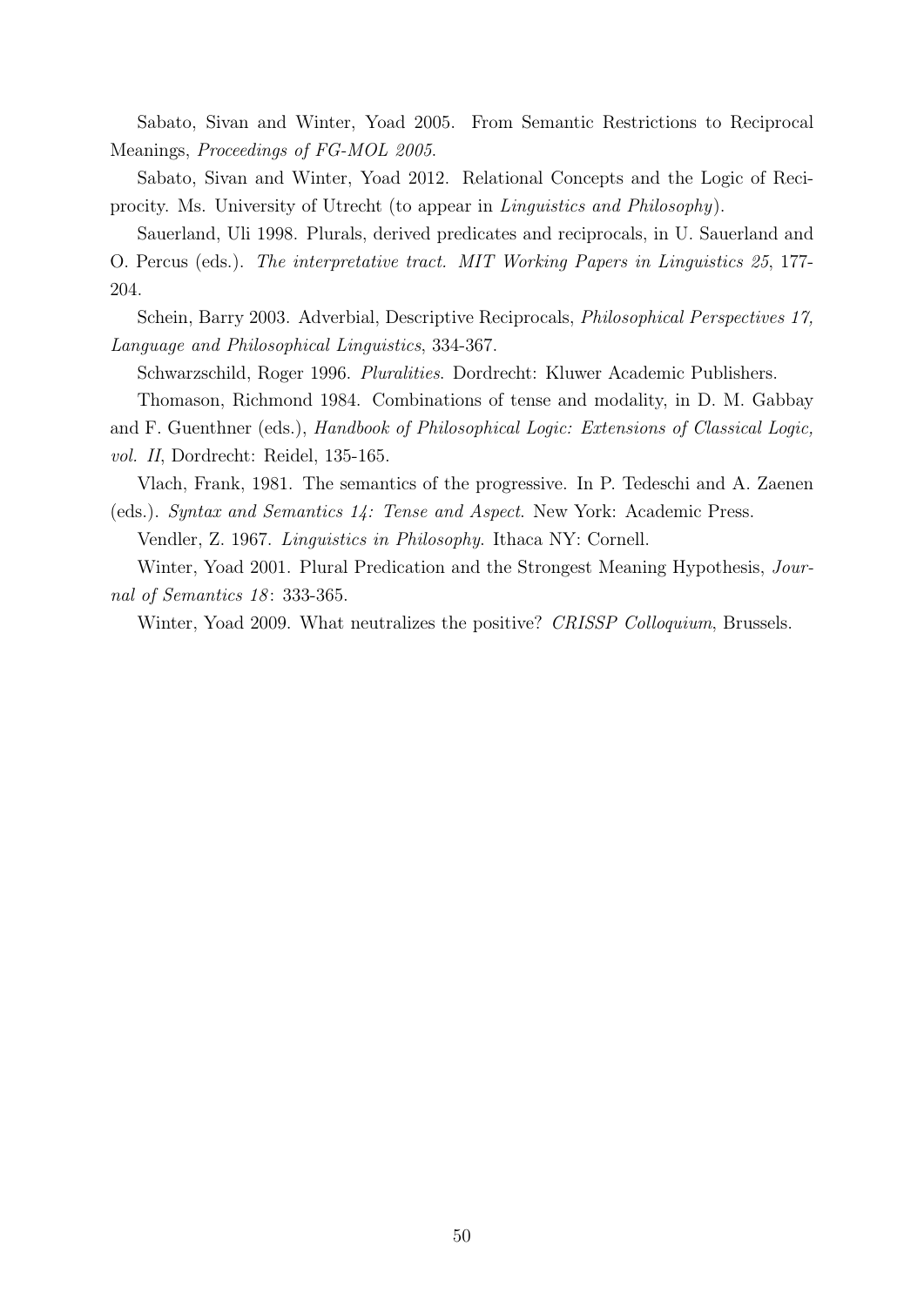Sabato, Sivan and Winter, Yoad 2005. From Semantic Restrictions to Reciprocal Meanings, *Proceedings of FG-MOL 2005*.

Sabato, Sivan and Winter, Yoad 2012. Relational Concepts and the Logic of Reciprocity. Ms. University of Utrecht (to appear in *Linguistics and Philosophy*).

Sauerland, Uli 1998. Plurals, derived predicates and reciprocals, in U. Sauerland and O. Percus (eds.). *The interpretative tract. MIT Working Papers in Linguistics 25*, 177-204.

Schein, Barry 2003. Adverbial, Descriptive Reciprocals, *Philosophical Perspectives 17, Language and Philosophical Linguistics*, 334-367.

Schwarzschild, Roger 1996. *Pluralities*. Dordrecht: Kluwer Academic Publishers.

Thomason, Richmond 1984. Combinations of tense and modality, in D. M. Gabbay and F. Guenthner (eds.), *Handbook of Philosophical Logic: Extensions of Classical Logic, vol. II*, Dordrecht: Reidel, 135-165.

Vlach, Frank, 1981. The semantics of the progressive. In P. Tedeschi and A. Zaenen (eds.). *Syntax and Semantics 14: Tense and Aspect*. New York: Academic Press.

Vendler, Z. 1967. *Linguistics in Philosophy*. Ithaca NY: Cornell.

Winter, Yoad 2001. Plural Predication and the Strongest Meaning Hypothesis, *Journal of Semantics 18*: 333-365.

Winter, Yoad 2009. What neutralizes the positive? *CRISSP Colloquium*, Brussels.